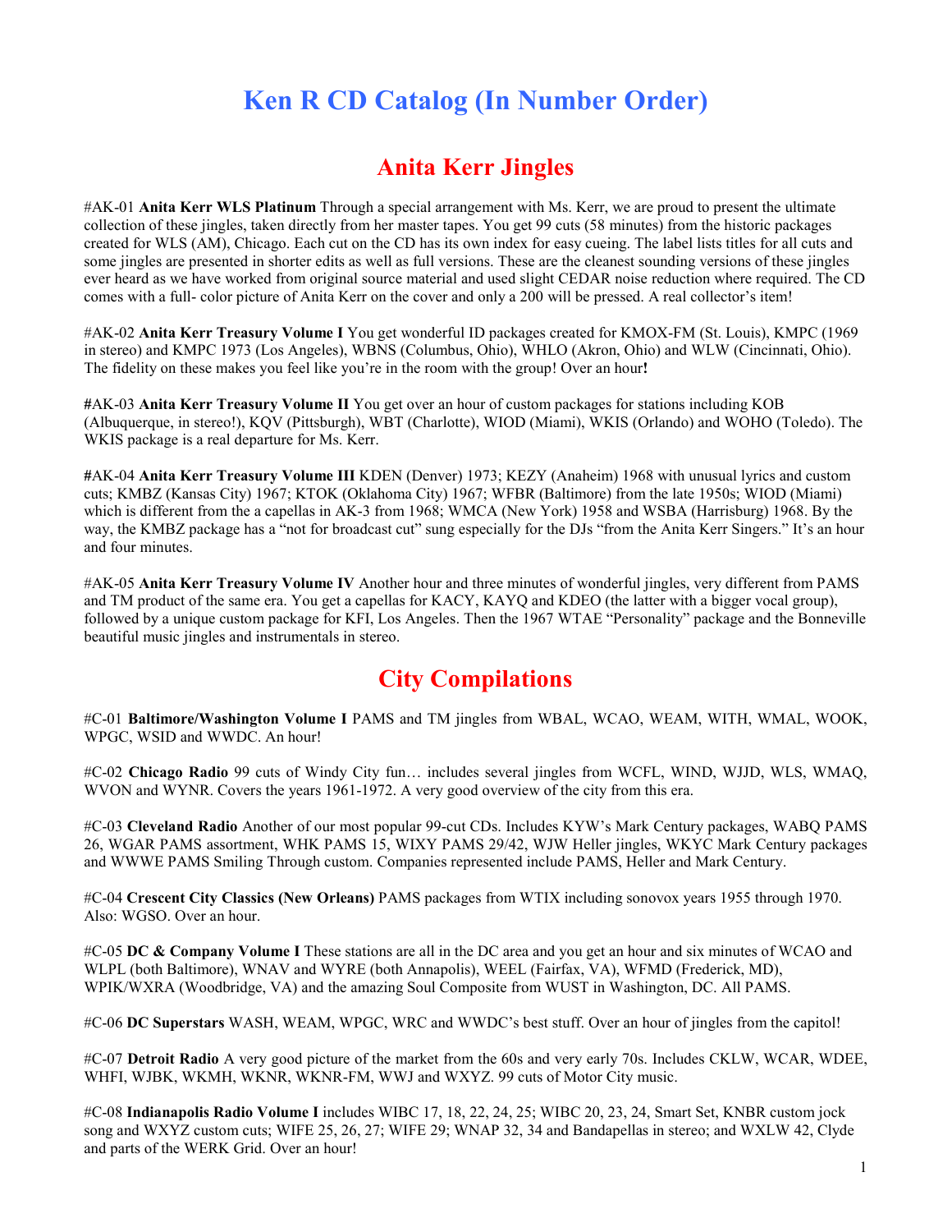# Ken R CD Catalog (In Number Order)

## Anita Kerr Jingles

#AK-01 **Anita Kerr WLS Platinum** Through a special arrangement with Ms. Kerr, we are proud to present the ultimate collection of these jingles, taken directly from her master tapes. You get 99 cuts (58 minutes) from the historic packages created for WLS (AM), Chicago. Each cut on the CD has its own index for easy cueing. The label lists titles for all cuts and some jingles are presented in shorter edits as well as full versions. These are the cleanest sounding versions of these jingles ever heard as we have worked from original source material and used slight CEDAR noise reduction where required. The CD comes with a full- color picture of Anita Kerr on the cover and only a 200 will be pressed. A real collector's item!

#AK-02 **Anita Kerr Treasury Volume I** You get wonderful ID packages created for KMOX-FM (St. Louis), KMPC (1969 in stereo) and KMPC 1973 (Los Angeles), WBNS (Columbus, Ohio), WHLO (Akron, Ohio) and WLW (Cincinnati, Ohio). The fidelity on these makes you feel like you're in the room with the group! Over an hour**!**

**#**AK-03 **Anita Kerr Treasury Volume II** You get over an hour of custom packages for stations including KOB (Albuquerque, in stereo!), KQV (Pittsburgh), WBT (Charlotte), WIOD (Miami), WKIS (Orlando) and WOHO (Toledo). The WKIS package is a real departure for Ms. Kerr.

**#**AK-04 **Anita Kerr Treasury Volume III** KDEN (Denver) 1973; KEZY (Anaheim) 1968 with unusual lyrics and custom cuts; KMBZ (Kansas City) 1967; KTOK (Oklahoma City) 1967; WFBR (Baltimore) from the late 1950s; WIOD (Miami) which is different from the a capellas in AK-3 from 1968; WMCA (New York) 1958 and WSBA (Harrisburg) 1968. By the way, the KMBZ package has a "not for broadcast cut" sung especially for the DJs "from the Anita Kerr Singers." It's an hour and four minutes.

#AK-05 **Anita Kerr Treasury Volume IV** Another hour and three minutes of wonderful jingles, very different from PAMS and TM product of the same era. You get a capellas for KACY, KAYQ and KDEO (the latter with a bigger vocal group), followed by a unique custom package for KFI, Los Angeles. Then the 1967 WTAE "Personality" package and the Bonneville beautiful music jingles and instrumentals in stereo.

## City Compilations

#C-01 **Baltimore/Washington Volume I** PAMS and TM jingles from WBAL, WCAO, WEAM, WITH, WMAL, WOOK, WPGC, WSID and WWDC. An hour!

#C-02 **Chicago Radio** 99 cuts of Windy City fun… includes several jingles from WCFL, WIND, WJJD, WLS, WMAQ, WVON and WYNR. Covers the years 1961-1972. A very good overview of the city from this era.

#C-03 **Cleveland Radio** Another of our most popular 99-cut CDs. Includes KYW's Mark Century packages, WABQ PAMS 26, WGAR PAMS assortment, WHK PAMS 15, WIXY PAMS 29/42, WJW Heller jingles, WKYC Mark Century packages and WWWE PAMS Smiling Through custom. Companies represented include PAMS, Heller and Mark Century.

#C-04 **Crescent City Classics (New Orleans)** PAMS packages from WTIX including sonovox years 1955 through 1970. Also: WGSO. Over an hour.

#C-05 **DC & Company Volume I** These stations are all in the DC area and you get an hour and six minutes of WCAO and WLPL (both Baltimore), WNAV and WYRE (both Annapolis), WEEL (Fairfax, VA), WFMD (Frederick, MD), WPIK/WXRA (Woodbridge, VA) and the amazing Soul Composite from WUST in Washington, DC. All PAMS.

#C-06 **DC Superstars** WASH, WEAM, WPGC, WRC and WWDC's best stuff. Over an hour of jingles from the capitol!

#C-07 **Detroit Radio** A very good picture of the market from the 60s and very early 70s. Includes CKLW, WCAR, WDEE, WHFI, WJBK, WKMH, WKNR, WKNR-FM, WWJ and WXYZ. 99 cuts of Motor City music.

#C-08 **Indianapolis Radio Volume I** includes WIBC 17, 18, 22, 24, 25; WIBC 20, 23, 24, Smart Set, KNBR custom jock song and WXYZ custom cuts; WIFE 25, 26, 27; WIFE 29; WNAP 32, 34 and Bandapellas in stereo; and WXLW 42, Clyde and parts of the WERK Grid. Over an hour!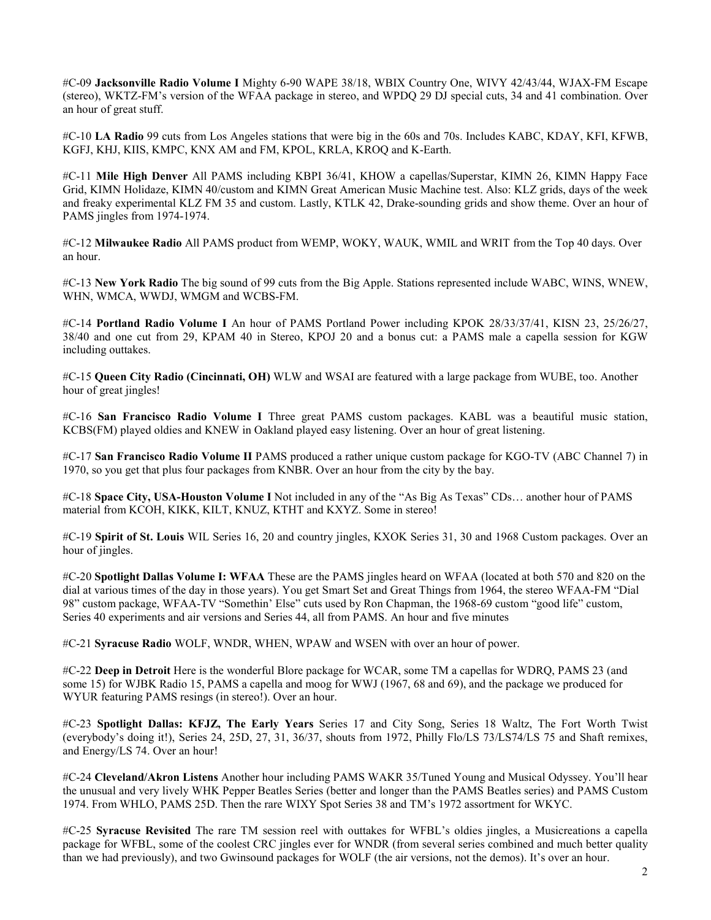#C-09 **Jacksonville Radio Volume I** Mighty 6-90 WAPE 38/18, WBIX Country One, WIVY 42/43/44, WJAX-FM Escape (stereo), WKTZ-FM's version of the WFAA package in stereo, and WPDQ 29 DJ special cuts, 34 and 41 combination. Over an hour of great stuff.

#C-10 **LA Radio** 99 cuts from Los Angeles stations that were big in the 60s and 70s. Includes KABC, KDAY, KFI, KFWB, KGFJ, KHJ, KIIS, KMPC, KNX AM and FM, KPOL, KRLA, KROQ and K-Earth.

#C-11 **Mile High Denver** All PAMS including KBPI 36/41, KHOW a capellas/Superstar, KIMN 26, KIMN Happy Face Grid, KIMN Holidaze, KIMN 40/custom and KIMN Great American Music Machine test. Also: KLZ grids, days of the week and freaky experimental KLZ FM 35 and custom. Lastly, KTLK 42, Drake-sounding grids and show theme. Over an hour of PAMS jingles from 1974-1974.

#C-12 **Milwaukee Radio** All PAMS product from WEMP, WOKY, WAUK, WMIL and WRIT from the Top 40 days. Over an hour.

#C-13 **New York Radio** The big sound of 99 cuts from the Big Apple. Stations represented include WABC, WINS, WNEW, WHN, WMCA, WWDJ, WMGM and WCBS-FM.

#C-14 **Portland Radio Volume I** An hour of PAMS Portland Power including KPOK 28/33/37/41, KISN 23, 25/26/27, 38/40 and one cut from 29, KPAM 40 in Stereo, KPOJ 20 and a bonus cut: a PAMS male a capella session for KGW including outtakes.

#C-15 **Queen City Radio (Cincinnati, OH)** WLW and WSAI are featured with a large package from WUBE, too. Another hour of great jingles!

#C-16 **San Francisco Radio Volume I** Three great PAMS custom packages. KABL was a beautiful music station, KCBS(FM) played oldies and KNEW in Oakland played easy listening. Over an hour of great listening.

#C-17 **San Francisco Radio Volume II** PAMS produced a rather unique custom package for KGO-TV (ABC Channel 7) in 1970, so you get that plus four packages from KNBR. Over an hour from the city by the bay.

#C-18 **Space City, USA-Houston Volume I** Not included in any of the "As Big As Texas" CDs… another hour of PAMS material from KCOH, KIKK, KILT, KNUZ, KTHT and KXYZ. Some in stereo!

#C-19 **Spirit of St. Louis** WIL Series 16, 20 and country jingles, KXOK Series 31, 30 and 1968 Custom packages. Over an hour of jingles.

#C-20 **Spotlight Dallas Volume I: WFAA** These are the PAMS jingles heard on WFAA (located at both 570 and 820 on the dial at various times of the day in those years). You get Smart Set and Great Things from 1964, the stereo WFAA-FM "Dial 98" custom package, WFAA-TV "Somethin' Else" cuts used by Ron Chapman, the 1968-69 custom "good life" custom, Series 40 experiments and air versions and Series 44, all from PAMS. An hour and five minutes

#C-21 **Syracuse Radio** WOLF, WNDR, WHEN, WPAW and WSEN with over an hour of power.

#C-22 **Deep in Detroit** Here is the wonderful Blore package for WCAR, some TM a capellas for WDRQ, PAMS 23 (and some 15) for WJBK Radio 15, PAMS a capella and moog for WWJ (1967, 68 and 69), and the package we produced for WYUR featuring PAMS resings (in stereo!). Over an hour.

#C-23 **Spotlight Dallas: KFJZ, The Early Years** Series 17 and City Song, Series 18 Waltz, The Fort Worth Twist (everybody's doing it!), Series 24, 25D, 27, 31, 36/37, shouts from 1972, Philly Flo/LS 73/LS74/LS 75 and Shaft remixes, and Energy/LS 74. Over an hour!

#C-24 **Cleveland/Akron Listens** Another hour including PAMS WAKR 35/Tuned Young and Musical Odyssey. You'll hear the unusual and very lively WHK Pepper Beatles Series (better and longer than the PAMS Beatles series) and PAMS Custom 1974. From WHLO, PAMS 25D. Then the rare WIXY Spot Series 38 and TM's 1972 assortment for WKYC.

#C-25 **Syracuse Revisited** The rare TM session reel with outtakes for WFBL's oldies jingles, a Musicreations a capella package for WFBL, some of the coolest CRC jingles ever for WNDR (from several series combined and much better quality than we had previously), and two Gwinsound packages for WOLF (the air versions, not the demos). It's over an hour.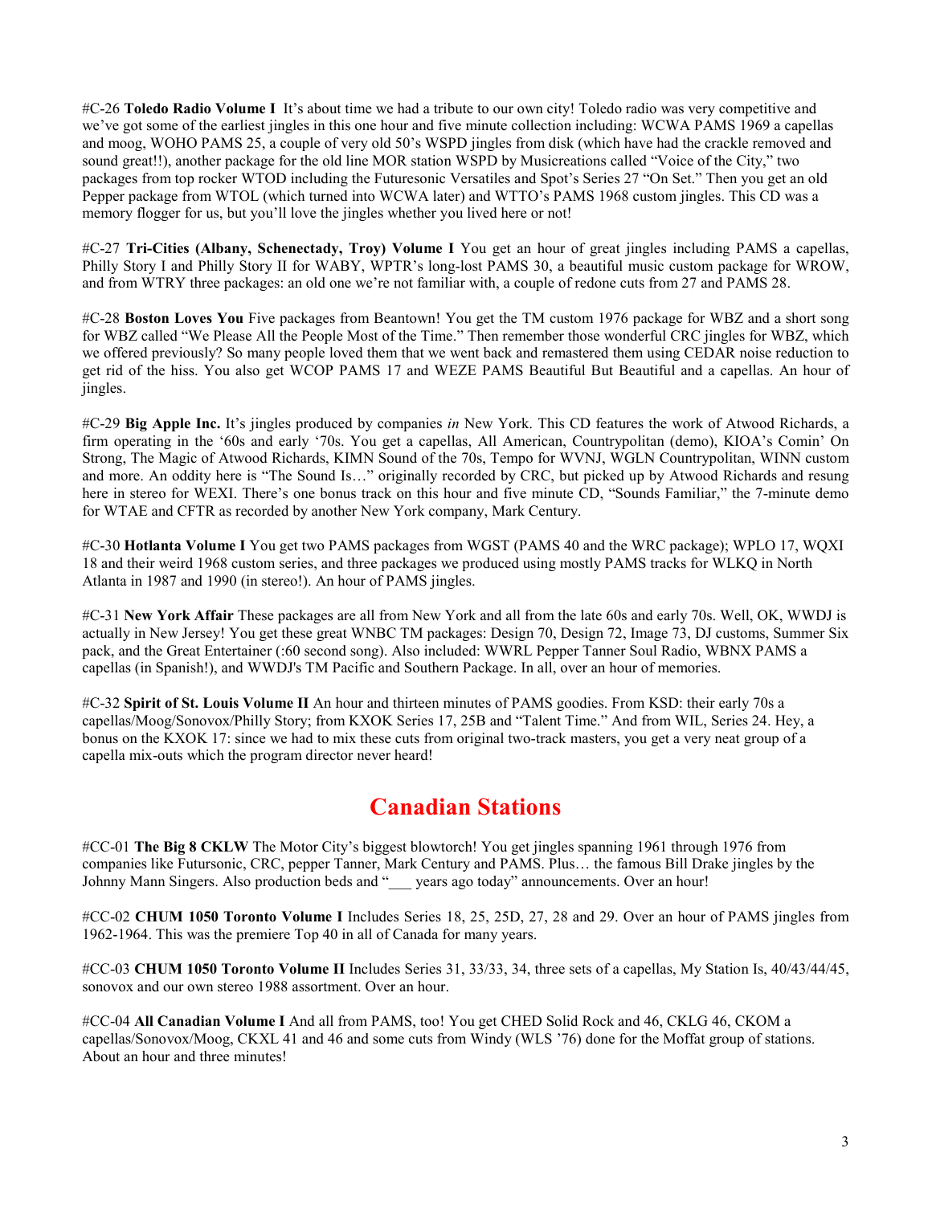#C-26 **Toledo Radio Volume I** It's about time we had a tribute to our own city! Toledo radio was very competitive and we've got some of the earliest jingles in this one hour and five minute collection including: WCWA PAMS 1969 a capellas and moog, WOHO PAMS 25, a couple of very old 50's WSPD jingles from disk (which have had the crackle removed and sound great!!), another package for the old line MOR station WSPD by Musicreations called "Voice of the City," two packages from top rocker WTOD including the Futuresonic Versatiles and Spot's Series 27 "On Set." Then you get an old Pepper package from WTOL (which turned into WCWA later) and WTTO's PAMS 1968 custom jingles. This CD was a memory flogger for us, but you'll love the jingles whether you lived here or not!

#C-27 **Tri-Cities (Albany, Schenectady, Troy) Volume I** You get an hour of great jingles including PAMS a capellas, Philly Story I and Philly Story II for WABY, WPTR's long-lost PAMS 30, a beautiful music custom package for WROW, and from WTRY three packages: an old one we're not familiar with, a couple of redone cuts from 27 and PAMS 28.

#C-28 **Boston Loves You** Five packages from Beantown! You get the TM custom 1976 package for WBZ and a short song for WBZ called "We Please All the People Most of the Time." Then remember those wonderful CRC jingles for WBZ, which we offered previously? So many people loved them that we went back and remastered them using CEDAR noise reduction to get rid of the hiss. You also get WCOP PAMS 17 and WEZE PAMS Beautiful But Beautiful and a capellas. An hour of jingles.

#C-29 **Big Apple Inc.** It's jingles produced by companies *in* New York. This CD features the work of Atwood Richards, a firm operating in the '60s and early '70s. You get a capellas, All American, Countrypolitan (demo), KIOA's Comin' On Strong, The Magic of Atwood Richards, KIMN Sound of the 70s, Tempo for WVNJ, WGLN Countrypolitan, WINN custom and more. An oddity here is "The Sound Is…" originally recorded by CRC, but picked up by Atwood Richards and resung here in stereo for WEXI. There's one bonus track on this hour and five minute CD, "Sounds Familiar," the 7-minute demo for WTAE and CFTR as recorded by another New York company, Mark Century.

#C-30 **Hotlanta Volume I** You get two PAMS packages from WGST (PAMS 40 and the WRC package); WPLO 17, WQXI 18 and their weird 1968 custom series, and three packages we produced using mostly PAMS tracks for WLKQ in North Atlanta in 1987 and 1990 (in stereo!). An hour of PAMS jingles.

#C-31 **New York Affair** These packages are all from New York and all from the late 60s and early 70s. Well, OK, WWDJ is actually in New Jersey! You get these great WNBC TM packages: Design 70, Design 72, Image 73, DJ customs, Summer Six pack, and the Great Entertainer (:60 second song). Also included: WWRL Pepper Tanner Soul Radio, WBNX PAMS a capellas (in Spanish!), and WWDJ's TM Pacific and Southern Package. In all, over an hour of memories.

#C-32 **Spirit of St. Louis Volume II** An hour and thirteen minutes of PAMS goodies. From KSD: their early 70s a capellas/Moog/Sonovox/Philly Story; from KXOK Series 17, 25B and "Talent Time." And from WIL, Series 24. Hey, a bonus on the KXOK 17: since we had to mix these cuts from original two-track masters, you get a very neat group of a capella mix-outs which the program director never heard!

# Canadian Stations

#CC-01 **The Big 8 CKLW** The Motor City's biggest blowtorch! You get jingles spanning 1961 through 1976 from companies like Futursonic, CRC, pepper Tanner, Mark Century and PAMS. Plus… the famous Bill Drake jingles by the Johnny Mann Singers. Also production beds and "___ years ago today" announcements. Over an hour!

#CC-02 **CHUM 1050 Toronto Volume I** Includes Series 18, 25, 25D, 27, 28 and 29. Over an hour of PAMS jingles from 1962-1964. This was the premiere Top 40 in all of Canada for many years.

#CC-03 **CHUM 1050 Toronto Volume II** Includes Series 31, 33/33, 34, three sets of a capellas, My Station Is, 40/43/44/45, sonovox and our own stereo 1988 assortment. Over an hour.

#CC-04 **All Canadian Volume I** And all from PAMS, too! You get CHED Solid Rock and 46, CKLG 46, CKOM a capellas/Sonovox/Moog, CKXL 41 and 46 and some cuts from Windy (WLS '76) done for the Moffat group of stations. About an hour and three minutes!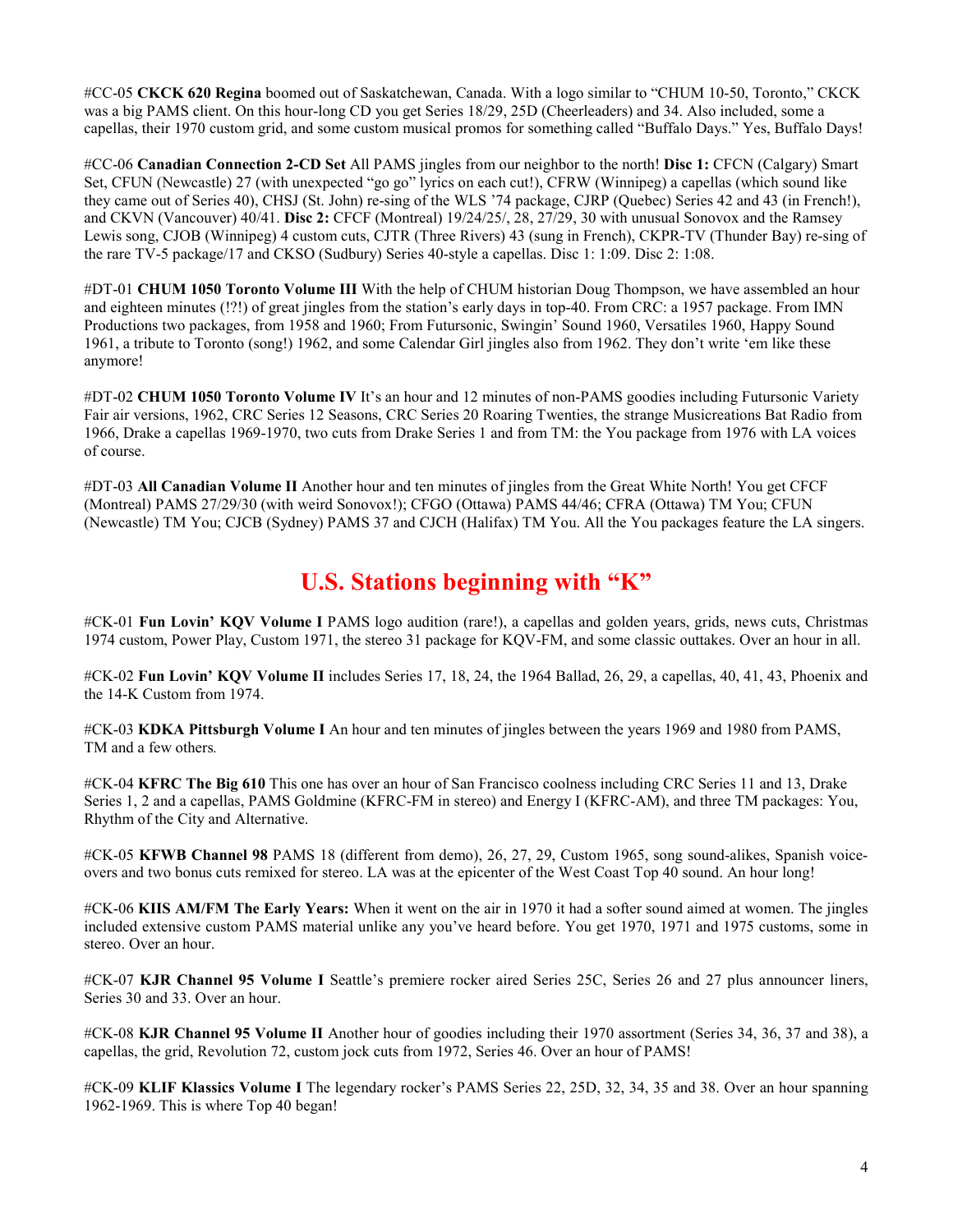#CC-05 **CKCK 620 Regina** boomed out of Saskatchewan, Canada. With a logo similar to "CHUM 10-50, Toronto," CKCK was a big PAMS client. On this hour-long CD you get Series 18/29, 25D (Cheerleaders) and 34. Also included, some a capellas, their 1970 custom grid, and some custom musical promos for something called "Buffalo Days." Yes, Buffalo Days!

#CC-06 **Canadian Connection 2-CD Set** All PAMS jingles from our neighbor to the north! **Disc 1:** CFCN (Calgary) Smart Set, CFUN (Newcastle) 27 (with unexpected "go go" lyrics on each cut!), CFRW (Winnipeg) a capellas (which sound like they came out of Series 40), CHSJ (St. John) re-sing of the WLS '74 package, CJRP (Quebec) Series 42 and 43 (in French!), and CKVN (Vancouver) 40/41. **Disc 2:** CFCF (Montreal) 19/24/25/, 28, 27/29, 30 with unusual Sonovox and the Ramsey Lewis song, CJOB (Winnipeg) 4 custom cuts, CJTR (Three Rivers) 43 (sung in French), CKPR-TV (Thunder Bay) re-sing of the rare TV-5 package/17 and CKSO (Sudbury) Series 40-style a capellas. Disc 1: 1:09. Disc 2: 1:08.

#DT-01 **CHUM 1050 Toronto Volume III** With the help of CHUM historian Doug Thompson, we have assembled an hour and eighteen minutes (!?!) of great jingles from the station's early days in top-40. From CRC: a 1957 package. From IMN Productions two packages, from 1958 and 1960; From Futursonic, Swingin' Sound 1960, Versatiles 1960, Happy Sound 1961, a tribute to Toronto (song!) 1962, and some Calendar Girl jingles also from 1962. They don't write 'em like these anymore!

#DT-02 **CHUM 1050 Toronto Volume IV** It's an hour and 12 minutes of non-PAMS goodies including Futursonic Variety Fair air versions, 1962, CRC Series 12 Seasons, CRC Series 20 Roaring Twenties, the strange Musicreations Bat Radio from 1966, Drake a capellas 1969-1970, two cuts from Drake Series 1 and from TM: the You package from 1976 with LA voices of course.

#DT-03 **All Canadian Volume II** Another hour and ten minutes of jingles from the Great White North! You get CFCF (Montreal) PAMS 27/29/30 (with weird Sonovox!); CFGO (Ottawa) PAMS 44/46; CFRA (Ottawa) TM You; CFUN (Newcastle) TM You; CJCB (Sydney) PAMS 37 and CJCH (Halifax) TM You. All the You packages feature the LA singers.

## U.S. Stations beginning with "K"

#CK-01 **Fun Lovin' KQV Volume I** PAMS logo audition (rare!), a capellas and golden years, grids, news cuts, Christmas 1974 custom, Power Play, Custom 1971, the stereo 31 package for KQV-FM, and some classic outtakes. Over an hour in all.

#CK-02 **Fun Lovin' KQV Volume II** includes Series 17, 18, 24, the 1964 Ballad, 26, 29, a capellas, 40, 41, 43, Phoenix and the 14-K Custom from 1974.

#CK-03 **KDKA Pittsburgh Volume I** An hour and ten minutes of jingles between the years 1969 and 1980 from PAMS, TM and a few others.

#CK-04 **KFRC The Big 610** This one has over an hour of San Francisco coolness including CRC Series 11 and 13, Drake Series 1, 2 and a capellas, PAMS Goldmine (KFRC-FM in stereo) and Energy I (KFRC-AM), and three TM packages: You, Rhythm of the City and Alternative.

#CK-05 **KFWB Channel 98** PAMS 18 (different from demo), 26, 27, 29, Custom 1965, song sound-alikes, Spanish voice-overs and two bonus cuts remixed for stereo. LA was at the epicenter of the West Coast Top 40 sound. An hour long!

#CK-06 **KIIS AM/FM The Early Years:** When it went on the air in 1970 it had a softer sound aimed at women. The jingles included extensive custom PAMS material unlike any you've heard before. You get 1970, 1971 and 1975 customs, some in stereo. Over an hour.

#CK-07 **KJR Channel 95 Volume I** Seattle's premiere rocker aired Series 25C, Series 26 and 27 plus announcer liners, Series 30 and 33. Over an hour.

#CK-08 **KJR Channel 95 Volume II** Another hour of goodies including their 1970 assortment (Series 34, 36, 37 and 38), a capellas, the grid, Revolution 72, custom jock cuts from 1972, Series 46. Over an hour of PAMS!

#CK-09 **KLIF Klassics Volume I** The legendary rocker's PAMS Series 22, 25D, 32, 34, 35 and 38. Over an hour spanning 1962-1969. This is where Top 40 began!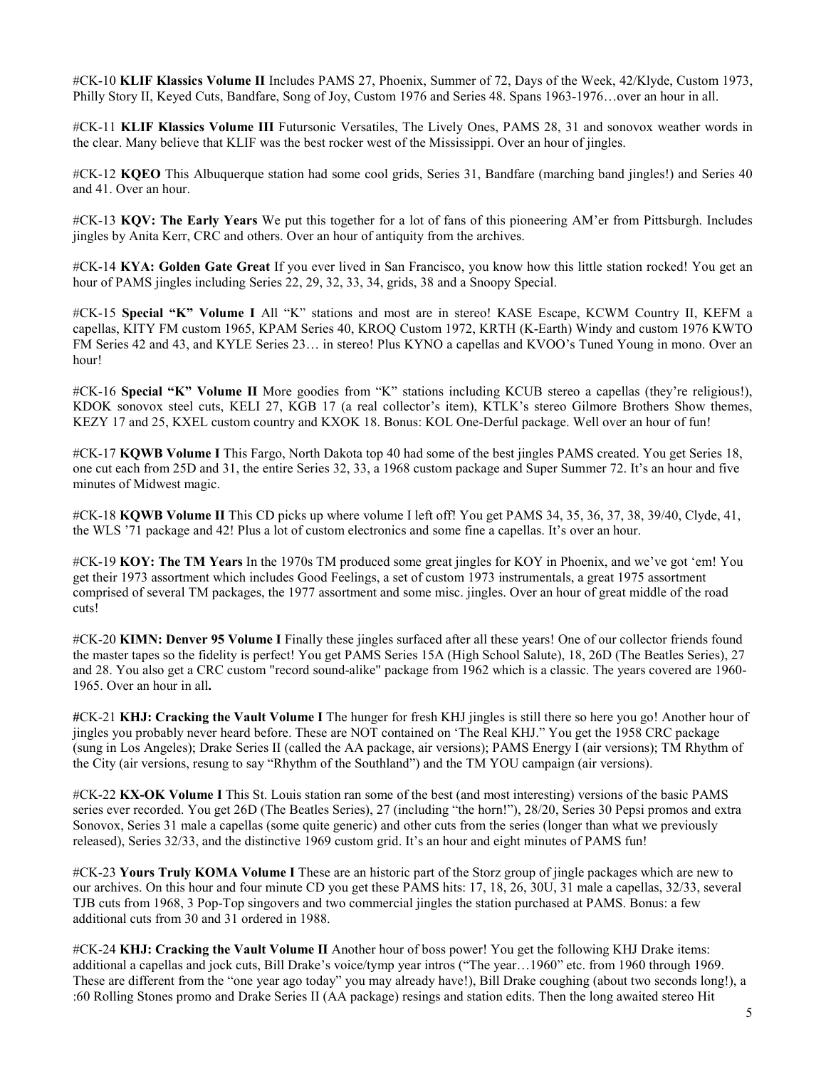#CK-10 **KLIF Klassics Volume II** Includes PAMS 27, Phoenix, Summer of 72, Days of the Week, 42/Klyde, Custom 1973, Philly Story II, Keyed Cuts, Bandfare, Song of Joy, Custom 1976 and Series 48. Spans 1963-1976…over an hour in all.

#CK-11 **KLIF Klassics Volume III** Futursonic Versatiles, The Lively Ones, PAMS 28, 31 and sonovox weather words in the clear. Many believe that KLIF was the best rocker west of the Mississippi. Over an hour of jingles.

#CK-12 **KQEO** This Albuquerque station had some cool grids, Series 31, Bandfare (marching band jingles!) and Series 40 and 41. Over an hour.

#CK-13 **KQV: The Early Years** We put this together for a lot of fans of this pioneering AM'er from Pittsburgh. Includes jingles by Anita Kerr, CRC and others. Over an hour of antiquity from the archives.

#CK-14 **KYA: Golden Gate Great** If you ever lived in San Francisco, you know how this little station rocked! You get an hour of PAMS jingles including Series 22, 29, 32, 33, 34, grids, 38 and a Snoopy Special.

#CK-15 **Special "K" Volume I** All "K" stations and most are in stereo! KASE Escape, KCWM Country II, KEFM a capellas, KITY FM custom 1965, KPAM Series 40, KROQ Custom 1972, KRTH (K-Earth) Windy and custom 1976 KWTO FM Series 42 and 43, and KYLE Series 23… in stereo! Plus KYNO a capellas and KVOO's Tuned Young in mono. Over an hour!

#CK-16 **Special "K" Volume II** More goodies from "K" stations including KCUB stereo a capellas (they're religious!), KDOK sonovox steel cuts, KELI 27, KGB 17 (a real collector's item), KTLK's stereo Gilmore Brothers Show themes, KEZY 17 and 25, KXEL custom country and KXOK 18. Bonus: KOL One-Derful package. Well over an hour of fun!

#CK-17 **KQWB Volume I** This Fargo, North Dakota top 40 had some of the best jingles PAMS created. You get Series 18, one cut each from 25D and 31, the entire Series 32, 33, a 1968 custom package and Super Summer 72. It's an hour and five minutes of Midwest magic.

#CK-18 **KQWB Volume II** This CD picks up where volume I left off! You get PAMS 34, 35, 36, 37, 38, 39/40, Clyde, 41, the WLS '71 package and 42! Plus a lot of custom electronics and some fine a capellas. It's over an hour.

#CK-19 **KOY: The TM Years** In the 1970s TM produced some great jingles for KOY in Phoenix, and we've got 'em! You get their 1973 assortment which includes Good Feelings, a set of custom 1973 instrumentals, a great 1975 assortment comprised of several TM packages, the 1977 assortment and some misc. jingles. Over an hour of great middle of the road cuts!

#CK-20 **KIMN: Denver 95 Volume I** Finally these jingles surfaced after all these years! One of our collector friends found the master tapes so the fidelity is perfect! You get PAMS Series 15A (High School Salute), 18, 26D (The Beatles Series), 27 and 28. You also get a CRC custom "record sound-alike" package from 1962 which is a classic. The years covered are 1960-1965. Over an hour in all.

#CK-21 **KHJ: Cracking the Vault Volume I** The hunger for fresh KHJ jingles is still there so here you go! Another hour of jingles you probably never heard before. These are NOT contained on 'The Real KHJ." You get the 1958 CRC package (sung in Los Angeles); Drake Series II (called the AA package, air versions); PAMS Energy I (air versions); TM Rhythm of the City (air versions, resung to say "Rhythm of the Southland") and the TM YOU campaign (air versions).

#CK-22 **KX-OK Volume I** This St. Louis station ran some of the best (and most interesting) versions of the basic PAMS series ever recorded. You get 26D (The Beatles Series), 27 (including "the horn!"), 28/20, Series 30 Pepsi promos and extra Sonovox, Series 31 male a capellas (some quite generic) and other cuts from the series (longer than what we previously released), Series 32/33, and the distinctive 1969 custom grid. It's an hour and eight minutes of PAMS fun!

#CK-23 **Yours Truly KOMA Volume I** These are an historic part of the Storz group of jingle packages which are new to our archives. On this hour and four minute CD you get these PAMS hits: 17, 18, 26, 30U, 31 male a capellas, 32/33, several TJB cuts from 1968, 3 Pop-Top singovers and two commercial jingles the station purchased at PAMS. Bonus: a few additional cuts from 30 and 31 ordered in 1988.

#CK-24 **KHJ: Cracking the Vault Volume II** Another hour of boss power! You get the following KHJ Drake items: additional a capellas and jock cuts, Bill Drake's voice/tymp year intros ("The year…1960" etc. from 1960 through 1969. These are different from the "one year ago today" you may already have!), Bill Drake coughing (about two seconds long!), a :60 Rolling Stones promo and Drake Series II (AA package) resings and station edits. Then the long awaited stereo Hit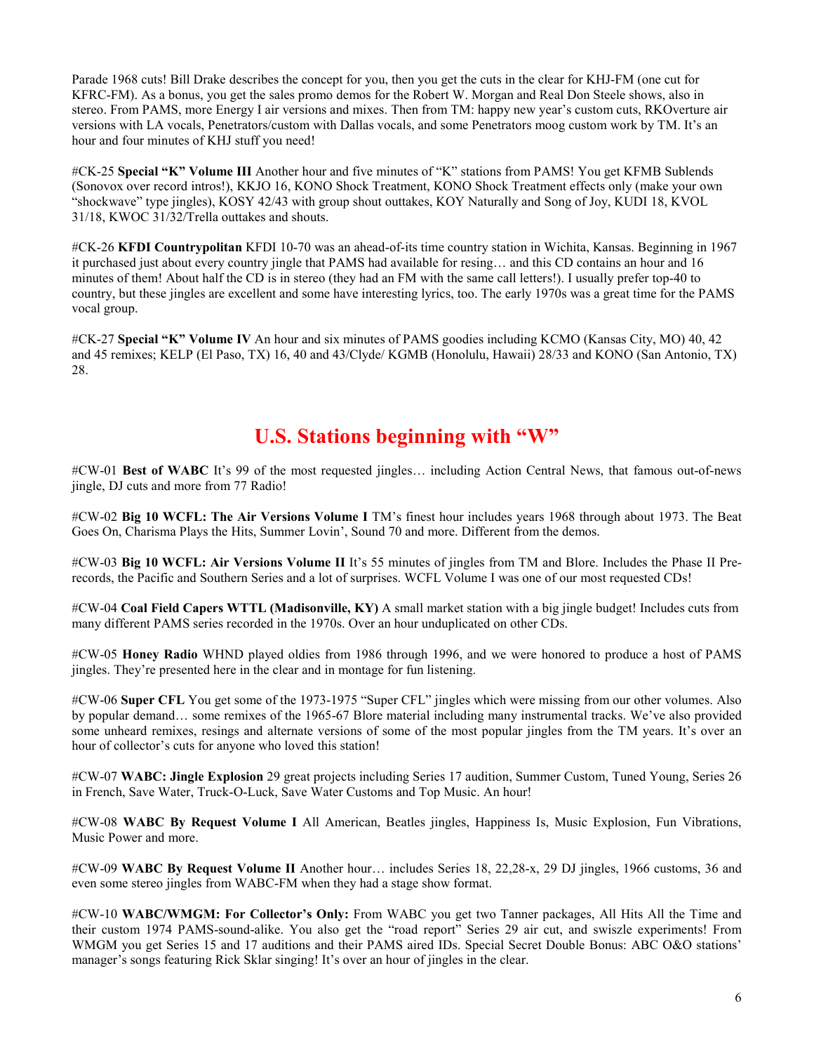Parade 1968 cuts! Bill Drake describes the concept for you, then you get the cuts in the clear for KHJ-FM (one cut for KFRC-FM). As a bonus, you get the sales promo demos for the Robert W. Morgan and Real Don Steele shows, also in stereo. From PAMS, more Energy I air versions and mixes. Then from TM: happy new year's custom cuts, RKOverture air versions with LA vocals, Penetrators/custom with Dallas vocals, and some Penetrators moog custom work by TM. It's an hour and four minutes of KHJ stuff you need!

#CK-25 **Special "K" Volume III** Another hour and five minutes of "K" stations from PAMS! You get KFMB Sublends (Sonovox over record intros!), KKJO 16, KONO Shock Treatment, KONO Shock Treatment effects only (make your own "shockwave" type jingles), KOSY 42/43 with group shout outtakes, KOY Naturally and Song of Joy, KUDI 18, KVOL 31/18, KWOC 31/32/Trella outtakes and shouts.

#CK-26 **KFDI Countrypolitan** KFDI 10-70 was an ahead-of-its time country station in Wichita, Kansas. Beginning in 1967 it purchased just about every country jingle that PAMS had available for resing… and this CD contains an hour and 16 minutes of them! About half the CD is in stereo (they had an FM with the same call letters!). I usually prefer top-40 to country, but these jingles are excellent and some have interesting lyrics, too. The early 1970s was a great time for the PAMS vocal group.

#CK-27 **Special "K" Volume IV** An hour and six minutes of PAMS goodies including KCMO (Kansas City, MO) 40, 42 and 45 remixes; KELP (El Paso, TX) 16, 40 and 43/Clyde/ KGMB (Honolulu, Hawaii) 28/33 and KONO (San Antonio, TX) 28.

## U.S. Stations beginning with "W"

#CW-01 **Best of WABC** It's 99 of the most requested jingles… including Action Central News, that famous out-of-news jingle, DJ cuts and more from 77 Radio!

#CW-02 **Big 10 WCFL: The Air Versions Volume I** TM's finest hour includes years 1968 through about 1973. The Beat Goes On, Charisma Plays the Hits, Summer Lovin', Sound 70 and more. Different from the demos.

#CW-03 **Big 10 WCFL: Air Versions Volume II** It's 55 minutes of jingles from TM and Blore. Includes the Phase II Pre-records, the Pacific and Southern Series and a lot of surprises. WCFL Volume I was one of our most requested CDs!

#CW-04 **Coal Field Capers WTTL (Madisonville, KY)** A small market station with a big jingle budget! Includes cuts from many different PAMS series recorded in the 1970s. Over an hour unduplicated on other CDs.

#CW-05 **Honey Radio** WHND played oldies from 1986 through 1996, and we were honored to produce a host of PAMS jingles. They're presented here in the clear and in montage for fun listening.

#CW-06 **Super CFL** You get some of the 1973-1975 "Super CFL" jingles which were missing from our other volumes. Also by popular demand… some remixes of the 1965-67 Blore material including many instrumental tracks. We've also provided some unheard remixes, resings and alternate versions of some of the most popular jingles from the TM years. It's over an hour of collector's cuts for anyone who loved this station!

#CW-07 **WABC: Jingle Explosion** 29 great projects including Series 17 audition, Summer Custom, Tuned Young, Series 26 in French, Save Water, Truck-O-Luck, Save Water Customs and Top Music. An hour!

#CW-08 **WABC By Request Volume I** All American, Beatles jingles, Happiness Is, Music Explosion, Fun Vibrations, Music Power and more.

#CW-09 **WABC By Request Volume II** Another hour… includes Series 18, 22,28-x, 29 DJ jingles, 1966 customs, 36 and even some stereo jingles from WABC-FM when they had a stage show format.

#CW-10 **WABC/WMGM: For Collector's Only:** From WABC you get two Tanner packages, All Hits All the Time and their custom 1974 PAMS-sound-alike. You also get the "road report" Series 29 air cut, and swiszle experiments! From WMGM you get Series 15 and 17 auditions and their PAMS aired IDs. Special Secret Double Bonus: ABC O&O stations' manager's songs featuring Rick Sklar singing! It's over an hour of jingles in the clear.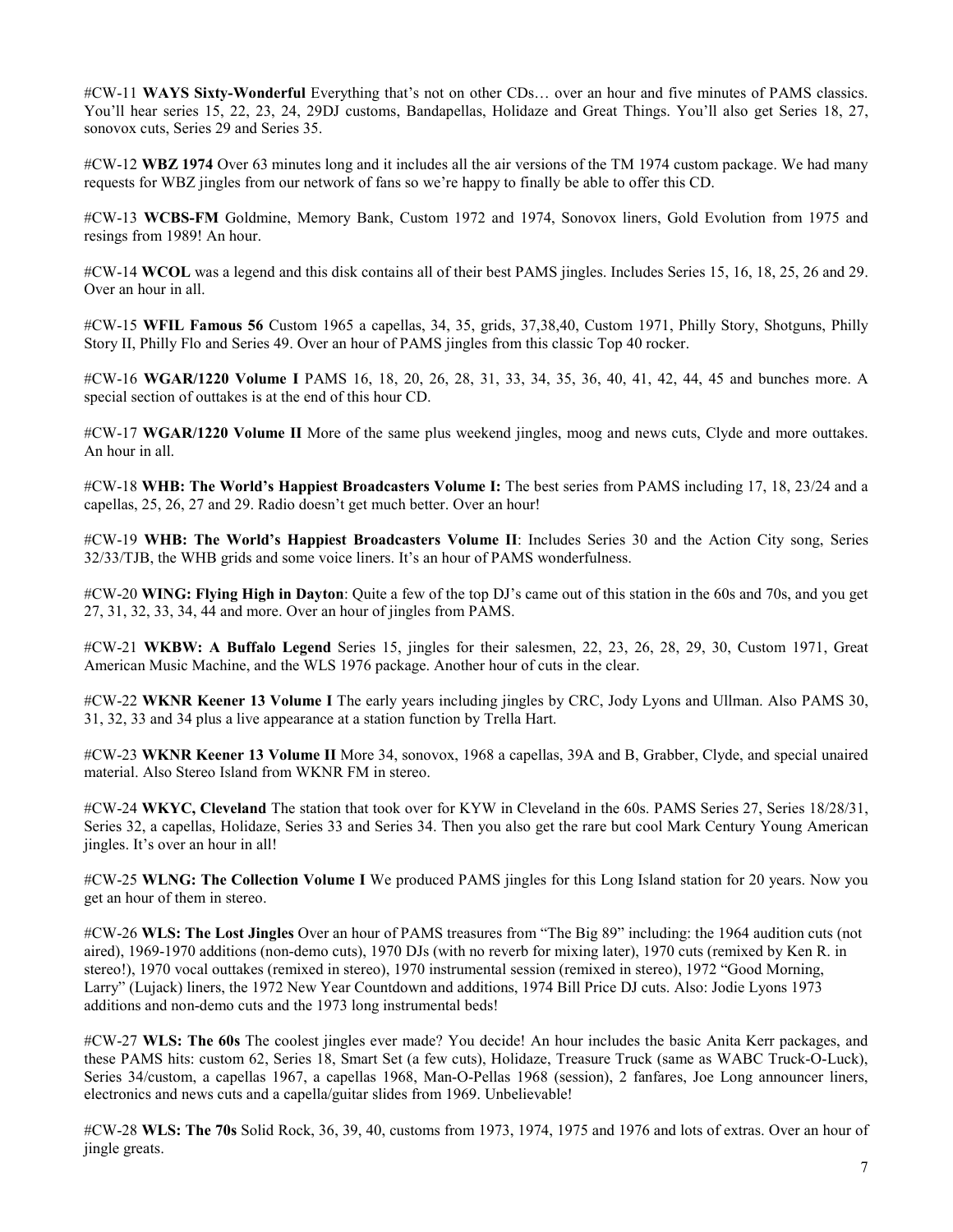#CW-11 **WAYS Sixty-Wonderful** Everything that's not on other CDs… over an hour and five minutes of PAMS classics. You'll hear series 15, 22, 23, 24, 29DJ customs, Bandapellas, Holidaze and Great Things. You'll also get Series 18, 27, sonovox cuts, Series 29 and Series 35.

#CW-12 **WBZ 1974** Over 63 minutes long and it includes all the air versions of the TM 1974 custom package. We had many requests for WBZ jingles from our network of fans so we're happy to finally be able to offer this CD.

#CW-13 **WCBS-FM** Goldmine, Memory Bank, Custom 1972 and 1974, Sonovox liners, Gold Evolution from 1975 and resings from 1989! An hour.

#CW-14 **WCOL** was a legend and this disk contains all of their best PAMS jingles. Includes Series 15, 16, 18, 25, 26 and 29. Over an hour in all.

#CW-15 **WFIL Famous 56** Custom 1965 a capellas, 34, 35, grids, 37,38,40, Custom 1971, Philly Story, Shotguns, Philly Story II, Philly Flo and Series 49. Over an hour of PAMS jingles from this classic Top 40 rocker.

#CW-16 **WGAR/1220 Volume I** PAMS 16, 18, 20, 26, 28, 31, 33, 34, 35, 36, 40, 41, 42, 44, 45 and bunches more. A special section of outtakes is at the end of this hour CD.

#CW-17 **WGAR/1220 Volume II** More of the same plus weekend jingles, moog and news cuts, Clyde and more outtakes. An hour in all.

#CW-18 **WHB: The World's Happiest Broadcasters Volume I:** The best series from PAMS including 17, 18, 23/24 and a capellas, 25, 26, 27 and 29. Radio doesn't get much better. Over an hour!

#CW-19 **WHB: The World's Happiest Broadcasters Volume II**: Includes Series 30 and the Action City song, Series 32/33/TJB, the WHB grids and some voice liners. It's an hour of PAMS wonderfulness.

#CW-20 **WING: Flying High in Dayton**: Quite a few of the top DJ's came out of this station in the 60s and 70s, and you get 27, 31, 32, 33, 34, 44 and more. Over an hour of jingles from PAMS.

#CW-21 **WKBW: A Buffalo Legend** Series 15, jingles for their salesmen, 22, 23, 26, 28, 29, 30, Custom 1971, Great American Music Machine, and the WLS 1976 package. Another hour of cuts in the clear.

#CW-22 **WKNR Keener 13 Volume I** The early years including jingles by CRC, Jody Lyons and Ullman. Also PAMS 30, 31, 32, 33 and 34 plus a live appearance at a station function by Trella Hart.

#CW-23 **WKNR Keener 13 Volume II** More 34, sonovox, 1968 a capellas, 39A and B, Grabber, Clyde, and special unaired material. Also Stereo Island from WKNR FM in stereo.

#CW-24 **WKYC, Cleveland** The station that took over for KYW in Cleveland in the 60s. PAMS Series 27, Series 18/28/31, Series 32, a capellas, Holidaze, Series 33 and Series 34. Then you also get the rare but cool Mark Century Young American jingles. It's over an hour in all!

#CW-25 **WLNG: The Collection Volume I** We produced PAMS jingles for this Long Island station for 20 years. Now you get an hour of them in stereo.

#CW-26 **WLS: The Lost Jingles** Over an hour of PAMS treasures from "The Big 89" including: the 1964 audition cuts (not aired), 1969-1970 additions (non-demo cuts), 1970 DJs (with no reverb for mixing later), 1970 cuts (remixed by Ken R. in stereo!), 1970 vocal outtakes (remixed in stereo), 1970 instrumental session (remixed in stereo), 1972 "Good Morning, Larry" (Lujack) liners, the 1972 New Year Countdown and additions, 1974 Bill Price DJ cuts. Also: Jodie Lyons 1973 additions and non-demo cuts and the 1973 long instrumental beds!

#CW-27 **WLS: The 60s** The coolest jingles ever made? You decide! An hour includes the basic Anita Kerr packages, and these PAMS hits: custom 62, Series 18, Smart Set (a few cuts), Holidaze, Treasure Truck (same as WABC Truck-O-Luck), Series 34/custom, a capellas 1967, a capellas 1968, Man-O-Pellas 1968 (session), 2 fanfares, Joe Long announcer liners, electronics and news cuts and a capella/guitar slides from 1969. Unbelievable!

#CW-28 **WLS: The 70s** Solid Rock, 36, 39, 40, customs from 1973, 1974, 1975 and 1976 and lots of extras. Over an hour of jingle greats.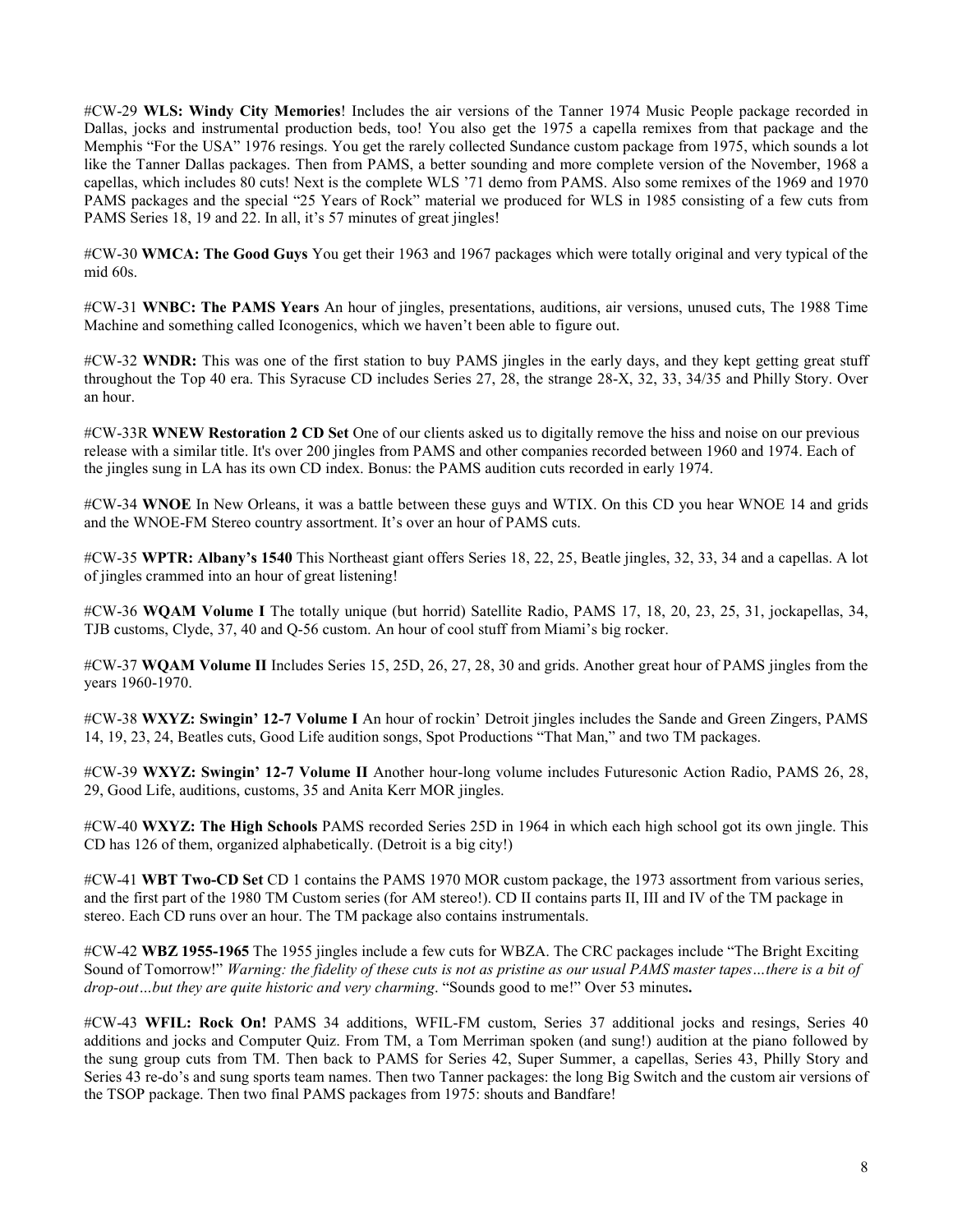#CW-29 **WLS: Windy City Memories**! Includes the air versions of the Tanner 1974 Music People package recorded in Dallas, jocks and instrumental production beds, too! You also get the 1975 a capella remixes from that package and the Memphis "For the USA" 1976 resings. You get the rarely collected Sundance custom package from 1975, which sounds a lot like the Tanner Dallas packages. Then from PAMS, a better sounding and more complete version of the November, 1968 a capellas, which includes 80 cuts! Next is the complete WLS '71 demo from PAMS. Also some remixes of the 1969 and 1970 PAMS packages and the special "25 Years of Rock" material we produced for WLS in 1985 consisting of a few cuts from PAMS Series 18, 19 and 22. In all, it's 57 minutes of great jingles!

#CW-30 **WMCA: The Good Guys** You get their 1963 and 1967 packages which were totally original and very typical of the mid 60s.

#CW-31 **WNBC: The PAMS Years** An hour of jingles, presentations, auditions, air versions, unused cuts, The 1988 Time Machine and something called Iconogenics, which we haven't been able to figure out.

#CW-32 **WNDR:** This was one of the first station to buy PAMS jingles in the early days, and they kept getting great stuff throughout the Top 40 era. This Syracuse CD includes Series 27, 28, the strange 28-X, 32, 33, 34/35 and Philly Story. Over an hour.

#CW-33R **WNEW Restoration 2 CD Set** One of our clients asked us to digitally remove the hiss and noise on our previous release with a similar title. It's over 200 jingles from PAMS and other companies recorded between 1960 and 1974. Each of the jingles sung in LA has its own CD index. Bonus: the PAMS audition cuts recorded in early 1974.

#CW-34 **WNOE** In New Orleans, it was a battle between these guys and WTIX. On this CD you hear WNOE 14 and grids and the WNOE-FM Stereo country assortment. It's over an hour of PAMS cuts.

#CW-35 **WPTR: Albany's 1540** This Northeast giant offers Series 18, 22, 25, Beatle jingles, 32, 33, 34 and a capellas. A lot of jingles crammed into an hour of great listening!

#CW-36 **WQAM Volume I** The totally unique (but horrid) Satellite Radio, PAMS 17, 18, 20, 23, 25, 31, jockapellas, 34, TJB customs, Clyde, 37, 40 and Q-56 custom. An hour of cool stuff from Miami's big rocker.

#CW-37 **WQAM Volume II** Includes Series 15, 25D, 26, 27, 28, 30 and grids. Another great hour of PAMS jingles from the years 1960-1970.

#CW-38 **WXYZ: Swingin' 12-7 Volume I** An hour of rockin' Detroit jingles includes the Sande and Green Zingers, PAMS 14, 19, 23, 24, Beatles cuts, Good Life audition songs, Spot Productions "That Man," and two TM packages.

#CW-39 **WXYZ: Swingin' 12-7 Volume II** Another hour-long volume includes Futuresonic Action Radio, PAMS 26, 28, 29, Good Life, auditions, customs, 35 and Anita Kerr MOR jingles.

#CW-40 **WXYZ: The High Schools** PAMS recorded Series 25D in 1964 in which each high school got its own jingle. This CD has 126 of them, organized alphabetically. (Detroit is a big city!)

#CW-41 **WBT Two-CD Set** CD 1 contains the PAMS 1970 MOR custom package, the 1973 assortment from various series, and the first part of the 1980 TM Custom series (for AM stereo!). CD II contains parts II, III and IV of the TM package in stereo. Each CD runs over an hour. The TM package also contains instrumentals.

#CW-42 **WBZ 1955-1965** The 1955 jingles include a few cuts for WBZA. The CRC packages include "The Bright Exciting Sound of Tomorrow!" *Warning: the fidelity of these cuts is not as pristine as our usual PAMS master tapes…there is a bit of drop-out…but they are quite historic and very charming*. "Sounds good to me!" Over 53 minutes**.**

#CW-43 **WFIL: Rock On!** PAMS 34 additions, WFIL-FM custom, Series 37 additional jocks and resings, Series 40 additions and jocks and Computer Quiz. From TM, a Tom Merriman spoken (and sung!) audition at the piano followed by the sung group cuts from TM. Then back to PAMS for Series 42, Super Summer, a capellas, Series 43, Philly Story and Series 43 re-do's and sung sports team names. Then two Tanner packages: the long Big Switch and the custom air versions of the TSOP package. Then two final PAMS packages from 1975: shouts and Bandfare!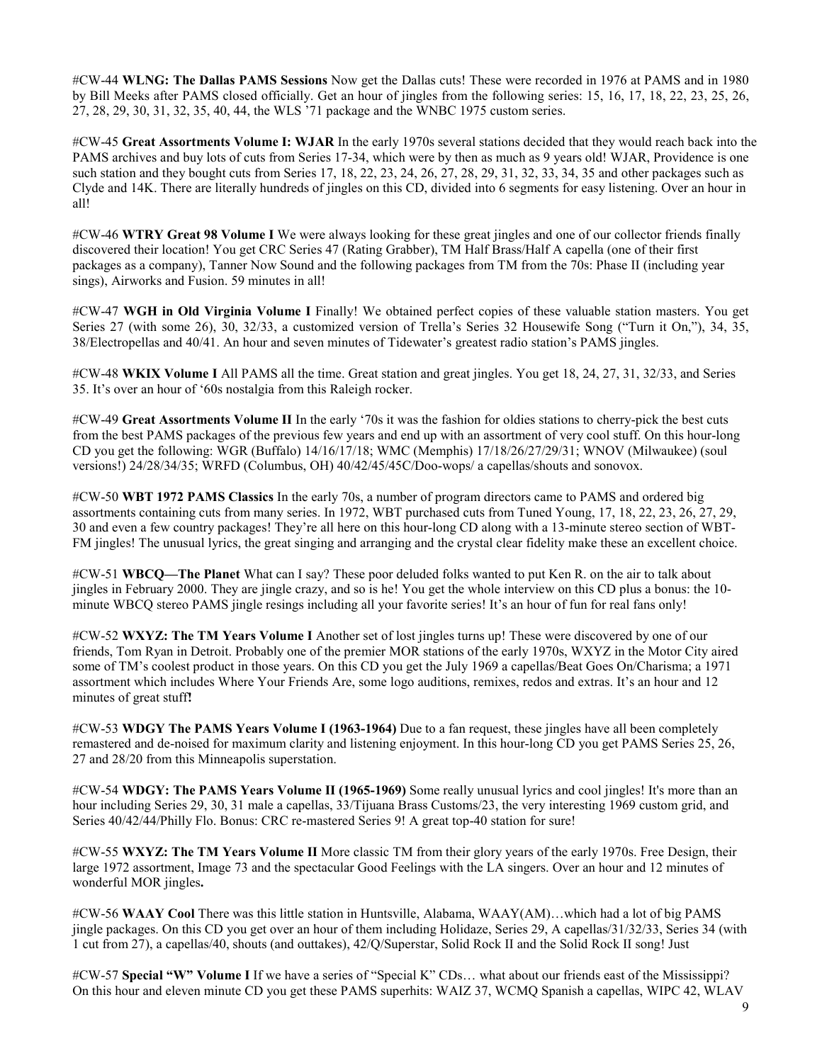#CW-44 **WLNG: The Dallas PAMS Sessions** Now get the Dallas cuts! These were recorded in 1976 at PAMS and in 1980 by Bill Meeks after PAMS closed officially. Get an hour of jingles from the following series: 15, 16, 17, 18, 22, 23, 25, 26, 27, 28, 29, 30, 31, 32, 35, 40, 44, the WLS '71 package and the WNBC 1975 custom series.

#CW-45 **Great Assortments Volume I: WJAR** In the early 1970s several stations decided that they would reach back into the PAMS archives and buy lots of cuts from Series 17-34, which were by then as much as 9 years old! WJAR, Providence is one such station and they bought cuts from Series 17, 18, 22, 23, 24, 26, 27, 28, 29, 31, 32, 33, 34, 35 and other packages such as Clyde and 14K. There are literally hundreds of jingles on this CD, divided into 6 segments for easy listening. Over an hour in all!

#CW-46 **WTRY Great 98 Volume I** We were always looking for these great jingles and one of our collector friends finally discovered their location! You get CRC Series 47 (Rating Grabber), TM Half Brass/Half A capella (one of their first packages as a company), Tanner Now Sound and the following packages from TM from the 70s: Phase II (including year sings), Airworks and Fusion. 59 minutes in all!

#CW-47 **WGH in Old Virginia Volume I** Finally! We obtained perfect copies of these valuable station masters. You get Series 27 (with some 26), 30, 32/33, a customized version of Trella's Series 32 Housewife Song ("Turn it On,"), 34, 35, 38/Electropellas and 40/41. An hour and seven minutes of Tidewater's greatest radio station's PAMS jingles.

#CW-48 **WKIX Volume I** All PAMS all the time. Great station and great jingles. You get 18, 24, 27, 31, 32/33, and Series 35. It's over an hour of '60s nostalgia from this Raleigh rocker.

#CW-49 **Great Assortments Volume II** In the early '70s it was the fashion for oldies stations to cherry-pick the best cuts from the best PAMS packages of the previous few years and end up with an assortment of very cool stuff. On this hour-long CD you get the following: WGR (Buffalo) 14/16/17/18; WMC (Memphis) 17/18/26/27/29/31; WNOV (Milwaukee) (soul versions!) 24/28/34/35; WRFD (Columbus, OH) 40/42/45/45C/Doo-wops/ a capellas/shouts and sonovox.

#CW-50 **WBT 1972 PAMS Classics** In the early 70s, a number of program directors came to PAMS and ordered big assortments containing cuts from many series. In 1972, WBT purchased cuts from Tuned Young, 17, 18, 22, 23, 26, 27, 29, 30 and even a few country packages! They're all here on this hour-long CD along with a 13-minute stereo section of WBT-FM jingles! The unusual lyrics, the great singing and arranging and the crystal clear fidelity make these an excellent choice.

#CW-51 **WBCQ—The Planet** What can I say? These poor deluded folks wanted to put Ken R. on the air to talk about jingles in February 2000. They are jingle crazy, and so is he! You get the whole interview on this CD plus a bonus: the 10-minute WBCQ stereo PAMS jingle resings including all your favorite series! It's an hour of fun for real fans only!

#CW-52 **WXYZ: The TM Years Volume I** Another set of lost jingles turns up! These were discovered by one of our friends, Tom Ryan in Detroit. Probably one of the premier MOR stations of the early 1970s, WXYZ in the Motor City aired some of TM's coolest product in those years. On this CD you get the July 1969 a capellas/Beat Goes On/Charisma; a 1971 assortment which includes Where Your Friends Are, some logo auditions, remixes, redos and extras. It's an hour and 12 minutes of great stuff**!**

#CW-53 **WDGY The PAMS Years Volume I (1963-1964)** Due to a fan request, these jingles have all been completely remastered and de-noised for maximum clarity and listening enjoyment. In this hour-long CD you get PAMS Series 25, 26, 27 and 28/20 from this Minneapolis superstation.

#CW-54 **WDGY: The PAMS Years Volume II (1965-1969)** Some really unusual lyrics and cool jingles! It's more than an hour including Series 29, 30, 31 male a capellas, 33/Tijuana Brass Customs/23, the very interesting 1969 custom grid, and Series 40/42/44/Philly Flo. Bonus: CRC re-mastered Series 9! A great top-40 station for sure!

#CW-55 **WXYZ: The TM Years Volume II** More classic TM from their glory years of the early 1970s. Free Design, their large 1972 assortment, Image 73 and the spectacular Good Feelings with the LA singers. Over an hour and 12 minutes of wonderful MOR jingles**.**

#CW-56 **WAAY Cool** There was this little station in Huntsville, Alabama, WAAY(AM)…which had a lot of big PAMS jingle packages. On this CD you get over an hour of them including Holidaze, Series 29, A capellas/31/32/33, Series 34 (with 1 cut from 27), a capellas/40, shouts (and outtakes), 42/Q/Superstar, Solid Rock II and the Solid Rock II song! Just

#CW-57 **Special "W" Volume I** If we have a series of "Special K" CDs… what about our friends east of the Mississippi? On this hour and eleven minute CD you get these PAMS superhits: WAIZ 37, WCMQ Spanish a capellas, WIPC 42, WLAV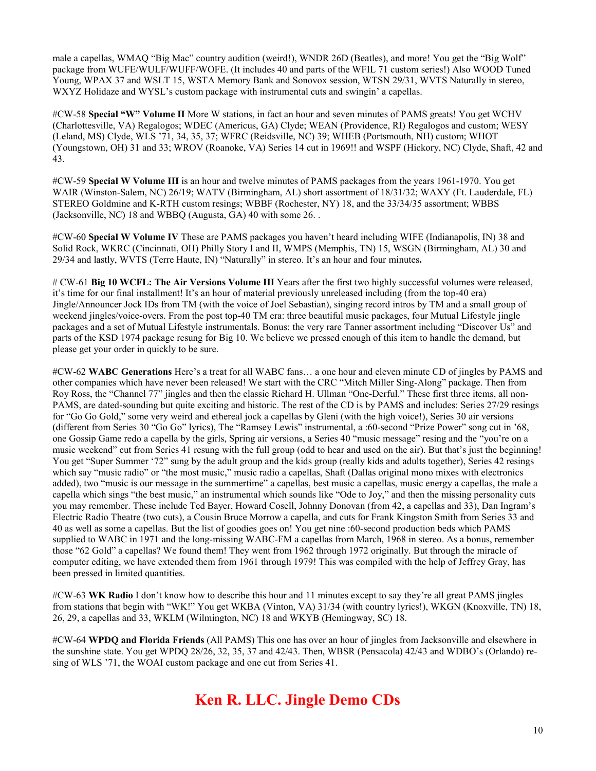male a capellas, WMAQ "Big Mac" country audition (weird!), WNDR 26D (Beatles), and more! You get the "Big Wolf" package from WUFE/WULF/WUFF/WOFE. (It includes 40 and parts of the WFIL 71 custom series!) Also WOOD Tuned Young, WPAX 37 and WSLT 15, WSTA Memory Bank and Sonovox session, WTSN 29/31, WVTS Naturally in stereo, WXYZ Holidaze and WYSL's custom package with instrumental cuts and swingin' a capellas.

#CW-58 **Special "W" Volume II** More W stations, in fact an hour and seven minutes of PAMS greats! You get WCHV (Charlottesville, VA) Regalogos; WDEC (Americus, GA) Clyde; WEAN (Providence, RI) Regalogos and custom; WESY (Leland, MS) Clyde, WLS '71, 34, 35, 37; WFRC (Reidsville, NC) 39; WHEB (Portsmouth, NH) custom; WHOT (Youngstown, OH) 31 and 33; WROV (Roanoke, VA) Series 14 cut in 1969!! and WSPF (Hickory, NC) Clyde, Shaft, 42 and 43.

#CW-59 **Special W Volume III** is an hour and twelve minutes of PAMS packages from the years 1961-1970. You get WAIR (Winston-Salem, NC) 26/19; WATV (Birmingham, AL) short assortment of 18/31/32; WAXY (Ft. Lauderdale, FL) STEREO Goldmine and K-RTH custom resings; WBBF (Rochester, NY) 18, and the 33/34/35 assortment; WBBS (Jacksonville, NC) 18 and WBBQ (Augusta, GA) 40 with some 26. .

#CW-60 **Special W Volume IV** These are PAMS packages you haven't heard including WIFE (Indianapolis, IN) 38 and Solid Rock, WKRC (Cincinnati, OH) Philly Story I and II, WMPS (Memphis, TN) 15, WSGN (Birmingham, AL) 30 and 29/34 and lastly, WVTS (Terre Haute, IN) "Naturally" in stereo. It's an hour and four minutes**.**

# CW-61 **Big 10 WCFL: The Air Versions Volume III** Years after the first two highly successful volumes were released, it's time for our final installment! It's an hour of material previously unreleased including (from the top-40 era) Jingle/Announcer Jock IDs from TM (with the voice of Joel Sebastian), singing record intros by TM and a small group of weekend jingles/voice-overs. From the post top-40 TM era: three beautiful music packages, four Mutual Lifestyle jingle packages and a set of Mutual Lifestyle instrumentals. Bonus: the very rare Tanner assortment including "Discover Us" and parts of the KSD 1974 package resung for Big 10. We believe we pressed enough of this item to handle the demand, but please get your order in quickly to be sure.

#CW-62 **WABC Generations** Here's a treat for all WABC fans… a one hour and eleven minute CD of jingles by PAMS and other companies which have never been released! We start with the CRC "Mitch Miller Sing-Along" package. Then from Roy Ross, the "Channel 77" jingles and then the classic Richard H. Ullman "One-Derful." These first three items, all non-PAMS, are dated-sounding but quite exciting and historic. The rest of the CD is by PAMS and includes: Series 27/29 resings for "Go Go Gold," some very weird and ethereal jock a capellas by Gleni (with the high voice!), Series 30 air versions (different from Series 30 "Go Go" lyrics), The "Ramsey Lewis" instrumental, a :60-second "Prize Power" song cut in '68, one Gossip Game redo a capella by the girls, Spring air versions, a Series 40 "music message" resing and the "you're on a music weekend" cut from Series 41 resung with the full group (odd to hear and used on the air). But that's just the beginning! You get "Super Summer '72" sung by the adult group and the kids group (really kids and adults together), Series 42 resings which say "music radio" or "the most music," music radio a capellas, Shaft (Dallas original mono mixes with electronics added), two "music is our message in the summertime" a capellas, best music a capellas, music energy a capellas, the male a capella which sings "the best music," an instrumental which sounds like "Ode to Joy," and then the missing personality cuts you may remember. These include Ted Bayer, Howard Cosell, Johnny Donovan (from 42, a capellas and 33), Dan Ingram's Electric Radio Theatre (two cuts), a Cousin Bruce Morrow a capella, and cuts for Frank Kingston Smith from Series 33 and 40 as well as some a capellas. But the list of goodies goes on! You get nine :60-second production beds which PAMS supplied to WABC in 1971 and the long-missing WABC-FM a capellas from March, 1968 in stereo. As a bonus, remember those "62 Gold" a capellas? We found them! They went from 1962 through 1972 originally. But through the miracle of computer editing, we have extended them from 1961 through 1979! This was compiled with the help of Jeffrey Gray, has been pressed in limited quantities.

#CW-63 **WK Radio** I don't know how to describe this hour and 11 minutes except to say they're all great PAMS jingles from stations that begin with "WK!" You get WKBA (Vinton, VA) 31/34 (with country lyrics!), WKGN (Knoxville, TN) 18, 26, 29, a capellas and 33, WKLM (Wilmington, NC) 18 and WKYB (Hemingway, SC) 18.

#CW-64 **WPDQ and Florida Friends** (All PAMS) This one has over an hour of jingles from Jacksonville and elsewhere in the sunshine state. You get WPDQ 28/26, 32, 35, 37 and 42/43. Then, WBSR (Pensacola) 42/43 and WDBO's (Orlando) re-sing of WLS '71, the WOAI custom package and one cut from Series 41.

## Ken R. LLC. Jingle Demo CDs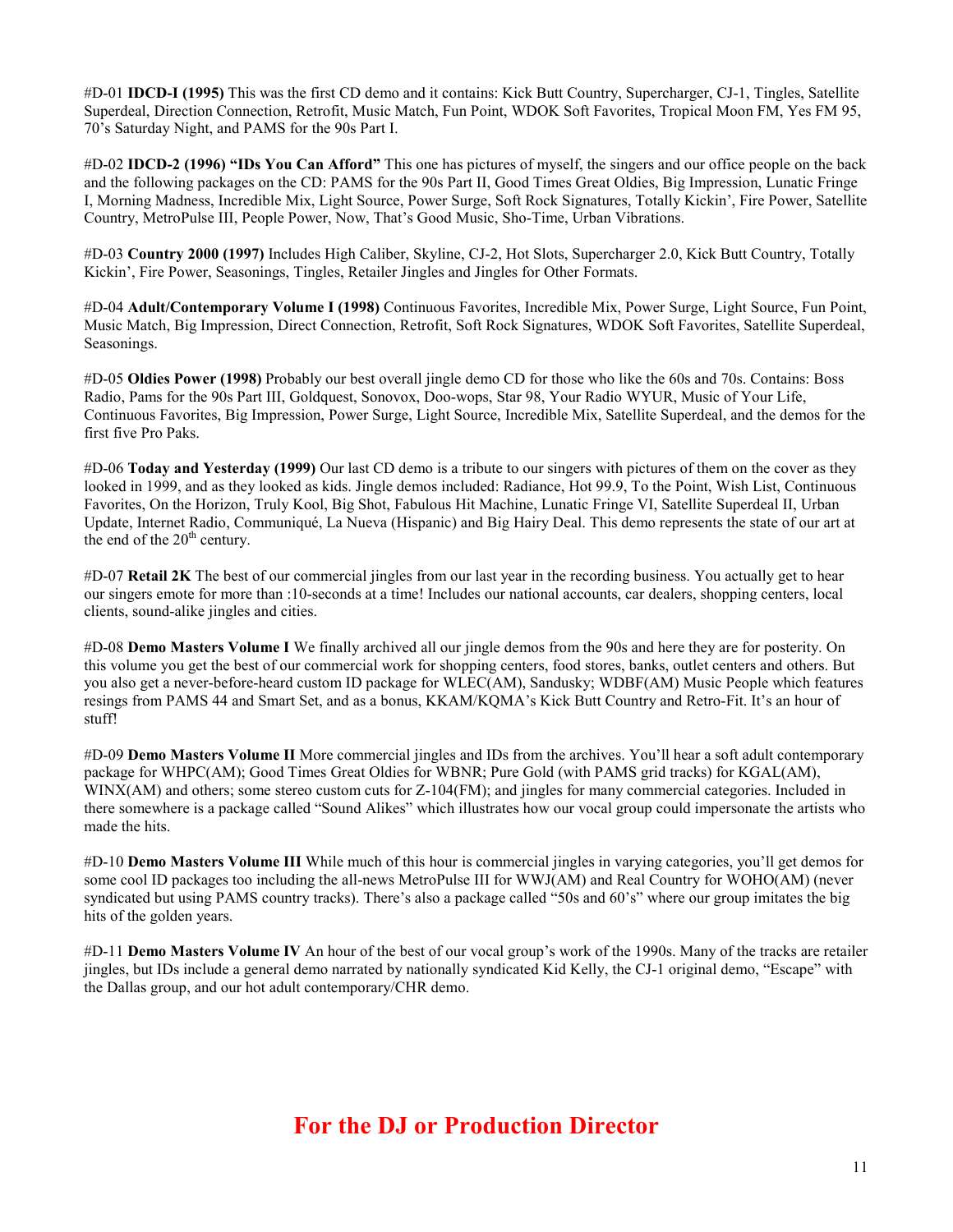#D-01 **IDCD-I (1995)** This was the first CD demo and it contains: Kick Butt Country, Supercharger, CJ-1, Tingles, Satellite Superdeal, Direction Connection, Retrofit, Music Match, Fun Point, WDOK Soft Favorites, Tropical Moon FM, Yes FM 95, 70's Saturday Night, and PAMS for the 90s Part I.

#D-02 **IDCD-2 (1996) "IDs You Can Afford"** This one has pictures of myself, the singers and our office people on the back and the following packages on the CD: PAMS for the 90s Part II, Good Times Great Oldies, Big Impression, Lunatic Fringe I, Morning Madness, Incredible Mix, Light Source, Power Surge, Soft Rock Signatures, Totally Kickin', Fire Power, Satellite Country, MetroPulse III, People Power, Now, That's Good Music, Sho-Time, Urban Vibrations.

#D-03 **Country 2000 (1997)** Includes High Caliber, Skyline, CJ-2, Hot Slots, Supercharger 2.0, Kick Butt Country, Totally Kickin', Fire Power, Seasonings, Tingles, Retailer Jingles and Jingles for Other Formats.

#D-04 **Adult/Contemporary Volume I (1998)** Continuous Favorites, Incredible Mix, Power Surge, Light Source, Fun Point, Music Match, Big Impression, Direct Connection, Retrofit, Soft Rock Signatures, WDOK Soft Favorites, Satellite Superdeal, Seasonings.

#D-05 **Oldies Power (1998)** Probably our best overall jingle demo CD for those who like the 60s and 70s. Contains: Boss Radio, Pams for the 90s Part III, Goldquest, Sonovox, Doo-wops, Star 98, Your Radio WYUR, Music of Your Life, Continuous Favorites, Big Impression, Power Surge, Light Source, Incredible Mix, Satellite Superdeal, and the demos for the first five Pro Paks.

#D-06 **Today and Yesterday (1999)** Our last CD demo is a tribute to our singers with pictures of them on the cover as they looked in 1999, and as they looked as kids. Jingle demos included: Radiance, Hot 99.9, To the Point, Wish List, Continuous Favorites, On the Horizon, Truly Kool, Big Shot, Fabulous Hit Machine, Lunatic Fringe VI, Satellite Superdeal II, Urban Update, Internet Radio, Communiqué, La Nueva (Hispanic) and Big Hairy Deal. This demo represents the state of our art at the end of the 20th century.

#D-07 **Retail 2K** The best of our commercial jingles from our last year in the recording business. You actually get to hear our singers emote for more than :10-seconds at a time! Includes our national accounts, car dealers, shopping centers, local clients, sound-alike jingles and cities.

#D-08 **Demo Masters Volume I** We finally archived all our jingle demos from the 90s and here they are for posterity. On this volume you get the best of our commercial work for shopping centers, food stores, banks, outlet centers and others. But you also get a never-before-heard custom ID package for WLEC(AM), Sandusky; WDBF(AM) Music People which features resings from PAMS 44 and Smart Set, and as a bonus, KKAM/KQMA's Kick Butt Country and Retro-Fit. It's an hour of stuff!

#D-09 **Demo Masters Volume II** More commercial jingles and IDs from the archives. You'll hear a soft adult contemporary package for WHPC(AM); Good Times Great Oldies for WBNR; Pure Gold (with PAMS grid tracks) for KGAL(AM), WINX(AM) and others; some stereo custom cuts for Z-104(FM); and jingles for many commercial categories. Included in there somewhere is a package called "Sound Alikes" which illustrates how our vocal group could impersonate the artists who made the hits.

#D-10 **Demo Masters Volume III** While much of this hour is commercial jingles in varying categories, you'll get demos for some cool ID packages too including the all-news MetroPulse III for WWJ(AM) and Real Country for WOHO(AM) (never syndicated but using PAMS country tracks). There's also a package called "50s and 60's" where our group imitates the big hits of the golden years.

#D-11 **Demo Masters Volume IV** An hour of the best of our vocal group's work of the 1990s. Many of the tracks are retailer jingles, but IDs include a general demo narrated by nationally syndicated Kid Kelly, the CJ-1 original demo, "Escape" with the Dallas group, and our hot adult contemporary/CHR demo.

## For the DJ or Production Director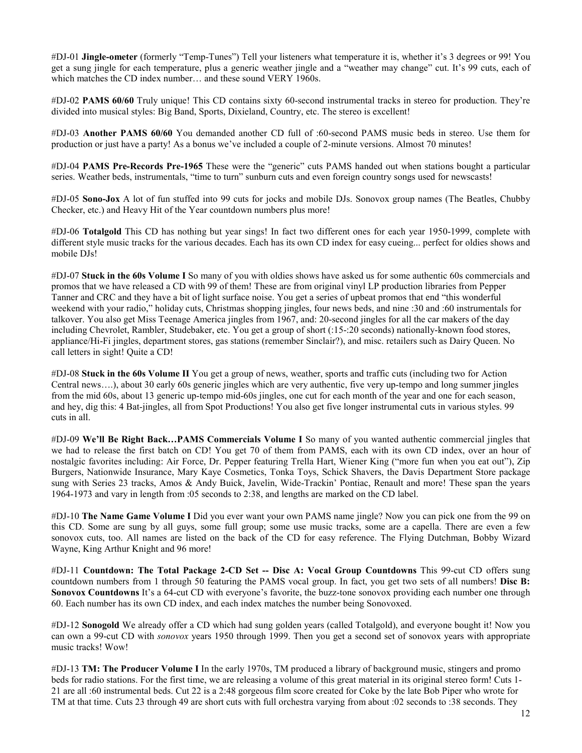#DJ-01 **Jingle-ometer** (formerly "Temp-Tunes") Tell your listeners what temperature it is, whether it's 3 degrees or 99! You get a sung jingle for each temperature, plus a generic weather jingle and a "weather may change" cut. It's 99 cuts, each of which matches the CD index number… and these sound VERY 1960s.

#DJ-02 **PAMS 60/60** Truly unique! This CD contains sixty 60-second instrumental tracks in stereo for production. They're divided into musical styles: Big Band, Sports, Dixieland, Country, etc. The stereo is excellent!

#DJ-03 **Another PAMS 60/60** You demanded another CD full of :60-second PAMS music beds in stereo. Use them for production or just have a party! As a bonus we've included a couple of 2-minute versions. Almost 70 minutes!

#DJ-04 **PAMS Pre-Records Pre-1965** These were the "generic" cuts PAMS handed out when stations bought a particular series. Weather beds, instrumentals, "time to turn" sunburn cuts and even foreign country songs used for newscasts!

#DJ-05 **Sono-Jox** A lot of fun stuffed into 99 cuts for jocks and mobile DJs. Sonovox group names (The Beatles, Chubby Checker, etc.) and Heavy Hit of the Year countdown numbers plus more!

#DJ-06 **Totalgold** This CD has nothing but year sings! In fact two different ones for each year 1950-1999, complete with different style music tracks for the various decades. Each has its own CD index for easy cueing... perfect for oldies shows and mobile DJs!

#DJ-07 **Stuck in the 60s Volume I** So many of you with oldies shows have asked us for some authentic 60s commercials and promos that we have released a CD with 99 of them! These are from original vinyl LP production libraries from Pepper Tanner and CRC and they have a bit of light surface noise. You get a series of upbeat promos that end "this wonderful weekend with your radio," holiday cuts, Christmas shopping jingles, four news beds, and nine :30 and :60 instrumentals for talkover. You also get Miss Teenage America jingles from 1967, and: 20-second jingles for all the car makers of the day including Chevrolet, Rambler, Studebaker, etc. You get a group of short (:15-:20 seconds) nationally-known food stores, appliance/Hi-Fi jingles, department stores, gas stations (remember Sinclair?), and misc. retailers such as Dairy Queen. No call letters in sight! Quite a CD!

#DJ-08 **Stuck in the 60s Volume II** You get a group of news, weather, sports and traffic cuts (including two for Action Central news….), about 30 early 60s generic jingles which are very authentic, five very up-tempo and long summer jingles from the mid 60s, about 13 generic up-tempo mid-60s jingles, one cut for each month of the year and one for each season, and hey, dig this: 4 Bat-jingles, all from Spot Productions! You also get five longer instrumental cuts in various styles. 99 cuts in all.

#DJ-09 **We'll Be Right Back…PAMS Commercials Volume I** So many of you wanted authentic commercial jingles that we had to release the first batch on CD! You get 70 of them from PAMS, each with its own CD index, over an hour of nostalgic favorites including: Air Force, Dr. Pepper featuring Trella Hart, Wiener King ("more fun when you eat out"), Zip Burgers, Nationwide Insurance, Mary Kaye Cosmetics, Tonka Toys, Schick Shavers, the Davis Department Store package sung with Series 23 tracks, Amos & Andy Buick, Javelin, Wide-Trackin' Pontiac, Renault and more! These span the years 1964-1973 and vary in length from :05 seconds to 2:38, and lengths are marked on the CD label.

#DJ-10 **The Name Game Volume I** Did you ever want your own PAMS name jingle? Now you can pick one from the 99 on this CD. Some are sung by all guys, some full group; some use music tracks, some are a capella. There are even a few sonovox cuts, too. All names are listed on the back of the CD for easy reference. The Flying Dutchman, Bobby Wizard Wayne, King Arthur Knight and 96 more!

#DJ-11 **Countdown: The Total Package 2-CD Set -- Disc A: Vocal Group Countdowns** This 99-cut CD offers sung countdown numbers from 1 through 50 featuring the PAMS vocal group. In fact, you get two sets of all numbers! **Disc B: Sonovox Countdowns** It's a 64-cut CD with everyone's favorite, the buzz-tone sonovox providing each number one through 60. Each number has its own CD index, and each index matches the number being Sonovoxed.

#DJ-12 **Sonogold** We already offer a CD which had sung golden years (called Totalgold), and everyone bought it! Now you can own a 99-cut CD with *sonovox* years 1950 through 1999. Then you get a second set of sonovox years with appropriate music tracks! Wow!

#DJ-13 **TM: The Producer Volume I** In the early 1970s, TM produced a library of background music, stingers and promo beds for radio stations. For the first time, we are releasing a volume of this great material in its original stereo form! Cuts 1-21 are all :60 instrumental beds. Cut 22 is a 2:48 gorgeous film score created for Coke by the late Bob Piper who wrote for TM at that time. Cuts 23 through 49 are short cuts with full orchestra varying from about :02 seconds to :38 seconds. They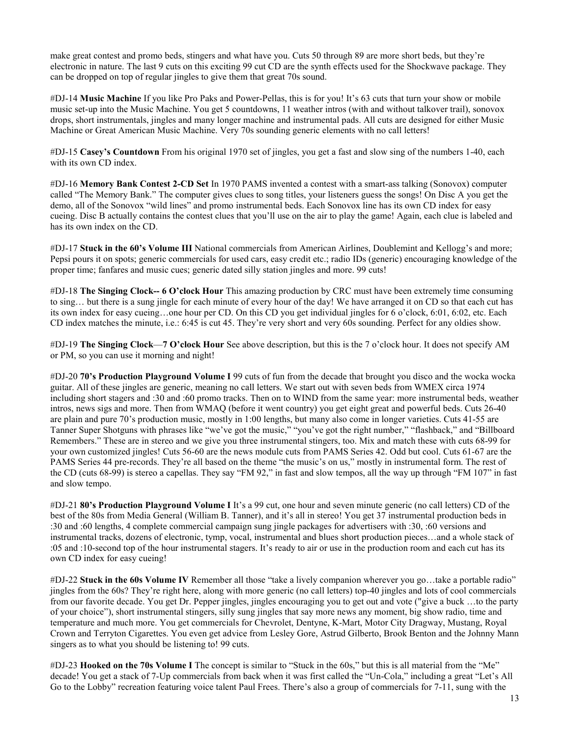make great contest and promo beds, stingers and what have you. Cuts 50 through 89 are more short beds, but they're electronic in nature. The last 9 cuts on this exciting 99 cut CD are the synth effects used for the Shockwave package. They can be dropped on top of regular jingles to give them that great 70s sound.

#DJ-14 **Music Machine** If you like Pro Paks and Power-Pellas, this is for you! It's 63 cuts that turn your show or mobile music set-up into the Music Machine. You get 5 countdowns, 11 weather intros (with and without talkover trail), sonovox drops, short instrumentals, jingles and many longer machine and instrumental pads. All cuts are designed for either Music Machine or Great American Music Machine. Very 70s sounding generic elements with no call letters!

#DJ-15 **Casey's Countdown** From his original 1970 set of jingles, you get a fast and slow sing of the numbers 1-40, each with its own CD index.

#DJ-16 **Memory Bank Contest 2-CD Set** In 1970 PAMS invented a contest with a smart-ass talking (Sonovox) computer called "The Memory Bank." The computer gives clues to song titles, your listeners guess the songs! On Disc A you get the demo, all of the Sonovox "wild lines" and promo instrumental beds. Each Sonovox line has its own CD index for easy cueing. Disc B actually contains the contest clues that you'll use on the air to play the game! Again, each clue is labeled and has its own index on the CD.

#DJ-17 **Stuck in the 60's Volume III** National commercials from American Airlines, Doublemint and Kellogg's and more; Pepsi pours it on spots; generic commercials for used cars, easy credit etc.; radio IDs (generic) encouraging knowledge of the proper time; fanfares and music cues; generic dated silly station jingles and more. 99 cuts!

#DJ-18 **The Singing Clock-- 6 O'clock Hour** This amazing production by CRC must have been extremely time consuming to sing… but there is a sung jingle for each minute of every hour of the day! We have arranged it on CD so that each cut has its own index for easy cueing…one hour per CD. On this CD you get individual jingles for 6 o'clock, 6:01, 6:02, etc. Each CD index matches the minute, i.e.: 6:45 is cut 45. They're very short and very 60s sounding. Perfect for any oldies show.

#DJ-19 **The Singing Clock—7 O'clock Hour** See above description, but this is the 7 o'clock hour. It does not specify AM or PM, so you can use it morning and night!

#DJ-20 **70's Production Playground Volume I** 99 cuts of fun from the decade that brought you disco and the wocka wocka guitar. All of these jingles are generic, meaning no call letters. We start out with seven beds from WMEX circa 1974 including short stagers and :30 and :60 promo tracks. Then on to WIND from the same year: more instrumental beds, weather intros, news sigs and more. Then from WMAQ (before it went country) you get eight great and powerful beds. Cuts 26-40 are plain and pure 70's production music, mostly in 1:00 lengths, but many also come in longer varieties. Cuts 41-55 are Tanner Super Shotguns with phrases like "we've got the music," "you've got the right number," "flashback," and "Billboard Remembers." These are in stereo and we give you three instrumental stingers, too. Mix and match these with cuts 68-99 for your own customized jingles! Cuts 56-60 are the news module cuts from PAMS Series 42. Odd but cool. Cuts 61-67 are the PAMS Series 44 pre-records. They're all based on the theme "the music's on us," mostly in instrumental form. The rest of the CD (cuts 68-99) is stereo a capellas. They say "FM 92," in fast and slow tempos, all the way up through "FM 107" in fast and slow tempo.

#DJ-21 **80's Production Playground Volume I** It's a 99 cut, one hour and seven minute generic (no call letters) CD of the best of the 80s from Media General (William B. Tanner), and it's all in stereo! You get 37 instrumental production beds in :30 and :60 lengths, 4 complete commercial campaign sung jingle packages for advertisers with :30, :60 versions and instrumental tracks, dozens of electronic, tymp, vocal, instrumental and blues short production pieces…and a whole stack of :05 and :10-second top of the hour instrumental stagers. It's ready to air or use in the production room and each cut has its own CD index for easy cueing!

#DJ-22 **Stuck in the 60s Volume IV** Remember all those "take a lively companion wherever you go…take a portable radio" jingles from the 60s? They're right here, along with more generic (no call letters) top-40 jingles and lots of cool commercials from our favorite decade. You get Dr. Pepper jingles, jingles encouraging you to get out and vote ("give a buck …to the party of your choice"), short instrumental stingers, silly sung jingles that say more news any moment, big show radio, time and temperature and much more. You get commercials for Chevrolet, Dentyne, K-Mart, Motor City Dragway, Mustang, Royal Crown and Terryton Cigarettes. You even get advice from Lesley Gore, Astrud Gilberto, Brook Benton and the Johnny Mann singers as to what you should be listening to! 99 cuts.

#DJ-23 **Hooked on the 70s Volume I** The concept is similar to "Stuck in the 60s," but this is all material from the "Me" decade! You get a stack of 7-Up commercials from back when it was first called the "Un-Cola," including a great "Let's All Go to the Lobby" recreation featuring voice talent Paul Frees. There's also a group of commercials for 7-11, sung with the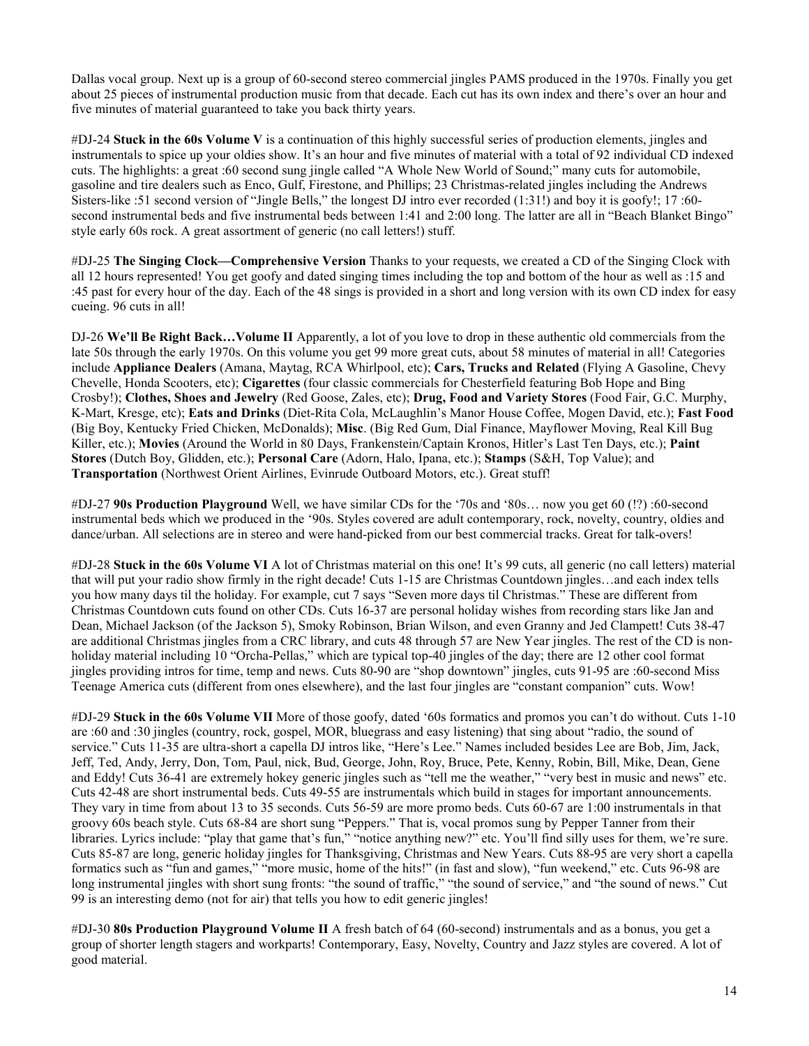Dallas vocal group. Next up is a group of 60-second stereo commercial jingles PAMS produced in the 1970s. Finally you get about 25 pieces of instrumental production music from that decade. Each cut has its own index and there's over an hour and five minutes of material guaranteed to take you back thirty years.

#DJ-24 **Stuck in the 60s Volume V** is a continuation of this highly successful series of production elements, jingles and instrumentals to spice up your oldies show. It's an hour and five minutes of material with a total of 92 individual CD indexed cuts. The highlights: a great :60 second sung jingle called "A Whole New World of Sound;" many cuts for automobile, gasoline and tire dealers such as Enco, Gulf, Firestone, and Phillips; 23 Christmas-related jingles including the Andrews Sisters-like :51 second version of "Jingle Bells," the longest DJ intro ever recorded (1:31!) and boy it is goofy!; 17 :60-second instrumental beds and five instrumental beds between 1:41 and 2:00 long. The latter are all in "Beach Blanket Bingo" style early 60s rock. A great assortment of generic (no call letters!) stuff.

#DJ-25 **The Singing Clock—Comprehensive Version** Thanks to your requests, we created a CD of the Singing Clock with all 12 hours represented! You get goofy and dated singing times including the top and bottom of the hour as well as :15 and :45 past for every hour of the day. Each of the 48 sings is provided in a short and long version with its own CD index for easy cueing. 96 cuts in all!

DJ-26 **We'll Be Right Back…Volume II** Apparently, a lot of you love to drop in these authentic old commercials from the late 50s through the early 1970s. On this volume you get 99 more great cuts, about 58 minutes of material in all! Categories include **Appliance Dealers** (Amana, Maytag, RCA Whirlpool, etc); **Cars, Trucks and Related** (Flying A Gasoline, Chevy Chevelle, Honda Scooters, etc); **Cigarettes** (four classic commercials for Chesterfield featuring Bob Hope and Bing Crosby!); **Clothes, Shoes and Jewelry** (Red Goose, Zales, etc); **Drug, Food and Variety Stores** (Food Fair, G.C. Murphy, K-Mart, Kresge, etc); **Eats and Drinks** (Diet-Rita Cola, McLaughlin's Manor House Coffee, Mogen David, etc.); **Fast Food** (Big Boy, Kentucky Fried Chicken, McDonalds); **Misc**. (Big Red Gum, Dial Finance, Mayflower Moving, Real Kill Bug Killer, etc.); **Movies** (Around the World in 80 Days, Frankenstein/Captain Kronos, Hitler's Last Ten Days, etc.); **Paint Stores** (Dutch Boy, Glidden, etc.); **Personal Care** (Adorn, Halo, Ipana, etc.); **Stamps** (S&H, Top Value); and **Transportation** (Northwest Orient Airlines, Evinrude Outboard Motors, etc.). Great stuff!

#DJ-27 **90s Production Playground** Well, we have similar CDs for the '70s and '80s… now you get 60 (!?) :60-second instrumental beds which we produced in the '90s. Styles covered are adult contemporary, rock, novelty, country, oldies and dance/urban. All selections are in stereo and were hand-picked from our best commercial tracks. Great for talk-overs!

#DJ-28 **Stuck in the 60s Volume VI** A lot of Christmas material on this one! It's 99 cuts, all generic (no call letters) material that will put your radio show firmly in the right decade! Cuts 1-15 are Christmas Countdown jingles…and each index tells you how many days til the holiday. For example, cut 7 says "Seven more days til Christmas." These are different from Christmas Countdown cuts found on other CDs. Cuts 16-37 are personal holiday wishes from recording stars like Jan and Dean, Michael Jackson (of the Jackson 5), Smoky Robinson, Brian Wilson, and even Granny and Jed Clampett! Cuts 38-47 are additional Christmas jingles from a CRC library, and cuts 48 through 57 are New Year jingles. The rest of the CD is non-holiday material including 10 "Orcha-Pellas," which are typical top-40 jingles of the day; there are 12 other cool format jingles providing intros for time, temp and news. Cuts 80-90 are "shop downtown" jingles, cuts 91-95 are :60-second Miss Teenage America cuts (different from ones elsewhere), and the last four jingles are "constant companion" cuts. Wow!

#DJ-29 **Stuck in the 60s Volume VII** More of those goofy, dated '60s formatics and promos you can't do without. Cuts 1-10 are :60 and :30 jingles (country, rock, gospel, MOR, bluegrass and easy listening) that sing about "radio, the sound of service." Cuts 11-35 are ultra-short a capella DJ intros like, "Here's Lee." Names included besides Lee are Bob, Jim, Jack, Jeff, Ted, Andy, Jerry, Don, Tom, Paul, nick, Bud, George, John, Roy, Bruce, Pete, Kenny, Robin, Bill, Mike, Dean, Gene and Eddy! Cuts 36-41 are extremely hokey generic jingles such as "tell me the weather," "very best in music and news" etc. Cuts 42-48 are short instrumental beds. Cuts 49-55 are instrumentals which build in stages for important announcements. They vary in time from about 13 to 35 seconds. Cuts 56-59 are more promo beds. Cuts 60-67 are 1:00 instrumentals in that groovy 60s beach style. Cuts 68-84 are short sung "Peppers." That is, vocal promos sung by Pepper Tanner from their libraries. Lyrics include: "play that game that's fun," "notice anything new?" etc. You'll find silly uses for them, we're sure. Cuts 85-87 are long, generic holiday jingles for Thanksgiving, Christmas and New Years. Cuts 88-95 are very short a capella formatics such as "fun and games," "more music, home of the hits!" (in fast and slow), "fun weekend," etc. Cuts 96-98 are long instrumental jingles with short sung fronts: "the sound of traffic," "the sound of service," and "the sound of news." Cut 99 is an interesting demo (not for air) that tells you how to edit generic jingles!

#DJ-30 **80s Production Playground Volume II** A fresh batch of 64 (60-second) instrumentals and as a bonus, you get a group of shorter length stagers and workparts! Contemporary, Easy, Novelty, Country and Jazz styles are covered. A lot of good material.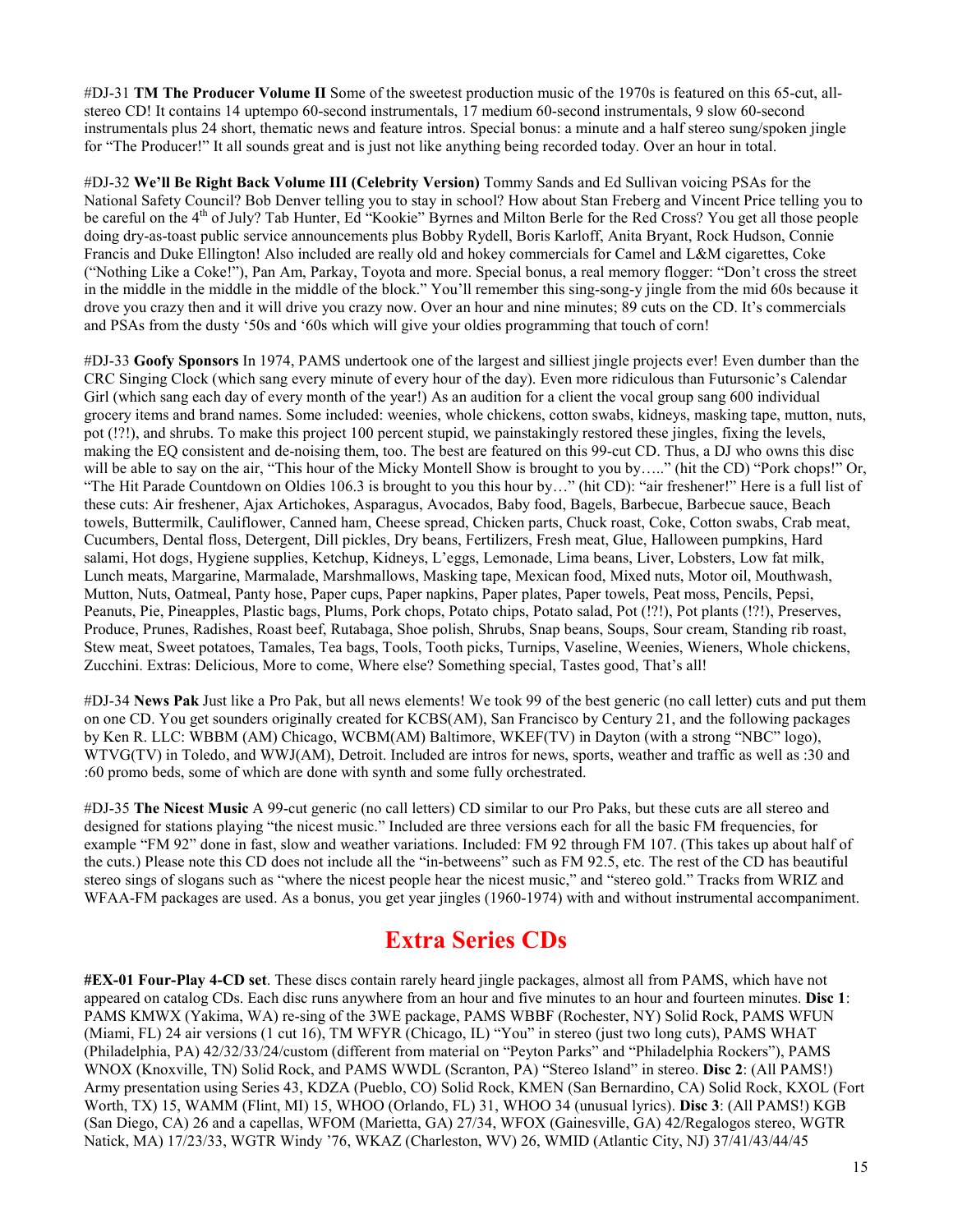#DJ-31 **TM The Producer Volume II** Some of the sweetest production music of the 1970s is featured on this 65-cut, all-stereo CD! It contains 14 uptempo 60-second instrumentals, 17 medium 60-second instrumentals, 9 slow 60-second instrumentals plus 24 short, thematic news and feature intros. Special bonus: a minute and a half stereo sung/spoken jingle for "The Producer!" It all sounds great and is just not like anything being recorded today. Over an hour in total.

#DJ-32 **We'll Be Right Back Volume III (Celebrity Version)** Tommy Sands and Ed Sullivan voicing PSAs for the National Safety Council? Bob Denver telling you to stay in school? How about Stan Freberg and Vincent Price telling you to be careful on the 4th of July? Tab Hunter, Ed "Kookie" Byrnes and Milton Berle for the Red Cross? You get all those people doing dry-as-toast public service announcements plus Bobby Rydell, Boris Karloff, Anita Bryant, Rock Hudson, Connie Francis and Duke Ellington! Also included are really old and hokey commercials for Camel and L&M cigarettes, Coke ("Nothing Like a Coke!"), Pan Am, Parkay, Toyota and more. Special bonus, a real memory flogger: "Don't cross the street in the middle in the middle in the middle of the block." You'll remember this sing-song-y jingle from the mid 60s because it drove you crazy then and it will drive you crazy now. Over an hour and nine minutes; 89 cuts on the CD. It's commercials and PSAs from the dusty '50s and '60s which will give your oldies programming that touch of corn!

#DJ-33 **Goofy Sponsors** In 1974, PAMS undertook one of the largest and silliest jingle projects ever! Even dumber than the CRC Singing Clock (which sang every minute of every hour of the day). Even more ridiculous than Futursonic's Calendar Girl (which sang each day of every month of the year!) As an audition for a client the vocal group sang 600 individual grocery items and brand names. Some included: weenies, whole chickens, cotton swabs, kidneys, masking tape, mutton, nuts, pot (!?!), and shrubs. To make this project 100 percent stupid, we painstakingly restored these jingles, fixing the levels, making the EQ consistent and de-noising them, too. The best are featured on this 99-cut CD. Thus, a DJ who owns this disc will be able to say on the air, "This hour of the Micky Montell Show is brought to you by….." (hit the CD) "Pork chops!" Or, "The Hit Parade Countdown on Oldies 106.3 is brought to you this hour by…" (hit CD): "air freshener!" Here is a full list of these cuts: Air freshener, Ajax Artichokes, Asparagus, Avocados, Baby food, Bagels, Barbecue, Barbecue sauce, Beach towels, Buttermilk, Cauliflower, Canned ham, Cheese spread, Chicken parts, Chuck roast, Coke, Cotton swabs, Crab meat, Cucumbers, Dental floss, Detergent, Dill pickles, Dry beans, Fertilizers, Fresh meat, Glue, Halloween pumpkins, Hard salami, Hot dogs, Hygiene supplies, Ketchup, Kidneys, L'eggs, Lemonade, Lima beans, Liver, Lobsters, Low fat milk, Lunch meats, Margarine, Marmalade, Marshmallows, Masking tape, Mexican food, Mixed nuts, Motor oil, Mouthwash, Mutton, Nuts, Oatmeal, Panty hose, Paper cups, Paper napkins, Paper plates, Paper towels, Peat moss, Pencils, Pepsi, Peanuts, Pie, Pineapples, Plastic bags, Plums, Pork chops, Potato chips, Potato salad, Pot (!?!), Pot plants (!?!), Preserves, Produce, Prunes, Radishes, Roast beef, Rutabaga, Shoe polish, Shrubs, Snap beans, Soups, Sour cream, Standing rib roast, Stew meat, Sweet potatoes, Tamales, Tea bags, Tools, Tooth picks, Turnips, Vaseline, Weenies, Wieners, Whole chickens, Zucchini. Extras: Delicious, More to come, Where else? Something special, Tastes good, That's all!

#DJ-34 **News Pak** Just like a Pro Pak, but all news elements! We took 99 of the best generic (no call letter) cuts and put them on one CD. You get sounders originally created for KCBS(AM), San Francisco by Century 21, and the following packages by Ken R. LLC: WBBM (AM) Chicago, WCBM(AM) Baltimore, WKEF(TV) in Dayton (with a strong "NBC" logo), WTVG(TV) in Toledo, and WWJ(AM), Detroit. Included are intros for news, sports, weather and traffic as well as :30 and :60 promo beds, some of which are done with synth and some fully orchestrated.

#DJ-35 **The Nicest Music** A 99-cut generic (no call letters) CD similar to our Pro Paks, but these cuts are all stereo and designed for stations playing "the nicest music." Included are three versions each for all the basic FM frequencies, for example "FM 92" done in fast, slow and weather variations. Included: FM 92 through FM 107. (This takes up about half of the cuts.) Please note this CD does not include all the "in-betweens" such as FM 92.5, etc. The rest of the CD has beautiful stereo sings of slogans such as "where the nicest people hear the nicest music," and "stereo gold." Tracks from WRIZ and WFAA-FM packages are used. As a bonus, you get year jingles (1960-1974) with and without instrumental accompaniment.

## Extra Series CDs

**#EX-01 Four-Play 4-CD set**. These discs contain rarely heard jingle packages, almost all from PAMS, which have not appeared on catalog CDs. Each disc runs anywhere from an hour and five minutes to an hour and fourteen minutes. **Disc 1**: PAMS KMWX (Yakima, WA) re-sing of the 3WE package, PAMS WBBF (Rochester, NY) Solid Rock, PAMS WFUN (Miami, FL) 24 air versions (1 cut 16), TM WFYR (Chicago, IL) "You" in stereo (just two long cuts), PAMS WHAT (Philadelphia, PA) 42/32/33/24/custom (different from material on "Peyton Parks" and "Philadelphia Rockers"), PAMS WNOX (Knoxville, TN) Solid Rock, and PAMS WWDL (Scranton, PA) "Stereo Island" in stereo. **Disc 2**: (All PAMS!) Army presentation using Series 43, KDZA (Pueblo, CO) Solid Rock, KMEN (San Bernardino, CA) Solid Rock, KXOL (Fort Worth, TX) 15, WAMM (Flint, MI) 15, WHOO (Orlando, FL) 31, WHOO 34 (unusual lyrics). **Disc 3**: (All PAMS!) KGB (San Diego, CA) 26 and a capellas, WFOM (Marietta, GA) 27/34, WFOX (Gainesville, GA) 42/Regalogos stereo, WGTR Natick, MA) 17/23/33, WGTR Windy '76, WKAZ (Charleston, WV) 26, WMID (Atlantic City, NJ) 37/41/43/44/45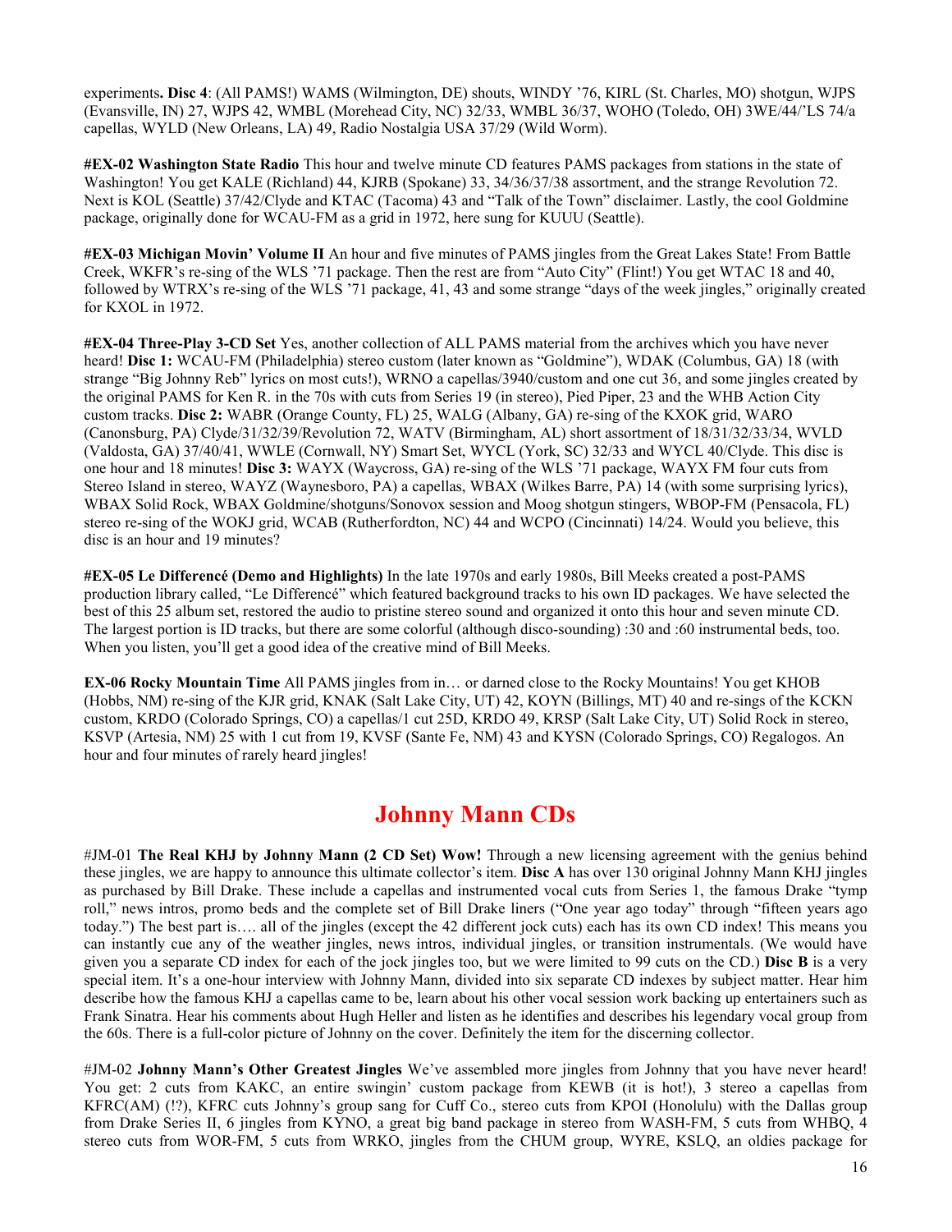experiments**. Disc 4**: (All PAMS!) WAMS (Wilmington, DE) shouts, WINDY '76, KIRL (St. Charles, MO) shotgun, WJPS (Evansville, IN) 27, WJPS 42, WMBL (Morehead City, NC) 32/33, WMBL 36/37, WOHO (Toledo, OH) 3WE/44/'LS 74/a capellas, WYLD (New Orleans, LA) 49, Radio Nostalgia USA 37/29 (Wild Worm).

**#EX-02 Washington State Radio** This hour and twelve minute CD features PAMS packages from stations in the state of Washington! You get KALE (Richland) 44, KJRB (Spokane) 33, 34/36/37/38 assortment, and the strange Revolution 72. Next is KOL (Seattle) 37/42/Clyde and KTAC (Tacoma) 43 and "Talk of the Town" disclaimer. Lastly, the cool Goldmine package, originally done for WCAU-FM as a grid in 1972, here sung for KUUU (Seattle).

**#EX-03 Michigan Movin' Volume II** An hour and five minutes of PAMS jingles from the Great Lakes State! From Battle Creek, WKFR's re-sing of the WLS '71 package. Then the rest are from "Auto City" (Flint!) You get WTAC 18 and 40, followed by WTRX's re-sing of the WLS '71 package, 41, 43 and some strange "days of the week jingles," originally created for KXOL in 1972.

**#EX-04 Three-Play 3-CD Set** Yes, another collection of ALL PAMS material from the archives which you have never heard! **Disc 1:** WCAU-FM (Philadelphia) stereo custom (later known as "Goldmine"), WDAK (Columbus, GA) 18 (with strange "Big Johnny Reb" lyrics on most cuts!), WRNO a capellas/3940/custom and one cut 36, and some jingles created by the original PAMS for Ken R. in the 70s with cuts from Series 19 (in stereo), Pied Piper, 23 and the WHB Action City custom tracks. **Disc 2:** WABR (Orange County, FL) 25, WALG (Albany, GA) re-sing of the KXOK grid, WARO (Canonsburg, PA) Clyde/31/32/39/Revolution 72, WATV (Birmingham, AL) short assortment of 18/31/32/33/34, WVLD (Valdosta, GA) 37/40/41, WWLE (Cornwall, NY) Smart Set, WYCL (York, SC) 32/33 and WYCL 40/Clyde. This disc is one hour and 18 minutes! **Disc 3:** WAYX (Waycross, GA) re-sing of the WLS '71 package, WAYX FM four cuts from Stereo Island in stereo, WAYZ (Waynesboro, PA) a capellas, WBAX (Wilkes Barre, PA) 14 (with some surprising lyrics), WBAX Solid Rock, WBAX Goldmine/shotguns/Sonovox session and Moog shotgun stingers, WBOP-FM (Pensacola, FL) stereo re-sing of the WOKJ grid, WCAB (Rutherfordton, NC) 44 and WCPO (Cincinnati) 14/24. Would you believe, this disc is an hour and 19 minutes?

**#EX-05 Le Differencé (Demo and Highlights)** In the late 1970s and early 1980s, Bill Meeks created a post-PAMS production library called, "Le Differencé" which featured background tracks to his own ID packages. We have selected the best of this 25 album set, restored the audio to pristine stereo sound and organized it onto this hour and seven minute CD. The largest portion is ID tracks, but there are some colorful (although disco-sounding) :30 and :60 instrumental beds, too. When you listen, you'll get a good idea of the creative mind of Bill Meeks.

**EX-06 Rocky Mountain Time** All PAMS jingles from in… or darned close to the Rocky Mountains! You get KHOB (Hobbs, NM) re-sing of the KJR grid, KNAK (Salt Lake City, UT) 42, KOYN (Billings, MT) 40 and re-sings of the KCKN custom, KRDO (Colorado Springs, CO) a capellas/1 cut 25D, KRDO 49, KRSP (Salt Lake City, UT) Solid Rock in stereo, KSVP (Artesia, NM) 25 with 1 cut from 19, KVSF (Sante Fe, NM) 43 and KYSN (Colorado Springs, CO) Regalogos. An hour and four minutes of rarely heard jingles!

## Johnny Mann CDs

#JM-01 **The Real KHJ by Johnny Mann (2 CD Set) Wow!** Through a new licensing agreement with the genius behind these jingles, we are happy to announce this ultimate collector's item. **Disc A** has over 130 original Johnny Mann KHJ jingles as purchased by Bill Drake. These include a capellas and instrumented vocal cuts from Series 1, the famous Drake "tymp roll," news intros, promo beds and the complete set of Bill Drake liners ("One year ago today" through "fifteen years ago today.") The best part is…. all of the jingles (except the 42 different jock cuts) each has its own CD index! This means you can instantly cue any of the weather jingles, news intros, individual jingles, or transition instrumentals. (We would have given you a separate CD index for each of the jock jingles too, but we were limited to 99 cuts on the CD.) **Disc B** is a very special item. It's a one-hour interview with Johnny Mann, divided into six separate CD indexes by subject matter. Hear him describe how the famous KHJ a capellas came to be, learn about his other vocal session work backing up entertainers such as Frank Sinatra. Hear his comments about Hugh Heller and listen as he identifies and describes his legendary vocal group from the 60s. There is a full-color picture of Johnny on the cover. Definitely the item for the discerning collector.

#JM-02 **Johnny Mann's Other Greatest Jingles** We've assembled more jingles from Johnny that you have never heard! You get: 2 cuts from KAKC, an entire swingin' custom package from KEWB (it is hot!), 3 stereo a capellas from KFRC(AM) (!?), KFRC cuts Johnny's group sang for Cuff Co., stereo cuts from KPOI (Honolulu) with the Dallas group from Drake Series II, 6 jingles from KYNO, a great big band package in stereo from WASH-FM, 5 cuts from WHBQ, 4 stereo cuts from WOR-FM, 5 cuts from WRKO, jingles from the CHUM group, WYRE, KSLQ, an oldies package for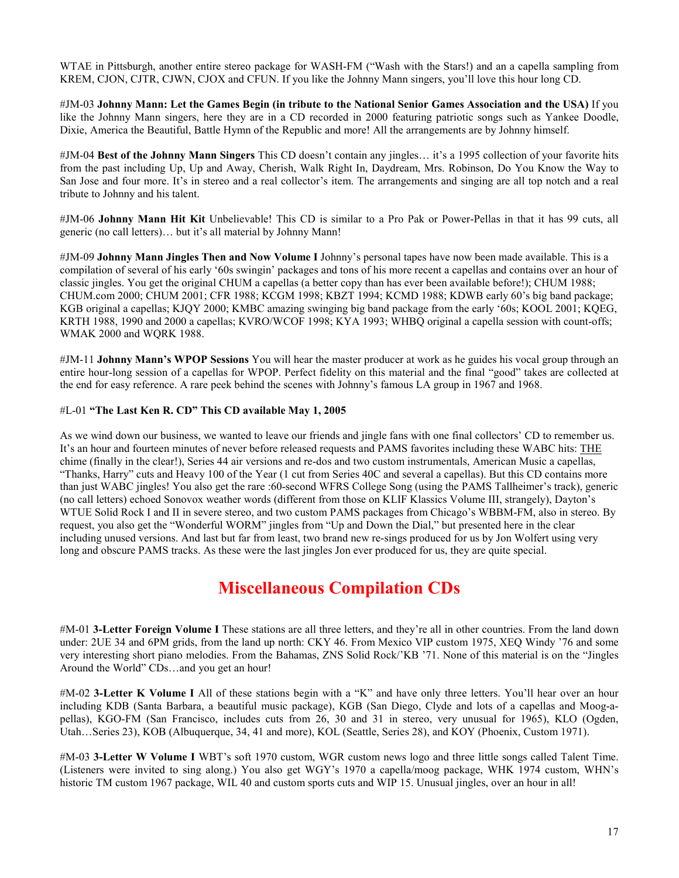WTAE in Pittsburgh, another entire stereo package for WASH-FM ("Wash with the Stars!) and an a capella sampling from KREM, CJON, CJTR, CJWN, CJOX and CFUN. If you like the Johnny Mann singers, you'll love this hour long CD.

#JM-03 **Johnny Mann: Let the Games Begin (in tribute to the National Senior Games Association and the USA)** If you like the Johnny Mann singers, here they are in a CD recorded in 2000 featuring patriotic songs such as Yankee Doodle, Dixie, America the Beautiful, Battle Hymn of the Republic and more! All the arrangements are by Johnny himself.

#JM-04 **Best of the Johnny Mann Singers** This CD doesn't contain any jingles… it's a 1995 collection of your favorite hits from the past including Up, Up and Away, Cherish, Walk Right In, Daydream, Mrs. Robinson, Do You Know the Way to San Jose and four more. It's in stereo and a real collector's item. The arrangements and singing are all top notch and a real tribute to Johnny and his talent.

#JM-06 **Johnny Mann Hit Kit** Unbelievable! This CD is similar to a Pro Pak or Power-Pellas in that it has 99 cuts, all generic (no call letters)… but it's all material by Johnny Mann!

#JM-09 **Johnny Mann Jingles Then and Now Volume I** Johnny's personal tapes have now been made available. This is a compilation of several of his early '60s swingin' packages and tons of his more recent a capellas and contains over an hour of classic jingles. You get the original CHUM a capellas (a better copy than has ever been available before!); CHUM 1988; CHUM.com 2000; CHUM 2001; CFR 1988; KCGM 1998; KBZT 1994; KCMD 1988; KDWB early 60's big band package; KGB original a capellas; KJQY 2000; KMBC amazing swinging big band package from the early '60s; KOOL 2001; KQEG, KRTH 1988, 1990 and 2000 a capellas; KVRO/WCOF 1998; KYA 1993; WHBQ original a capella session with count-offs; WMAK 2000 and WQRK 1988.

#JM-11 **Johnny Mann's WPOP Sessions** You will hear the master producer at work as he guides his vocal group through an entire hour-long session of a capellas for WPOP. Perfect fidelity on this material and the final "good" takes are collected at the end for easy reference. A rare peek behind the scenes with Johnny's famous LA group in 1967 and 1968.

#L-01 **"The Last Ken R. CD" This CD available May 1, 2005**

As we wind down our business, we wanted to leave our friends and jingle fans with one final collectors' CD to remember us. It's an hour and fourteen minutes of never before released requests and PAMS favorites including these WABC hits: THE chime (finally in the clear!), Series 44 air versions and re-dos and two custom instrumentals, American Music a capellas, "Thanks, Harry" cuts and Heavy 100 of the Year (1 cut from Series 40C and several a capellas). But this CD contains more than just WABC jingles! You also get the rare :60-second WFRS College Song (using the PAMS Tallheimer's track), generic (no call letters) echoed Sonovox weather words (different from those on KLIF Klassics Volume III, strangely), Dayton's WTUE Solid Rock I and II in severe stereo, and two custom PAMS packages from Chicago's WBBM-FM, also in stereo. By request, you also get the "Wonderful WORM" jingles from "Up and Down the Dial," but presented here in the clear including unused versions. And last but far from least, two brand new re-sings produced for us by Jon Wolfert using very long and obscure PAMS tracks. As these were the last jingles Jon ever produced for us, they are quite special.

# Miscellaneous Compilation CDs

#M-01 **3-Letter Foreign Volume I** These stations are all three letters, and they're all in other countries. From the land down under: 2UE 34 and 6PM grids, from the land up north: CKY 46. From Mexico VIP custom 1975, XEQ Windy '76 and some very interesting short piano melodies. From the Bahamas, ZNS Solid Rock/'KB '71. None of this material is on the "Jingles Around the World" CDs…and you get an hour!

#M-02 **3-Letter K Volume I** All of these stations begin with a "K" and have only three letters. You'll hear over an hour including KDB (Santa Barbara, a beautiful music package), KGB (San Diego, Clyde and lots of a capellas and Moog-a-pellas), KGO-FM (San Francisco, includes cuts from 26, 30 and 31 in stereo, very unusual for 1965), KLO (Ogden, Utah…Series 23), KOB (Albuquerque, 34, 41 and more), KOL (Seattle, Series 28), and KOY (Phoenix, Custom 1971).

#M-03 **3-Letter W Volume I** WBT's soft 1970 custom, WGR custom news logo and three little songs called Talent Time. (Listeners were invited to sing along.) You also get WGY's 1970 a capella/moog package, WHK 1974 custom, WHN's historic TM custom 1967 package, WIL 40 and custom sports cuts and WIP 15. Unusual jingles, over an hour in all!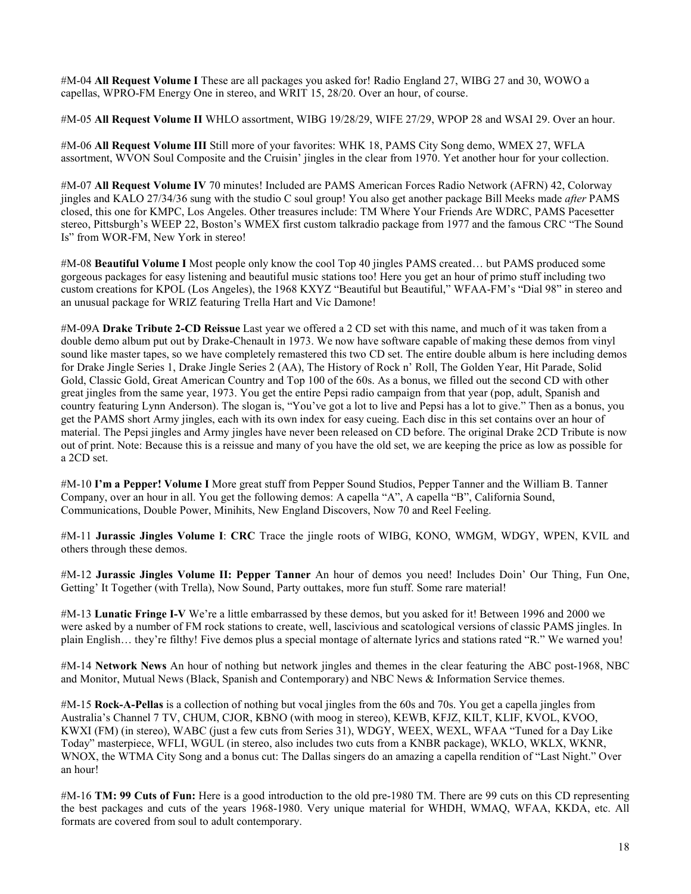#M-04 **All Request Volume I** These are all packages you asked for! Radio England 27, WIBG 27 and 30, WOWO a capellas, WPRO-FM Energy One in stereo, and WRIT 15, 28/20. Over an hour, of course.

#M-05 **All Request Volume II** WHLO assortment, WIBG 19/28/29, WIFE 27/29, WPOP 28 and WSAI 29. Over an hour.

#M-06 **All Request Volume III** Still more of your favorites: WHK 18, PAMS City Song demo, WMEX 27, WFLA assortment, WVON Soul Composite and the Cruisin' jingles in the clear from 1970. Yet another hour for your collection.

#M-07 **All Request Volume IV** 70 minutes! Included are PAMS American Forces Radio Network (AFRN) 42, Colorway jingles and KALO 27/34/36 sung with the studio C soul group! You also get another package Bill Meeks made *after* PAMS closed, this one for KMPC, Los Angeles. Other treasures include: TM Where Your Friends Are WDRC, PAMS Pacesetter stereo, Pittsburgh's WEEP 22, Boston's WMEX first custom talkradio package from 1977 and the famous CRC "The Sound Is" from WOR-FM, New York in stereo!

#M-08 **Beautiful Volume I** Most people only know the cool Top 40 jingles PAMS created… but PAMS produced some gorgeous packages for easy listening and beautiful music stations too! Here you get an hour of primo stuff including two custom creations for KPOL (Los Angeles), the 1968 KXYZ "Beautiful but Beautiful," WFAA-FM's "Dial 98" in stereo and an unusual package for WRIZ featuring Trella Hart and Vic Damone!

#M-09A **Drake Tribute 2-CD Reissue** Last year we offered a 2 CD set with this name, and much of it was taken from a double demo album put out by Drake-Chenault in 1973. We now have software capable of making these demos from vinyl sound like master tapes, so we have completely remastered this two CD set. The entire double album is here including demos for Drake Jingle Series 1, Drake Jingle Series 2 (AA), The History of Rock n' Roll, The Golden Year, Hit Parade, Solid Gold, Classic Gold, Great American Country and Top 100 of the 60s. As a bonus, we filled out the second CD with other great jingles from the same year, 1973. You get the entire Pepsi radio campaign from that year (pop, adult, Spanish and country featuring Lynn Anderson). The slogan is, "You've got a lot to live and Pepsi has a lot to give." Then as a bonus, you get the PAMS short Army jingles, each with its own index for easy cueing. Each disc in this set contains over an hour of material. The Pepsi jingles and Army jingles have never been released on CD before. The original Drake 2CD Tribute is now out of print. Note: Because this is a reissue and many of you have the old set, we are keeping the price as low as possible for a 2CD set.

#M-10 **I'm a Pepper! Volume I** More great stuff from Pepper Sound Studios, Pepper Tanner and the William B. Tanner Company, over an hour in all. You get the following demos: A capella "A", A capella "B", California Sound, Communications, Double Power, Minihits, New England Discovers, Now 70 and Reel Feeling.

#M-11 **Jurassic Jingles Volume I**: **CRC** Trace the jingle roots of WIBG, KONO, WMGM, WDGY, WPEN, KVIL and others through these demos.

#M-12 **Jurassic Jingles Volume II: Pepper Tanner** An hour of demos you need! Includes Doin' Our Thing, Fun One, Getting' It Together (with Trella), Now Sound, Party outtakes, more fun stuff. Some rare material!

#M-13 **Lunatic Fringe I-V** We're a little embarrassed by these demos, but you asked for it! Between 1996 and 2000 we were asked by a number of FM rock stations to create, well, lascivious and scatological versions of classic PAMS jingles. In plain English… they're filthy! Five demos plus a special montage of alternate lyrics and stations rated "R." We warned you!

#M-14 **Network News** An hour of nothing but network jingles and themes in the clear featuring the ABC post-1968, NBC and Monitor, Mutual News (Black, Spanish and Contemporary) and NBC News & Information Service themes.

#M-15 **Rock-A-Pellas** is a collection of nothing but vocal jingles from the 60s and 70s. You get a capella jingles from Australia's Channel 7 TV, CHUM, CJOR, KBNO (with moog in stereo), KEWB, KFJZ, KILT, KLIF, KVOL, KVOO, KWXI (FM) (in stereo), WABC (just a few cuts from Series 31), WDGY, WEEX, WEXL, WFAA "Tuned for a Day Like Today" masterpiece, WFLI, WGUL (in stereo, also includes two cuts from a KNBR package), WKLO, WKLX, WKNR, WNOX, the WTMA City Song and a bonus cut: The Dallas singers do an amazing a capella rendition of "Last Night." Over an hour!

#M-16 **TM: 99 Cuts of Fun:** Here is a good introduction to the old pre-1980 TM. There are 99 cuts on this CD representing the best packages and cuts of the years 1968-1980. Very unique material for WHDH, WMAQ, WFAA, KKDA, etc. All formats are covered from soul to adult contemporary.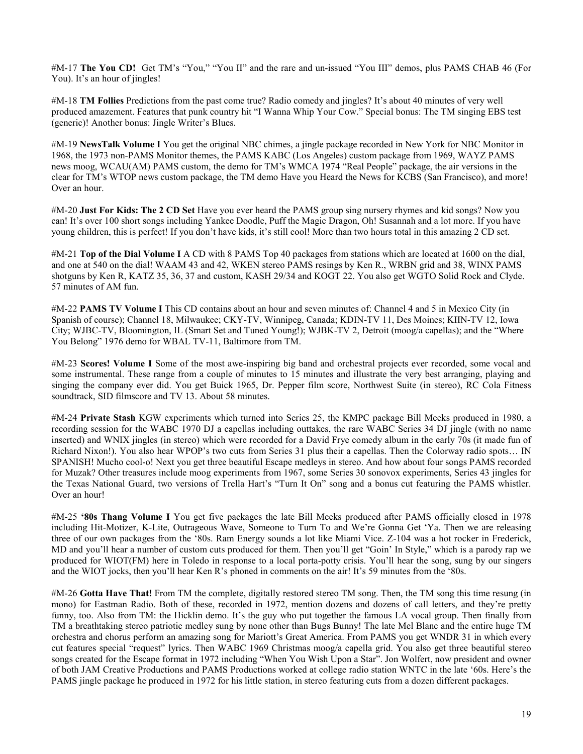#M-17 **The You CD!** Get TM's "You," "You II" and the rare and un-issued "You III" demos, plus PAMS CHAB 46 (For You). It's an hour of jingles!

#M-18 **TM Follies** Predictions from the past come true? Radio comedy and jingles? It's about 40 minutes of very well produced amazement. Features that punk country hit "I Wanna Whip Your Cow." Special bonus: The TM singing EBS test (generic)! Another bonus: Jingle Writer's Blues.

#M-19 **NewsTalk Volume I** You get the original NBC chimes, a jingle package recorded in New York for NBC Monitor in 1968, the 1973 non-PAMS Monitor themes, the PAMS KABC (Los Angeles) custom package from 1969, WAYZ PAMS news moog, WCAU(AM) PAMS custom, the demo for TM's WMCA 1974 "Real People" package, the air versions in the clear for TM's WTOP news custom package, the TM demo Have you Heard the News for KCBS (San Francisco), and more! Over an hour.

#M-20 **Just For Kids: The 2 CD Set** Have you ever heard the PAMS group sing nursery rhymes and kid songs? Now you can! It's over 100 short songs including Yankee Doodle, Puff the Magic Dragon, Oh! Susannah and a lot more. If you have young children, this is perfect! If you don't have kids, it's still cool! More than two hours total in this amazing 2 CD set.

#M-21 **Top of the Dial Volume I** A CD with 8 PAMS Top 40 packages from stations which are located at 1600 on the dial, and one at 540 on the dial! WAAM 43 and 42, WKEN stereo PAMS resings by Ken R., WRBN grid and 38, WINX PAMS shotguns by Ken R, KATZ 35, 36, 37 and custom, KASH 29/34 and KOGT 22. You also get WGTO Solid Rock and Clyde. 57 minutes of AM fun.

#M-22 **PAMS TV Volume I** This CD contains about an hour and seven minutes of: Channel 4 and 5 in Mexico City (in Spanish of course); Channel 18, Milwaukee; CKY-TV, Winnipeg, Canada; KDIN-TV 11, Des Moines; KIIN-TV 12, Iowa City; WJBC-TV, Bloomington, IL (Smart Set and Tuned Young!); WJBK-TV 2, Detroit (moog/a capellas); and the "Where You Belong" 1976 demo for WBAL TV-11, Baltimore from TM.

#M-23 **Scores! Volume I** Some of the most awe-inspiring big band and orchestral projects ever recorded, some vocal and some instrumental. These range from a couple of minutes to 15 minutes and illustrate the very best arranging, playing and singing the company ever did. You get Buick 1965, Dr. Pepper film score, Northwest Suite (in stereo), RC Cola Fitness soundtrack, SID filmscore and TV 13. About 58 minutes.

#M-24 **Private Stash** KGW experiments which turned into Series 25, the KMPC package Bill Meeks produced in 1980, a recording session for the WABC 1970 DJ a capellas including outtakes, the rare WABC Series 34 DJ jingle (with no name inserted) and WNIX jingles (in stereo) which were recorded for a David Frye comedy album in the early 70s (it made fun of Richard Nixon!). You also hear WPOP's two cuts from Series 31 plus their a capellas. Then the Colorway radio spots… IN SPANISH! Mucho cool-o! Next you get three beautiful Escape medleys in stereo. And how about four songs PAMS recorded for Muzak? Other treasures include moog experiments from 1967, some Series 30 sonovox experiments, Series 43 jingles for the Texas National Guard, two versions of Trella Hart's "Turn It On" song and a bonus cut featuring the PAMS whistler. Over an hour!

#M-25 **'80s Thang Volume I** You get five packages the late Bill Meeks produced after PAMS officially closed in 1978 including Hit-Motizer, K-Lite, Outrageous Wave, Someone to Turn To and We're Gonna Get 'Ya. Then we are releasing three of our own packages from the '80s. Ram Energy sounds a lot like Miami Vice. Z-104 was a hot rocker in Frederick, MD and you'll hear a number of custom cuts produced for them. Then you'll get "Goin' In Style," which is a parody rap we produced for WIOT(FM) here in Toledo in response to a local porta-potty crisis. You'll hear the song, sung by our singers and the WIOT jocks, then you'll hear Ken R's phoned in comments on the air! It's 59 minutes from the '80s.

#M-26 **Gotta Have That!** From TM the complete, digitally restored stereo TM song. Then, the TM song this time resung (in mono) for Eastman Radio. Both of these, recorded in 1972, mention dozens and dozens of call letters, and they're pretty funny, too. Also from TM: the Hicklin demo. It's the guy who put together the famous LA vocal group. Then finally from TM a breathtaking stereo patriotic medley sung by none other than Bugs Bunny! The late Mel Blanc and the entire huge TM orchestra and chorus perform an amazing song for Mariott's Great America. From PAMS you get WNDR 31 in which every cut features special "request" lyrics. Then WABC 1969 Christmas moog/a capella grid. You also get three beautiful stereo songs created for the Escape format in 1972 including "When You Wish Upon a Star". Jon Wolfert, now president and owner of both JAM Creative Productions and PAMS Productions worked at college radio station WNTC in the late '60s. Here's the PAMS jingle package he produced in 1972 for his little station, in stereo featuring cuts from a dozen different packages.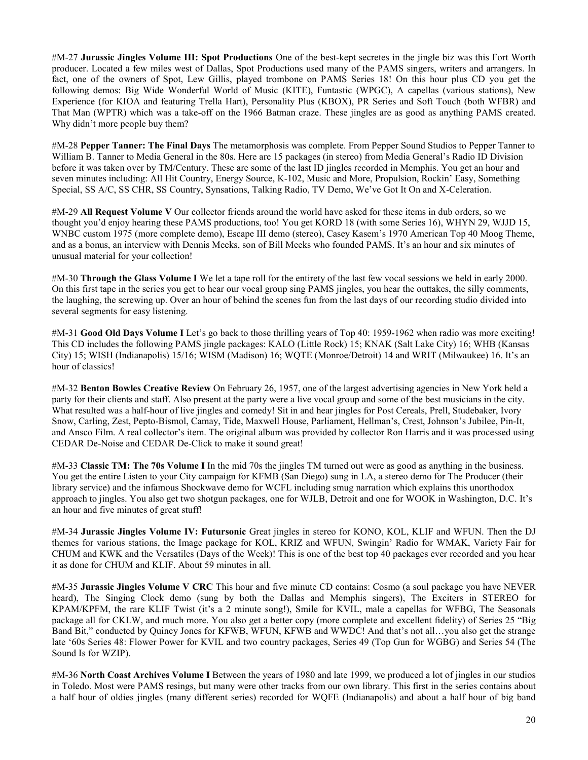#M-27 **Jurassic Jingles Volume III: Spot Productions** One of the best-kept secretes in the jingle biz was this Fort Worth producer. Located a few miles west of Dallas, Spot Productions used many of the PAMS singers, writers and arrangers. In fact, one of the owners of Spot, Lew Gillis, played trombone on PAMS Series 18! On this hour plus CD you get the following demos: Big Wide Wonderful World of Music (KITE), Funtastic (WPGC), A capellas (various stations), New Experience (for KIOA and featuring Trella Hart), Personality Plus (KBOX), PR Series and Soft Touch (both WFBR) and That Man (WPTR) which was a take-off on the 1966 Batman craze. These jingles are as good as anything PAMS created. Why didn't more people buy them?

#M-28 **Pepper Tanner: The Final Days** The metamorphosis was complete. From Pepper Sound Studios to Pepper Tanner to William B. Tanner to Media General in the 80s. Here are 15 packages (in stereo) from Media General's Radio ID Division before it was taken over by TM/Century. These are some of the last ID jingles recorded in Memphis. You get an hour and seven minutes including: All Hit Country, Energy Source, K-102, Music and More, Propulsion, Rockin' Easy, Something Special, SS A/C, SS CHR, SS Country, Synsations, Talking Radio, TV Demo, We've Got It On and X-Celeration.

#M-29 **All Request Volume V** Our collector friends around the world have asked for these items in dub orders, so we thought you'd enjoy hearing these PAMS productions, too! You get KORD 18 (with some Series 16), WHYN 29, WJJD 15, WNBC custom 1975 (more complete demo), Escape III demo (stereo), Casey Kasem's 1970 American Top 40 Moog Theme, and as a bonus, an interview with Dennis Meeks, son of Bill Meeks who founded PAMS. It's an hour and six minutes of unusual material for your collection!

#M-30 **Through the Glass Volume I** We let a tape roll for the entirety of the last few vocal sessions we held in early 2000. On this first tape in the series you get to hear our vocal group sing PAMS jingles, you hear the outtakes, the silly comments, the laughing, the screwing up. Over an hour of behind the scenes fun from the last days of our recording studio divided into several segments for easy listening.

#M-31 **Good Old Days Volume I** Let's go back to those thrilling years of Top 40: 1959-1962 when radio was more exciting! This CD includes the following PAMS jingle packages: KALO (Little Rock) 15; KNAK (Salt Lake City) 16; WHB (Kansas City) 15; WISH (Indianapolis) 15/16; WISM (Madison) 16; WQTE (Monroe/Detroit) 14 and WRIT (Milwaukee) 16. It's an hour of classics!

#M-32 **Benton Bowles Creative Review** On February 26, 1957, one of the largest advertising agencies in New York held a party for their clients and staff. Also present at the party were a live vocal group and some of the best musicians in the city. What resulted was a half-hour of live jingles and comedy! Sit in and hear jingles for Post Cereals, Prell, Studebaker, Ivory Snow, Carling, Zest, Pepto-Bismol, Camay, Tide, Maxwell House, Parliament, Hellman's, Crest, Johnson's Jubilee, Pin-It, and Ansco Film. A real collector's item. The original album was provided by collector Ron Harris and it was processed using CEDAR De-Noise and CEDAR De-Click to make it sound great!

#M-33 **Classic TM: The 70s Volume I** In the mid 70s the jingles TM turned out were as good as anything in the business. You get the entire Listen to your City campaign for KFMB (San Diego) sung in LA, a stereo demo for The Producer (their library service) and the infamous Shockwave demo for WCFL including smug narration which explains this unorthodox approach to jingles. You also get two shotgun packages, one for WJLB, Detroit and one for WOOK in Washington, D.C. It's an hour and five minutes of great stuff!

#M-34 **Jurassic Jingles Volume IV: Futursonic** Great jingles in stereo for KONO, KOL, KLIF and WFUN. Then the DJ themes for various stations, the Image package for KOL, KRIZ and WFUN, Swingin' Radio for WMAK, Variety Fair for CHUM and KWK and the Versatiles (Days of the Week)! This is one of the best top 40 packages ever recorded and you hear it as done for CHUM and KLIF. About 59 minutes in all.

#M-35 **Jurassic Jingles Volume V CRC** This hour and five minute CD contains: Cosmo (a soul package you have NEVER heard), The Singing Clock demo (sung by both the Dallas and Memphis singers), The Exciters in STEREO for KPAM/KPFM, the rare KLIF Twist (it's a 2 minute song!), Smile for KVIL, male a capellas for WFBG, The Seasonals package all for CKLW, and much more. You also get a better copy (more complete and excellent fidelity) of Series 25 "Big Band Bit," conducted by Quincy Jones for KFWB, WFUN, KFWB and WWDC! And that's not all…you also get the strange late '60s Series 48: Flower Power for KVIL and two country packages, Series 49 (Top Gun for WGBG) and Series 54 (The Sound Is for WZIP).

#M-36 **North Coast Archives Volume I** Between the years of 1980 and late 1999, we produced a lot of jingles in our studios in Toledo. Most were PAMS resings, but many were other tracks from our own library. This first in the series contains about a half hour of oldies jingles (many different series) recorded for WQFE (Indianapolis) and about a half hour of big band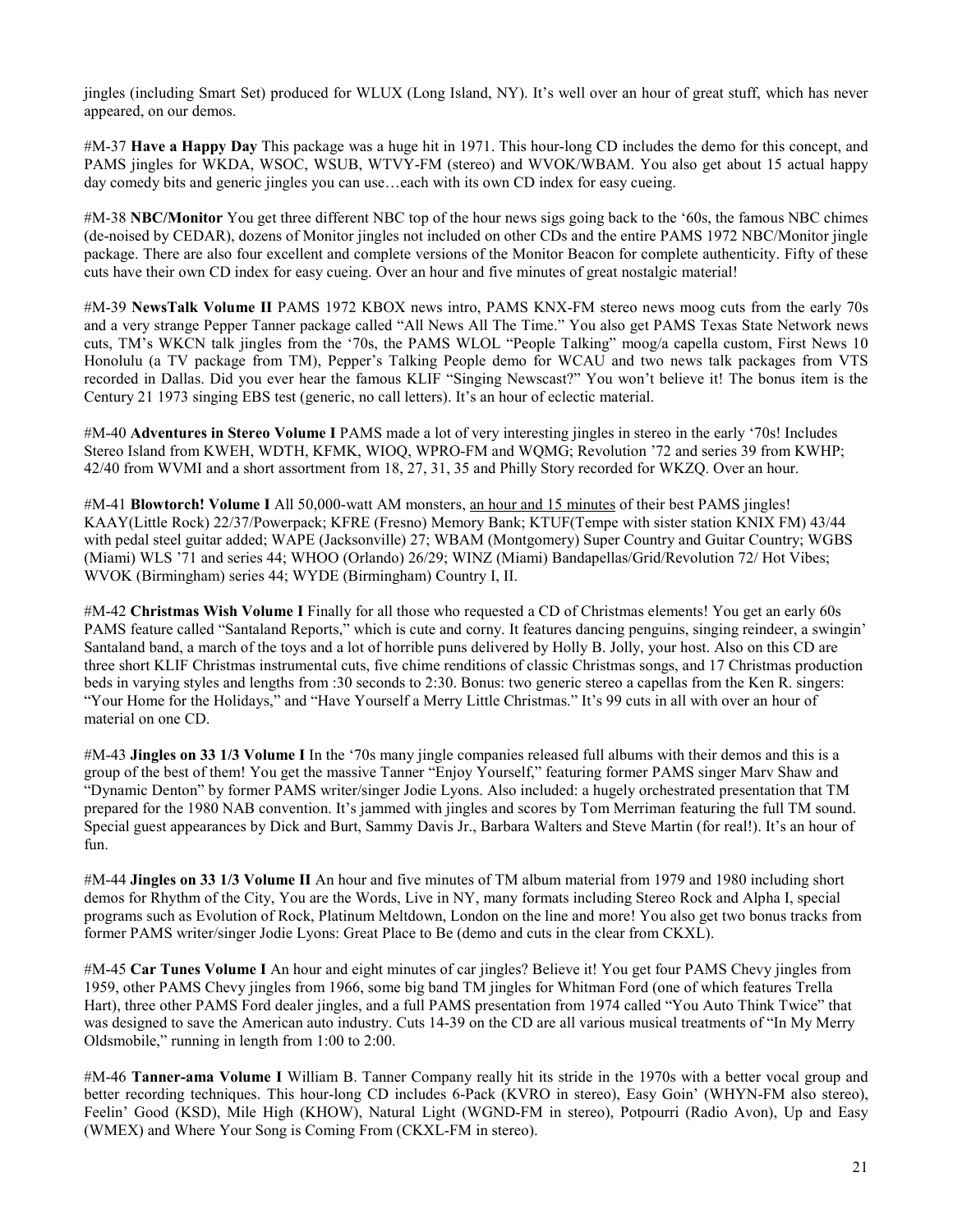jingles (including Smart Set) produced for WLUX (Long Island, NY). It's well over an hour of great stuff, which has never appeared, on our demos.

#M-37 **Have a Happy Day** This package was a huge hit in 1971. This hour-long CD includes the demo for this concept, and PAMS jingles for WKDA, WSOC, WSUB, WTVY-FM (stereo) and WVOK/WBAM. You also get about 15 actual happy day comedy bits and generic jingles you can use…each with its own CD index for easy cueing.

#M-38 **NBC/Monitor** You get three different NBC top of the hour news sigs going back to the '60s, the famous NBC chimes (de-noised by CEDAR), dozens of Monitor jingles not included on other CDs and the entire PAMS 1972 NBC/Monitor jingle package. There are also four excellent and complete versions of the Monitor Beacon for complete authenticity. Fifty of these cuts have their own CD index for easy cueing. Over an hour and five minutes of great nostalgic material!

#M-39 **NewsTalk Volume II** PAMS 1972 KBOX news intro, PAMS KNX-FM stereo news moog cuts from the early 70s and a very strange Pepper Tanner package called "All News All The Time." You also get PAMS Texas State Network news cuts, TM's WKCN talk jingles from the '70s, the PAMS WLOL "People Talking" moog/a capella custom, First News 10 Honolulu (a TV package from TM), Pepper's Talking People demo for WCAU and two news talk packages from VTS recorded in Dallas. Did you ever hear the famous KLIF "Singing Newscast?" You won't believe it! The bonus item is the Century 21 1973 singing EBS test (generic, no call letters). It's an hour of eclectic material.

#M-40 **Adventures in Stereo Volume I** PAMS made a lot of very interesting jingles in stereo in the early '70s! Includes Stereo Island from KWEH, WDTH, KFMK, WIOQ, WPRO-FM and WQMG; Revolution '72 and series 39 from KWHP; 42/40 from WVMI and a short assortment from 18, 27, 31, 35 and Philly Story recorded for WKZQ. Over an hour.

#M-41 **Blowtorch! Volume I** All 50,000-watt AM monsters, an hour and 15 minutes of their best PAMS jingles! KAAY(Little Rock) 22/37/Powerpack; KFRE (Fresno) Memory Bank; KTUF(Tempe with sister station KNIX FM) 43/44 with pedal steel guitar added; WAPE (Jacksonville) 27; WBAM (Montgomery) Super Country and Guitar Country; WGBS (Miami) WLS '71 and series 44; WHOO (Orlando) 26/29; WINZ (Miami) Bandapellas/Grid/Revolution 72/ Hot Vibes; WVOK (Birmingham) series 44; WYDE (Birmingham) Country I, II.

#M-42 **Christmas Wish Volume I** Finally for all those who requested a CD of Christmas elements! You get an early 60s PAMS feature called "Santaland Reports," which is cute and corny. It features dancing penguins, singing reindeer, a swingin' Santaland band, a march of the toys and a lot of horrible puns delivered by Holly B. Jolly, your host. Also on this CD are three short KLIF Christmas instrumental cuts, five chime renditions of classic Christmas songs, and 17 Christmas production beds in varying styles and lengths from :30 seconds to 2:30. Bonus: two generic stereo a capellas from the Ken R. singers: "Your Home for the Holidays," and "Have Yourself a Merry Little Christmas." It's 99 cuts in all with over an hour of material on one CD.

#M-43 **Jingles on 33 1/3 Volume I** In the '70s many jingle companies released full albums with their demos and this is a group of the best of them! You get the massive Tanner "Enjoy Yourself," featuring former PAMS singer Marv Shaw and "Dynamic Denton" by former PAMS writer/singer Jodie Lyons. Also included: a hugely orchestrated presentation that TM prepared for the 1980 NAB convention. It's jammed with jingles and scores by Tom Merriman featuring the full TM sound. Special guest appearances by Dick and Burt, Sammy Davis Jr., Barbara Walters and Steve Martin (for real!). It's an hour of fun.

#M-44 **Jingles on 33 1/3 Volume II** An hour and five minutes of TM album material from 1979 and 1980 including short demos for Rhythm of the City, You are the Words, Live in NY, many formats including Stereo Rock and Alpha I, special programs such as Evolution of Rock, Platinum Meltdown, London on the line and more! You also get two bonus tracks from former PAMS writer/singer Jodie Lyons: Great Place to Be (demo and cuts in the clear from CKXL).

#M-45 **Car Tunes Volume I** An hour and eight minutes of car jingles? Believe it! You get four PAMS Chevy jingles from 1959, other PAMS Chevy jingles from 1966, some big band TM jingles for Whitman Ford (one of which features Trella Hart), three other PAMS Ford dealer jingles, and a full PAMS presentation from 1974 called "You Auto Think Twice" that was designed to save the American auto industry. Cuts 14-39 on the CD are all various musical treatments of "In My Merry Oldsmobile," running in length from 1:00 to 2:00.

#M-46 **Tanner-ama Volume I** William B. Tanner Company really hit its stride in the 1970s with a better vocal group and better recording techniques. This hour-long CD includes 6-Pack (KVRO in stereo), Easy Goin' (WHYN-FM also stereo), Feelin' Good (KSD), Mile High (KHOW), Natural Light (WGND-FM in stereo), Potpourri (Radio Avon), Up and Easy (WMEX) and Where Your Song is Coming From (CKXL-FM in stereo).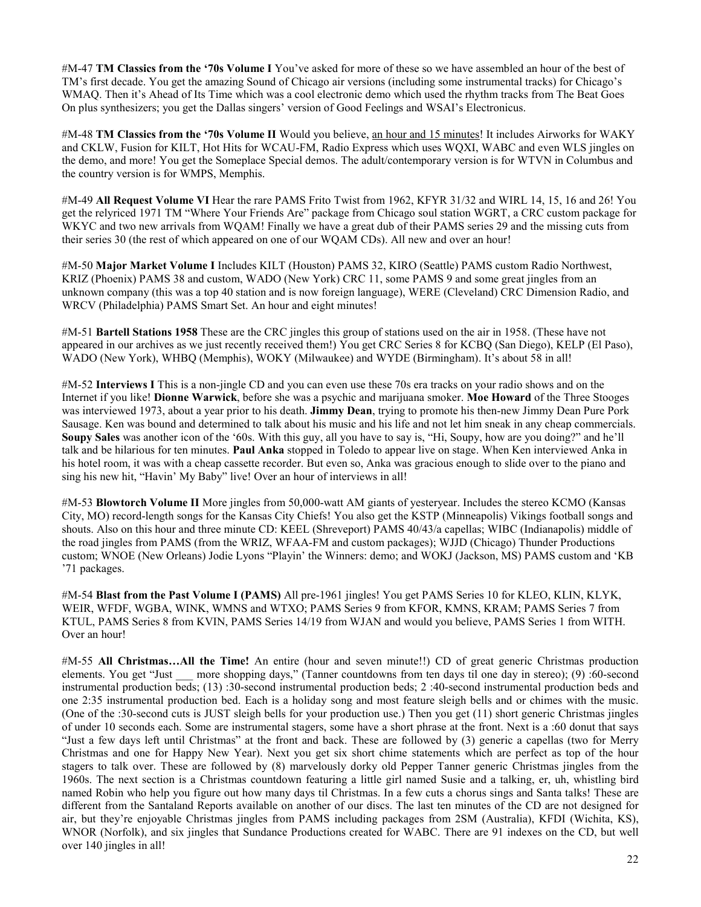#M-47 **TM Classics from the '70s Volume I** You've asked for more of these so we have assembled an hour of the best of TM's first decade. You get the amazing Sound of Chicago air versions (including some instrumental tracks) for Chicago's WMAQ. Then it's Ahead of Its Time which was a cool electronic demo which used the rhythm tracks from The Beat Goes On plus synthesizers; you get the Dallas singers' version of Good Feelings and WSAI's Electronicus.

#M-48 **TM Classics from the '70s Volume II** Would you believe, <u>an hour and 15 minutes</u>! It includes Airworks for WAKY and CKLW, Fusion for KILT, Hot Hits for WCAU-FM, Radio Express which uses WQXI, WABC and even WLS jingles on the demo, and more! You get the Someplace Special demos. The adult/contemporary version is for WTVN in Columbus and the country version is for WMPS, Memphis.

#M-49 **All Request Volume VI** Hear the rare PAMS Frito Twist from 1962, KFYR 31/32 and WIRL 14, 15, 16 and 26! You get the relyriced 1971 TM "Where Your Friends Are" package from Chicago soul station WGRT, a CRC custom package for WKYC and two new arrivals from WQAM! Finally we have a great dub of their PAMS series 29 and the missing cuts from their series 30 (the rest of which appeared on one of our WQAM CDs). All new and over an hour!

#M-50 **Major Market Volume I** Includes KILT (Houston) PAMS 32, KIRO (Seattle) PAMS custom Radio Northwest, KRIZ (Phoenix) PAMS 38 and custom, WADO (New York) CRC 11, some PAMS 9 and some great jingles from an unknown company (this was a top 40 station and is now foreign language), WERE (Cleveland) CRC Dimension Radio, and WRCV (Philadelphia) PAMS Smart Set. An hour and eight minutes!

#M-51 **Bartell Stations 1958** These are the CRC jingles this group of stations used on the air in 1958. (These have not appeared in our archives as we just recently received them!) You get CRC Series 8 for KCBQ (San Diego), KELP (El Paso), WADO (New York), WHBQ (Memphis), WOKY (Milwaukee) and WYDE (Birmingham). It's about 58 in all!

#M-52 **Interviews I** This is a non-jingle CD and you can even use these 70s era tracks on your radio shows and on the Internet if you like! **Dionne Warwick**, before she was a psychic and marijuana smoker. **Moe Howard** of the Three Stooges was interviewed 1973, about a year prior to his death. **Jimmy Dean**, trying to promote his then-new Jimmy Dean Pure Pork Sausage. Ken was bound and determined to talk about his music and his life and not let him sneak in any cheap commercials. **Soupy Sales** was another icon of the '60s. With this guy, all you have to say is, "Hi, Soupy, how are you doing?" and he'll talk and be hilarious for ten minutes. **Paul Anka** stopped in Toledo to appear live on stage. When Ken interviewed Anka in his hotel room, it was with a cheap cassette recorder. But even so, Anka was gracious enough to slide over to the piano and sing his new hit, "Havin' My Baby" live! Over an hour of interviews in all!

#M-53 **Blowtorch Volume II** More jingles from 50,000-watt AM giants of yesteryear. Includes the stereo KCMO (Kansas City, MO) record-length songs for the Kansas City Chiefs! You also get the KSTP (Minneapolis) Vikings football songs and shouts. Also on this hour and three minute CD: KEEL (Shreveport) PAMS 40/43/a capellas; WIBC (Indianapolis) middle of the road jingles from PAMS (from the WRIZ, WFAA-FM and custom packages); WJJD (Chicago) Thunder Productions custom; WNOE (New Orleans) Jodie Lyons "Playin' the Winners: demo; and WOKJ (Jackson, MS) PAMS custom and 'KB '71 packages.

#M-54 **Blast from the Past Volume I (PAMS)** All pre-1961 jingles! You get PAMS Series 10 for KLEO, KLIN, KLYK, WEIR, WFDF, WGBA, WINK, WMNS and WTXO; PAMS Series 9 from KFOR, KMNS, KRAM; PAMS Series 7 from KTUL, PAMS Series 8 from KVIN, PAMS Series 14/19 from WJAN and would you believe, PAMS Series 1 from WITH. Over an hour!

#M-55 **All Christmas…All the Time!** An entire (hour and seven minute!!) CD of great generic Christmas production elements. You get "Just ___ more shopping days," (Tanner countdowns from ten days til one day in stereo); (9) :60-second instrumental production beds; (13) :30-second instrumental production beds; 2 :40-second instrumental production beds and one 2:35 instrumental production bed. Each is a holiday song and most feature sleigh bells and or chimes with the music. (One of the :30-second cuts is JUST sleigh bells for your production use.) Then you get (11) short generic Christmas jingles of under 10 seconds each. Some are instrumental stagers, some have a short phrase at the front. Next is a :60 donut that says "Just a few days left until Christmas" at the front and back. These are followed by (3) generic a capellas (two for Merry Christmas and one for Happy New Year). Next you get six short chime statements which are perfect as top of the hour stagers to talk over. These are followed by (8) marvelously dorky old Pepper Tanner generic Christmas jingles from the 1960s. The next section is a Christmas countdown featuring a little girl named Susie and a talking, er, uh, whistling bird named Robin who help you figure out how many days til Christmas. In a few cuts a chorus sings and Santa talks! These are different from the Santaland Reports available on another of our discs. The last ten minutes of the CD are not designed for air, but they're enjoyable Christmas jingles from PAMS including packages from 2SM (Australia), KFDI (Wichita, KS), WNOR (Norfolk), and six jingles that Sundance Productions created for WABC. There are 91 indexes on the CD, but well over 140 jingles in all!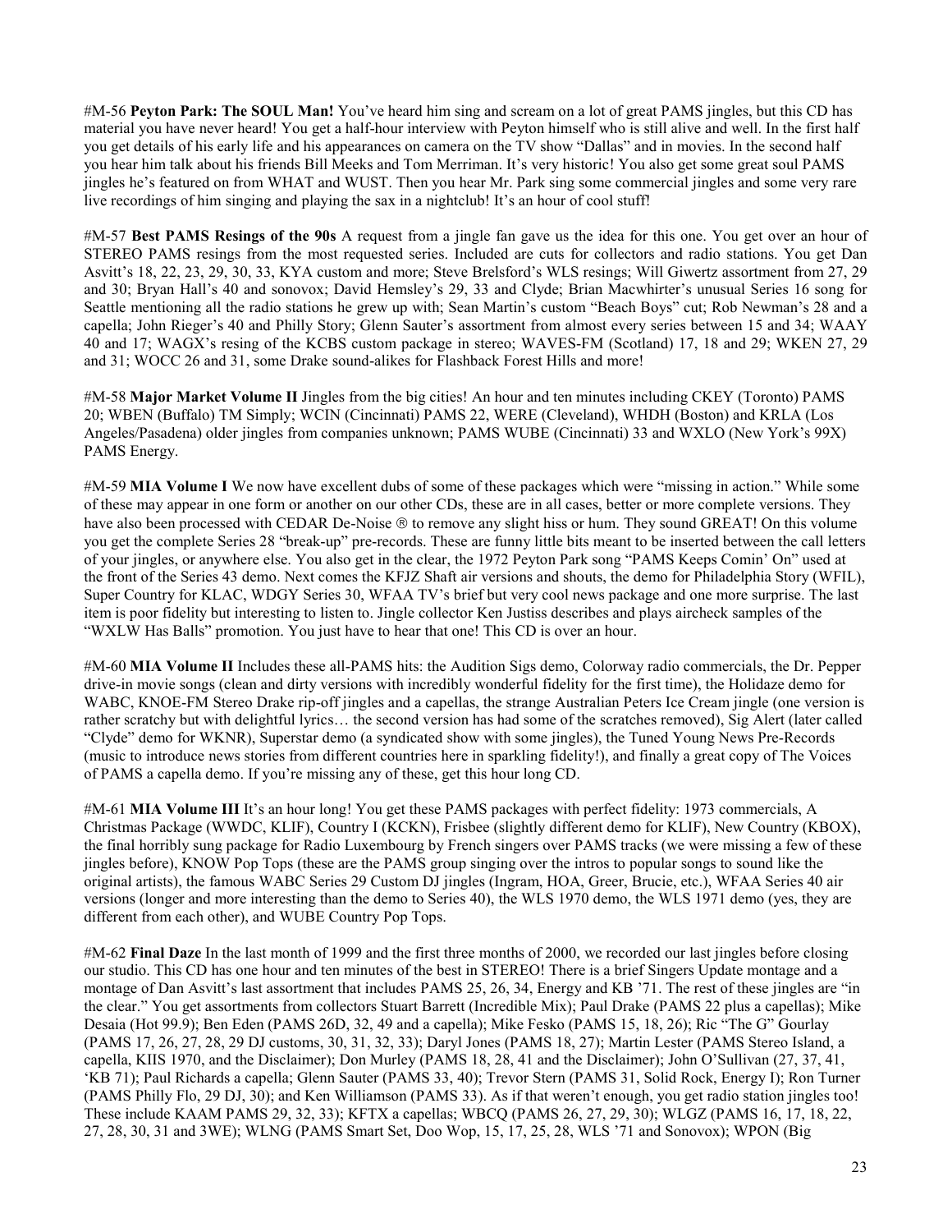#M-56 **Peyton Park: The SOUL Man!** You've heard him sing and scream on a lot of great PAMS jingles, but this CD has material you have never heard! You get a half-hour interview with Peyton himself who is still alive and well. In the first half you get details of his early life and his appearances on camera on the TV show "Dallas" and in movies. In the second half you hear him talk about his friends Bill Meeks and Tom Merriman. It's very historic! You also get some great soul PAMS jingles he's featured on from WHAT and WUST. Then you hear Mr. Park sing some commercial jingles and some very rare live recordings of him singing and playing the sax in a nightclub! It's an hour of cool stuff!

#M-57 **Best PAMS Resings of the 90s** A request from a jingle fan gave us the idea for this one. You get over an hour of STEREO PAMS resings from the most requested series. Included are cuts for collectors and radio stations. You get Dan Asvitt's 18, 22, 23, 29, 30, 33, KYA custom and more; Steve Brelsford's WLS resings; Will Giwertz assortment from 27, 29 and 30; Bryan Hall's 40 and sonovox; David Hemsley's 29, 33 and Clyde; Brian Macwhirter's unusual Series 16 song for Seattle mentioning all the radio stations he grew up with; Sean Martin's custom "Beach Boys" cut; Rob Newman's 28 and a capella; John Rieger's 40 and Philly Story; Glenn Sauter's assortment from almost every series between 15 and 34; WAAY 40 and 17; WAGX's resing of the KCBS custom package in stereo; WAVES-FM (Scotland) 17, 18 and 29; WKEN 27, 29 and 31; WOCC 26 and 31, some Drake sound-alikes for Flashback Forest Hills and more!

#M-58 **Major Market Volume II** Jingles from the big cities! An hour and ten minutes including CKEY (Toronto) PAMS 20; WBEN (Buffalo) TM Simply; WCIN (Cincinnati) PAMS 22, WERE (Cleveland), WHDH (Boston) and KRLA (Los Angeles/Pasadena) older jingles from companies unknown; PAMS WUBE (Cincinnati) 33 and WXLO (New York's 99X) PAMS Energy.

#M-59 **MIA Volume I** We now have excellent dubs of some of these packages which were "missing in action." While some of these may appear in one form or another on our other CDs, these are in all cases, better or more complete versions. They have also been processed with CEDAR De-Noise ® to remove any slight hiss or hum. They sound GREAT! On this volume you get the complete Series 28 "break-up" pre-records. These are funny little bits meant to be inserted between the call letters of your jingles, or anywhere else. You also get in the clear, the 1972 Peyton Park song "PAMS Keeps Comin' On" used at the front of the Series 43 demo. Next comes the KFJZ Shaft air versions and shouts, the demo for Philadelphia Story (WFIL), Super Country for KLAC, WDGY Series 30, WFAA TV's brief but very cool news package and one more surprise. The last item is poor fidelity but interesting to listen to. Jingle collector Ken Justiss describes and plays aircheck samples of the "WXLW Has Balls" promotion. You just have to hear that one! This CD is over an hour.

#M-60 **MIA Volume II** Includes these all-PAMS hits: the Audition Sigs demo, Colorway radio commercials, the Dr. Pepper drive-in movie songs (clean and dirty versions with incredibly wonderful fidelity for the first time), the Holidaze demo for WABC, KNOE-FM Stereo Drake rip-off jingles and a capellas, the strange Australian Peters Ice Cream jingle (one version is rather scratchy but with delightful lyrics… the second version has had some of the scratches removed), Sig Alert (later called "Clyde" demo for WKNR), Superstar demo (a syndicated show with some jingles), the Tuned Young News Pre-Records (music to introduce news stories from different countries here in sparkling fidelity!), and finally a great copy of The Voices of PAMS a capella demo. If you're missing any of these, get this hour long CD.

#M-61 **MIA Volume III** It's an hour long! You get these PAMS packages with perfect fidelity: 1973 commercials, A Christmas Package (WWDC, KLIF), Country I (KCKN), Frisbee (slightly different demo for KLIF), New Country (KBOX), the final horribly sung package for Radio Luxembourg by French singers over PAMS tracks (we were missing a few of these jingles before), KNOW Pop Tops (these are the PAMS group singing over the intros to popular songs to sound like the original artists), the famous WABC Series 29 Custom DJ jingles (Ingram, HOA, Greer, Brucie, etc.), WFAA Series 40 air versions (longer and more interesting than the demo to Series 40), the WLS 1970 demo, the WLS 1971 demo (yes, they are different from each other), and WUBE Country Pop Tops.

#M-62 **Final Daze** In the last month of 1999 and the first three months of 2000, we recorded our last jingles before closing our studio. This CD has one hour and ten minutes of the best in STEREO! There is a brief Singers Update montage and a montage of Dan Asvitt's last assortment that includes PAMS 25, 26, 34, Energy and KB '71. The rest of these jingles are "in the clear." You get assortments from collectors Stuart Barrett (Incredible Mix); Paul Drake (PAMS 22 plus a capellas); Mike Desaia (Hot 99.9); Ben Eden (PAMS 26D, 32, 49 and a capella); Mike Fesko (PAMS 15, 18, 26); Ric "The G" Gourlay (PAMS 17, 26, 27, 28, 29 DJ customs, 30, 31, 32, 33); Daryl Jones (PAMS 18, 27); Martin Lester (PAMS Stereo Island, a capella, KIIS 1970, and the Disclaimer); Don Murley (PAMS 18, 28, 41 and the Disclaimer); John O'Sullivan (27, 37, 41, 'KB 71); Paul Richards a capella; Glenn Sauter (PAMS 33, 40); Trevor Stern (PAMS 31, Solid Rock, Energy I); Ron Turner (PAMS Philly Flo, 29 DJ, 30); and Ken Williamson (PAMS 33). As if that weren't enough, you get radio station jingles too! These include KAAM PAMS 29, 32, 33); KFTX a capellas; WBCQ (PAMS 26, 27, 29, 30); WLGZ (PAMS 16, 17, 18, 22, 27, 28, 30, 31 and 3WE); WLNG (PAMS Smart Set, Doo Wop, 15, 17, 25, 28, WLS '71 and Sonovox); WPON (Big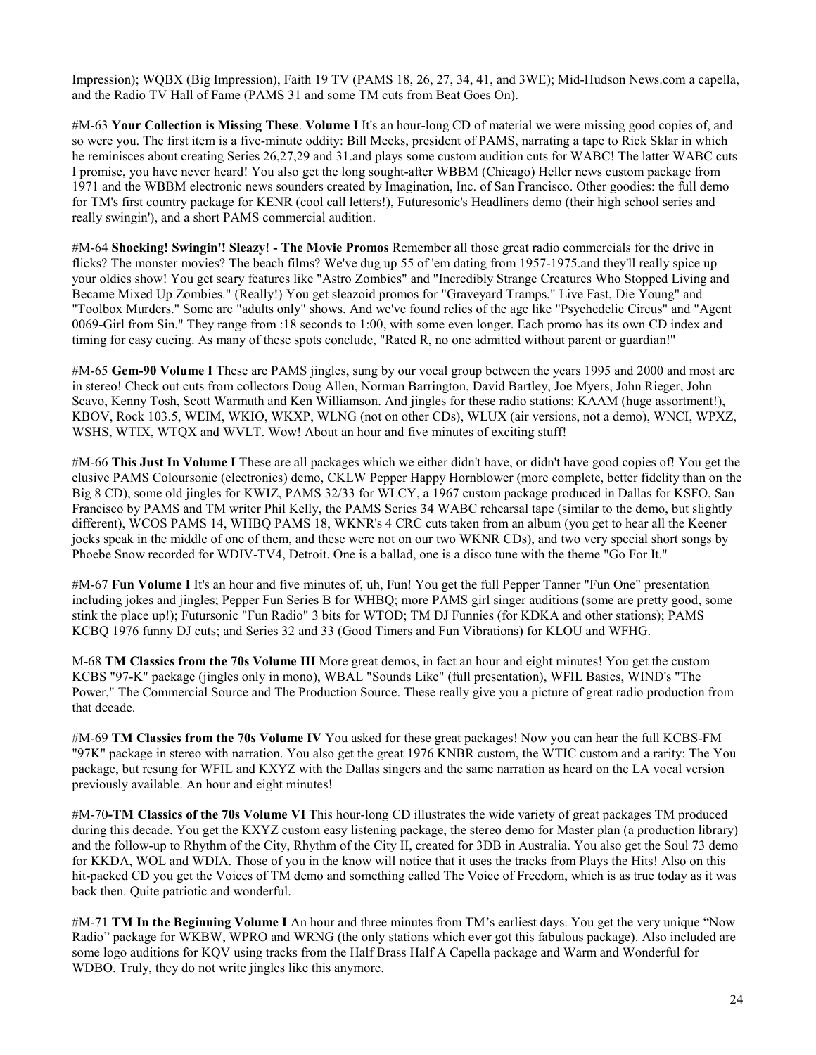Impression); WQBX (Big Impression), Faith 19 TV (PAMS 18, 26, 27, 34, 41, and 3WE); Mid-Hudson News.com a capella, and the Radio TV Hall of Fame (PAMS 31 and some TM cuts from Beat Goes On).

#M-63 **Your Collection is Missing These**. **Volume I** It's an hour-long CD of material we were missing good copies of, and so were you. The first item is a five-minute oddity: Bill Meeks, president of PAMS, narrating a tape to Rick Sklar in which he reminisces about creating Series 26,27,29 and 31.and plays some custom audition cuts for WABC! The latter WABC cuts I promise, you have never heard! You also get the long sought-after WBBM (Chicago) Heller news custom package from 1971 and the WBBM electronic news sounders created by Imagination, Inc. of San Francisco. Other goodies: the full demo for TM's first country package for KENR (cool call letters!), Futuresonic's Headliners demo (their high school series and really swingin'), and a short PAMS commercial audition.

#M-64 **Shocking! Swingin'! Sleazy**! **- The Movie Promos** Remember all those great radio commercials for the drive in flicks? The monster movies? The beach films? We've dug up 55 of 'em dating from 1957-1975.and they'll really spice up your oldies show! You get scary features like "Astro Zombies" and "Incredibly Strange Creatures Who Stopped Living and Became Mixed Up Zombies." (Really!) You get sleazoid promos for "Graveyard Tramps," Live Fast, Die Young" and "Toolbox Murders." Some are "adults only" shows. And we've found relics of the age like "Psychedelic Circus" and "Agent 0069-Girl from Sin." They range from :18 seconds to 1:00, with some even longer. Each promo has its own CD index and timing for easy cueing. As many of these spots conclude, "Rated R, no one admitted without parent or guardian!"

#M-65 **Gem-90 Volume I** These are PAMS jingles, sung by our vocal group between the years 1995 and 2000 and most are in stereo! Check out cuts from collectors Doug Allen, Norman Barrington, David Bartley, Joe Myers, John Rieger, John Scavo, Kenny Tosh, Scott Warmuth and Ken Williamson. And jingles for these radio stations: KAAM (huge assortment!), KBOV, Rock 103.5, WEIM, WKIO, WKXP, WLNG (not on other CDs), WLUX (air versions, not a demo), WNCI, WPXZ, WSHS, WTIX, WTQX and WVLT. Wow! About an hour and five minutes of exciting stuff!

#M-66 **This Just In Volume I** These are all packages which we either didn't have, or didn't have good copies of! You get the elusive PAMS Coloursonic (electronics) demo, CKLW Pepper Happy Hornblower (more complete, better fidelity than on the Big 8 CD), some old jingles for KWIZ, PAMS 32/33 for WLCY, a 1967 custom package produced in Dallas for KSFO, San Francisco by PAMS and TM writer Phil Kelly, the PAMS Series 34 WABC rehearsal tape (similar to the demo, but slightly different), WCOS PAMS 14, WHBQ PAMS 18, WKNR's 4 CRC cuts taken from an album (you get to hear all the Keener jocks speak in the middle of one of them, and these were not on our two WKNR CDs), and two very special short songs by Phoebe Snow recorded for WDIV-TV4, Detroit. One is a ballad, one is a disco tune with the theme "Go For It."

#M-67 **Fun Volume I** It's an hour and five minutes of, uh, Fun! You get the full Pepper Tanner "Fun One" presentation including jokes and jingles; Pepper Fun Series B for WHBQ; more PAMS girl singer auditions (some are pretty good, some stink the place up!); Futursonic "Fun Radio" 3 bits for WTOD; TM DJ Funnies (for KDKA and other stations); PAMS KCBQ 1976 funny DJ cuts; and Series 32 and 33 (Good Timers and Fun Vibrations) for KLOU and WFHG.

M-68 **TM Classics from the 70s Volume III** More great demos, in fact an hour and eight minutes! You get the custom KCBS "97-K" package (jingles only in mono), WBAL "Sounds Like" (full presentation), WFIL Basics, WIND's "The Power," The Commercial Source and The Production Source. These really give you a picture of great radio production from that decade.

#M-69 **TM Classics from the 70s Volume IV** You asked for these great packages! Now you can hear the full KCBS-FM "97K" package in stereo with narration. You also get the great 1976 KNBR custom, the WTIC custom and a rarity: The You package, but resung for WFIL and KXYZ with the Dallas singers and the same narration as heard on the LA vocal version previously available. An hour and eight minutes!

#M-70**-TM Classics of the 70s Volume VI** This hour-long CD illustrates the wide variety of great packages TM produced during this decade. You get the KXYZ custom easy listening package, the stereo demo for Master plan (a production library) and the follow-up to Rhythm of the City, Rhythm of the City II, created for 3DB in Australia. You also get the Soul 73 demo for KKDA, WOL and WDIA. Those of you in the know will notice that it uses the tracks from Plays the Hits! Also on this hit-packed CD you get the Voices of TM demo and something called The Voice of Freedom, which is as true today as it was back then. Quite patriotic and wonderful.

#M-71 **TM In the Beginning Volume I** An hour and three minutes from TM's earliest days. You get the very unique "Now Radio" package for WKBW, WPRO and WRNG (the only stations which ever got this fabulous package). Also included are some logo auditions for KQV using tracks from the Half Brass Half A Capella package and Warm and Wonderful for WDBO. Truly, they do not write jingles like this anymore.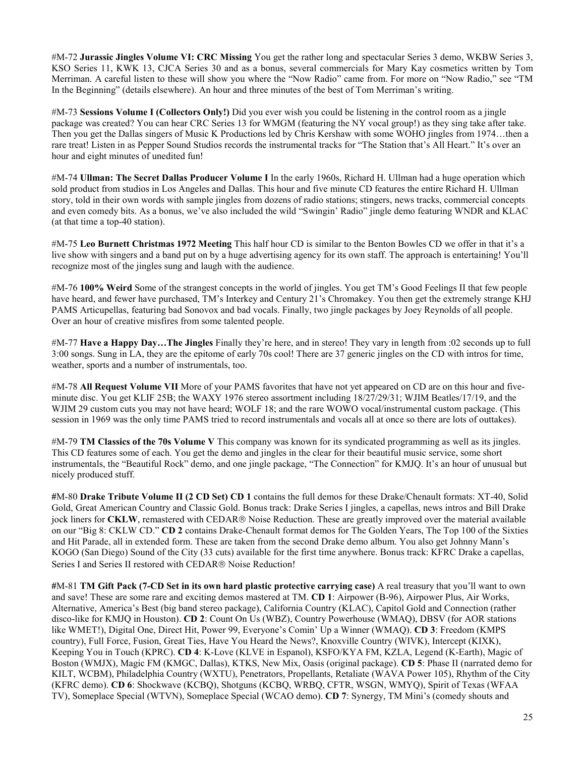#M-72 **Jurassic Jingles Volume VI: CRC Missing** You get the rather long and spectacular Series 3 demo, WKBW Series 3, KSO Series 11, KWK 13, CJCA Series 30 and as a bonus, several commercials for Mary Kay cosmetics written by Tom Merriman. A careful listen to these will show you where the "Now Radio" came from. For more on "Now Radio," see "TM In the Beginning" (details elsewhere). An hour and three minutes of the best of Tom Merriman's writing.

#M-73 **Sessions Volume I (Collectors Only!)** Did you ever wish you could be listening in the control room as a jingle package was created? You can hear CRC Series 13 for WMGM (featuring the NY vocal group!) as they sing take after take. Then you get the Dallas singers of Music K Productions led by Chris Kershaw with some WOHO jingles from 1974…then a rare treat! Listen in as Pepper Sound Studios records the instrumental tracks for "The Station that's All Heart." It's over an hour and eight minutes of unedited fun!

#M-74 **Ullman: The Secret Dallas Producer Volume I** In the early 1960s, Richard H. Ullman had a huge operation which sold product from studios in Los Angeles and Dallas. This hour and five minute CD features the entire Richard H. Ullman story, told in their own words with sample jingles from dozens of radio stations; stingers, news tracks, commercial concepts and even comedy bits. As a bonus, we've also included the wild "Swingin' Radio" jingle demo featuring WNDR and KLAC (at that time a top-40 station).

#M-75 **Leo Burnett Christmas 1972 Meeting** This half hour CD is similar to the Benton Bowles CD we offer in that it's a live show with singers and a band put on by a huge advertising agency for its own staff. The approach is entertaining! You'll recognize most of the jingles sung and laugh with the audience.

#M-76 **100% Weird** Some of the strangest concepts in the world of jingles. You get TM's Good Feelings II that few people have heard, and fewer have purchased, TM's Interkey and Century 21's Chromakey. You then get the extremely strange KHJ PAMS Articupellas, featuring bad Sonovox and bad vocals. Finally, two jingle packages by Joey Reynolds of all people. Over an hour of creative misfires from some talented people.

#M-77 **Have a Happy Day…The Jingles** Finally they're here, and in stereo! They vary in length from :02 seconds up to full 3:00 songs. Sung in LA, they are the epitome of early 70s cool! There are 37 generic jingles on the CD with intros for time, weather, sports and a number of instrumentals, too.

#M-78 **All Request Volume VII** More of your PAMS favorites that have not yet appeared on CD are on this hour and five-minute disc. You get KLIF 25B; the WAXY 1976 stereo assortment including 18/27/29/31; WJIM Beatles/17/19, and the WJIM 29 custom cuts you may not have heard; WOLF 18; and the rare WOWO vocal/instrumental custom package. (This session in 1969 was the only time PAMS tried to record instrumentals and vocals all at once so there are lots of outtakes).

#M-79 **TM Classics of the 70s Volume V** This company was known for its syndicated programming as well as its jingles. This CD features some of each. You get the demo and jingles in the clear for their beautiful music service, some short instrumentals, the "Beautiful Rock" demo, and one jingle package, "The Connection" for KMJQ. It's an hour of unusual but nicely produced stuff.

**#**M-80 **Drake Tribute Volume II (2 CD Set) CD 1** contains the full demos for these Drake/Chenault formats: XT-40, Solid Gold, Great American Country and Classic Gold. Bonus track: Drake Series I jingles, a capellas, news intros and Bill Drake jock liners for **CKLW**, remastered with CEDAR® Noise Reduction. These are greatly improved over the material available on our "Big 8: CKLW CD." **CD 2** contains Drake-Chenault format demos for The Golden Years, The Top 100 of the Sixties and Hit Parade, all in extended form. These are taken from the second Drake demo album. You also get Johnny Mann's KOGO (San Diego) Sound of the City (33 cuts) available for the first time anywhere. Bonus track: KFRC Drake a capellas, Series I and Series II restored with CEDAR® Noise Reduction!

**#**M-81 **TM Gift Pack (7-CD Set in its own hard plastic protective carrying case)** A real treasury that you'll want to own and save! These are some rare and exciting demos mastered at TM. **CD 1**: Airpower (B-96), Airpower Plus, Air Works, Alternative, America's Best (big band stereo package), California Country (KLAC), Capitol Gold and Connection (rather disco-like for KMJQ in Houston). **CD 2**: Count On Us (WBZ), Country Powerhouse (WMAQ), DBSV (for AOR stations like WMET!), Digital One, Direct Hit, Power 99, Everyone's Comin' Up a Winner (WMAQ). **CD 3**: Freedom (KMPS country), Full Force, Fusion, Great Ties, Have You Heard the News?, Knoxville Country (WIVK), Intercept (KIXK), Keeping You in Touch (KPRC). **CD 4**: K-Love (KLVE in Espanol), KSFO/KYA FM, KZLA, Legend (K-Earth), Magic of Boston (WMJX), Magic FM (KMGC, Dallas), KTKS, New Mix, Oasis (original package). **CD 5**: Phase II (narrated demo for KILT, WCBM), Philadelphia Country (WXTU), Penetrators, Propellants, Retaliate (WAVA Power 105), Rhythm of the City (KFRC demo). **CD 6**: Shockwave (KCBQ), Shotguns (KCBQ, WRBQ, CFTR, WSGN, WMYQ), Spirit of Texas (WFAA TV), Someplace Special (WTVN), Someplace Special (WCAO demo). **CD 7**: Synergy, TM Mini's (comedy shouts and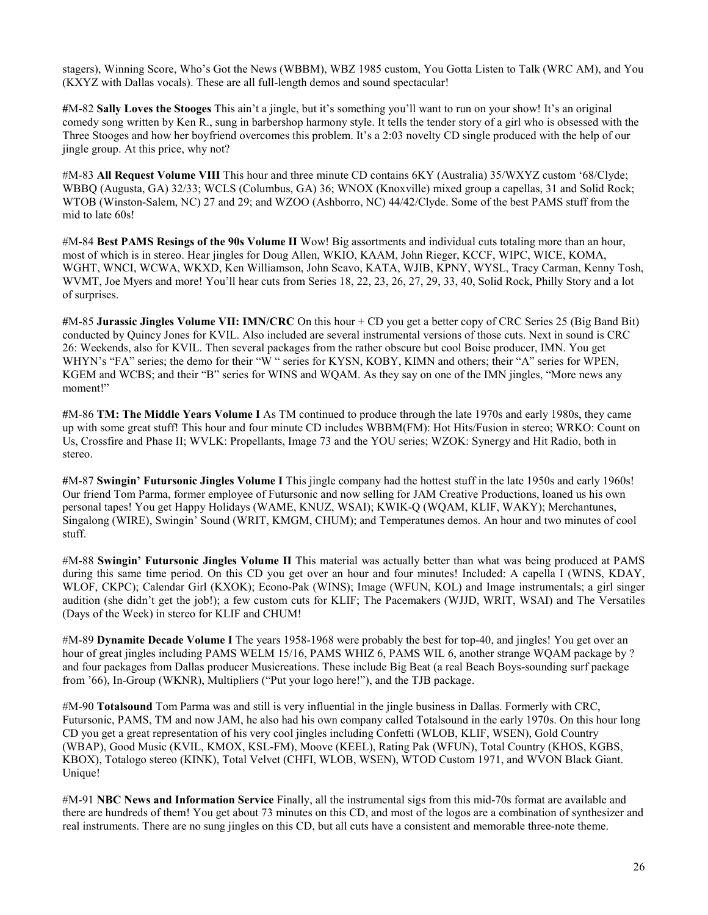stagers), Winning Score, Who's Got the News (WBBM), WBZ 1985 custom, You Gotta Listen to Talk (WRC AM), and You (KXYZ with Dallas vocals). These are all full-length demos and sound spectacular!

#M-82 **Sally Loves the Stooges** This ain't a jingle, but it's something you'll want to run on your show! It's an original comedy song written by Ken R., sung in barbershop harmony style. It tells the tender story of a girl who is obsessed with the Three Stooges and how her boyfriend overcomes this problem. It's a 2:03 novelty CD single produced with the help of our jingle group. At this price, why not?

#M-83 **All Request Volume VIII** This hour and three minute CD contains 6KY (Australia) 35/WXYZ custom '68/Clyde; WBBQ (Augusta, GA) 32/33; WCLS (Columbus, GA) 36; WNOX (Knoxville) mixed group a capellas, 31 and Solid Rock; WTOB (Winston-Salem, NC) 27 and 29; and WZOO (Ashborro, NC) 44/42/Clyde. Some of the best PAMS stuff from the mid to late 60s!

#M-84 **Best PAMS Resings of the 90s Volume II** Wow! Big assortments and individual cuts totaling more than an hour, most of which is in stereo. Hear jingles for Doug Allen, WKIO, KAAM, John Rieger, KCCF, WIPC, WICE, KOMA, WGHT, WNCI, WCWA, WKXD, Ken Williamson, John Scavo, KATA, WJIB, KPNY, WYSL, Tracy Carman, Kenny Tosh, WVMT, Joe Myers and more! You'll hear cuts from Series 18, 22, 23, 26, 27, 29, 33, 40, Solid Rock, Philly Story and a lot of surprises.

#M-85 **Jurassic Jingles Volume VII: IMN/CRC** On this hour + CD you get a better copy of CRC Series 25 (Big Band Bit) conducted by Quincy Jones for KVIL. Also included are several instrumental versions of those cuts. Next in sound is CRC 26: Weekends, also for KVIL. Then several packages from the rather obscure but cool Boise producer, IMN. You get WHYN's "FA" series; the demo for their "W " series for KYSN, KOBY, KIMN and others; their "A" series for WPEN, KGEM and WCBS; and their "B" series for WINS and WQAM. As they say on one of the IMN jingles, "More news any moment!"

#M-86 **TM: The Middle Years Volume I** As TM continued to produce through the late 1970s and early 1980s, they came up with some great stuff! This hour and four minute CD includes WBBM(FM): Hot Hits/Fusion in stereo; WRKO: Count on Us, Crossfire and Phase II; WVLK: Propellants, Image 73 and the YOU series; WZOK: Synergy and Hit Radio, both in stereo.

#M-87 **Swingin' Futursonic Jingles Volume I** This jingle company had the hottest stuff in the late 1950s and early 1960s! Our friend Tom Parma, former employee of Futursonic and now selling for JAM Creative Productions, loaned us his own personal tapes! You get Happy Holidays (WAME, KNUZ, WSAI); KWIK-Q (WQAM, KLIF, WAKY); Merchantunes, Singalong (WIRE), Swingin' Sound (WRIT, KMGM, CHUM); and Temperatunes demos. An hour and two minutes of cool stuff.

#M-88 **Swingin' Futursonic Jingles Volume II** This material was actually better than what was being produced at PAMS during this same time period. On this CD you get over an hour and four minutes! Included: A capella I (WINS, KDAY, WLOF, CKPC); Calendar Girl (KXOK); Econo-Pak (WINS); Image (WFUN, KOL) and Image instrumentals; a girl singer audition (she didn't get the job!); a few custom cuts for KLIF; The Pacemakers (WJJD, WRIT, WSAI) and The Versatiles (Days of the Week) in stereo for KLIF and CHUM!

#M-89 **Dynamite Decade Volume I** The years 1958-1968 were probably the best for top-40, and jingles! You get over an hour of great jingles including PAMS WELM 15/16, PAMS WHIZ 6, PAMS WIL 6, another strange WQAM package by ? and four packages from Dallas producer Musicreations. These include Big Beat (a real Beach Boys-sounding surf package from '66), In-Group (WKNR), Multipliers ("Put your logo here!"), and the TJB package.

#M-90 **Totalsound** Tom Parma was and still is very influential in the jingle business in Dallas. Formerly with CRC, Futursonic, PAMS, TM and now JAM, he also had his own company called Totalsound in the early 1970s. On this hour long CD you get a great representation of his very cool jingles including Confetti (WLOB, KLIF, WSEN), Gold Country (WBAP), Good Music (KVIL, KMOX, KSL-FM), Moove (KEEL), Rating Pak (WFUN), Total Country (KHOS, KGBS, KBOX), Totalogo stereo (KINK), Total Velvet (CHFI, WLOB, WSEN), WTOD Custom 1971, and WVON Black Giant. Unique!

#M-91 **NBC News and Information Service** Finally, all the instrumental sigs from this mid-70s format are available and there are hundreds of them! You get about 73 minutes on this CD, and most of the logos are a combination of synthesizer and real instruments. There are no sung jingles on this CD, but all cuts have a consistent and memorable three-note theme.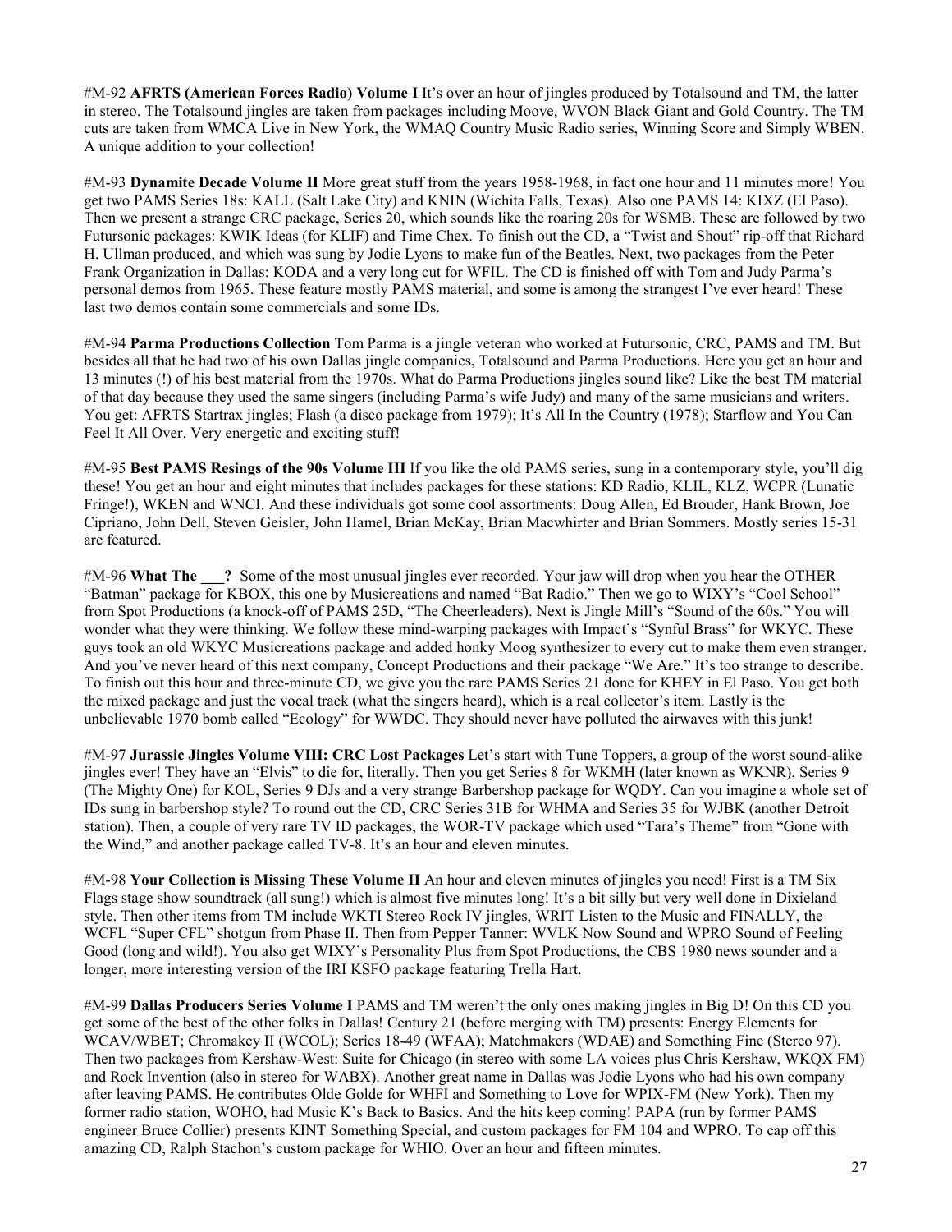#M-92 **AFRTS (American Forces Radio) Volume I** It's over an hour of jingles produced by Totalsound and TM, the latter in stereo. The Totalsound jingles are taken from packages including Moove, WVON Black Giant and Gold Country. The TM cuts are taken from WMCA Live in New York, the WMAQ Country Music Radio series, Winning Score and Simply WBEN. A unique addition to your collection!

#M-93 **Dynamite Decade Volume II** More great stuff from the years 1958-1968, in fact one hour and 11 minutes more! You get two PAMS Series 18s: KALL (Salt Lake City) and KNIN (Wichita Falls, Texas). Also one PAMS 14: KIXZ (El Paso). Then we present a strange CRC package, Series 20, which sounds like the roaring 20s for WSMB. These are followed by two Futursonic packages: KWIK Ideas (for KLIF) and Time Chex. To finish out the CD, a "Twist and Shout" rip-off that Richard H. Ullman produced, and which was sung by Jodie Lyons to make fun of the Beatles. Next, two packages from the Peter Frank Organization in Dallas: KODA and a very long cut for WFIL. The CD is finished off with Tom and Judy Parma's personal demos from 1965. These feature mostly PAMS material, and some is among the strangest I've ever heard! These last two demos contain some commercials and some IDs.

#M-94 **Parma Productions Collection** Tom Parma is a jingle veteran who worked at Futursonic, CRC, PAMS and TM. But besides all that he had two of his own Dallas jingle companies, Totalsound and Parma Productions. Here you get an hour and 13 minutes (!) of his best material from the 1970s. What do Parma Productions jingles sound like? Like the best TM material of that day because they used the same singers (including Parma's wife Judy) and many of the same musicians and writers. You get: AFRTS Startrax jingles; Flash (a disco package from 1979); It's All In the Country (1978); Starflow and You Can Feel It All Over. Very energetic and exciting stuff!

#M-95 **Best PAMS Resings of the 90s Volume III** If you like the old PAMS series, sung in a contemporary style, you'll dig these! You get an hour and eight minutes that includes packages for these stations: KD Radio, KLIL, KLZ, WCPR (Lunatic Fringe!), WKEN and WNCI. And these individuals got some cool assortments: Doug Allen, Ed Brouder, Hank Brown, Joe Cipriano, John Dell, Steven Geisler, John Hamel, Brian McKay, Brian Macwhirter and Brian Sommers. Mostly series 15-31 are featured.

#M-96 **What The ___?** Some of the most unusual jingles ever recorded. Your jaw will drop when you hear the OTHER "Batman" package for KBOX, this one by Musicreations and named "Bat Radio." Then we go to WIXY's "Cool School" from Spot Productions (a knock-off of PAMS 25D, "The Cheerleaders"). Next is Jingle Mill's "Sound of the 60s." You will wonder what they were thinking. We follow these mind-warping packages with Impact's "Synful Brass" for WKYC. These guys took an old WKYC Musicreations package and added honky Moog synthesizer to every cut to make them even stranger. And you've never heard of this next company, Concept Productions and their package "We Are." It's too strange to describe. To finish out this hour and three-minute CD, we give you the rare PAMS Series 21 done for KHEY in El Paso. You get both the mixed package and just the vocal track (what the singers heard), which is a real collector's item. Lastly is the unbelievable 1970 bomb called "Ecology" for WWDC. They should never have polluted the airwaves with this junk!

#M-97 **Jurassic Jingles Volume VIII: CRC Lost Packages** Let's start with Tune Toppers, a group of the worst sound-alike jingles ever! They have an "Elvis" to die for, literally. Then you get Series 8 for WKMH (later known as WKNR), Series 9 (The Mighty One) for KOL, Series 9 DJs and a very strange Barbershop package for WQDY. Can you imagine a whole set of IDs sung in barbershop style? To round out the CD, CRC Series 31B for WHMA and Series 35 for WJBK (another Detroit station). Then, a couple of very rare TV ID packages, the WOR-TV package which used "Tara's Theme" from "Gone with the Wind," and another package called TV-8. It's an hour and eleven minutes.

#M-98 **Your Collection is Missing These Volume II** An hour and eleven minutes of jingles you need! First is a TM Six Flags stage show soundtrack (all sung!) which is almost five minutes long! It's a bit silly but very well done in Dixieland style. Then other items from TM include WKTI Stereo Rock IV jingles, WRIT Listen to the Music and FINALLY, the WCFL "Super CFL" shotgun from Phase II. Then from Pepper Tanner: WVLK Now Sound and WPRO Sound of Feeling Good (long and wild!). You also get WIXY's Personality Plus from Spot Productions, the CBS 1980 news sounder and a longer, more interesting version of the IRI KSFO package featuring Trella Hart.

#M-99 **Dallas Producers Series Volume I** PAMS and TM weren't the only ones making jingles in Big D! On this CD you get some of the best of the other folks in Dallas! Century 21 (before merging with TM) presents: Energy Elements for WCAV/WBET; Chromakey II (WCOL); Series 18-49 (WFAA); Matchmakers (WDAE) and Something Fine (Stereo 97). Then two packages from Kershaw-West: Suite for Chicago (in stereo with some LA voices plus Chris Kershaw, WKQX FM) and Rock Invention (also in stereo for WABX). Another great name in Dallas was Jodie Lyons who had his own company after leaving PAMS. He contributes Olde Golde for WHFI and Something to Love for WPIX-FM (New York). Then my former radio station, WOHO, had Music K's Back to Basics. And the hits keep coming! PAPA (run by former PAMS engineer Bruce Collier) presents KINT Something Special, and custom packages for FM 104 and WPRO. To cap off this amazing CD, Ralph Stachon's custom package for WHIO. Over an hour and fifteen minutes.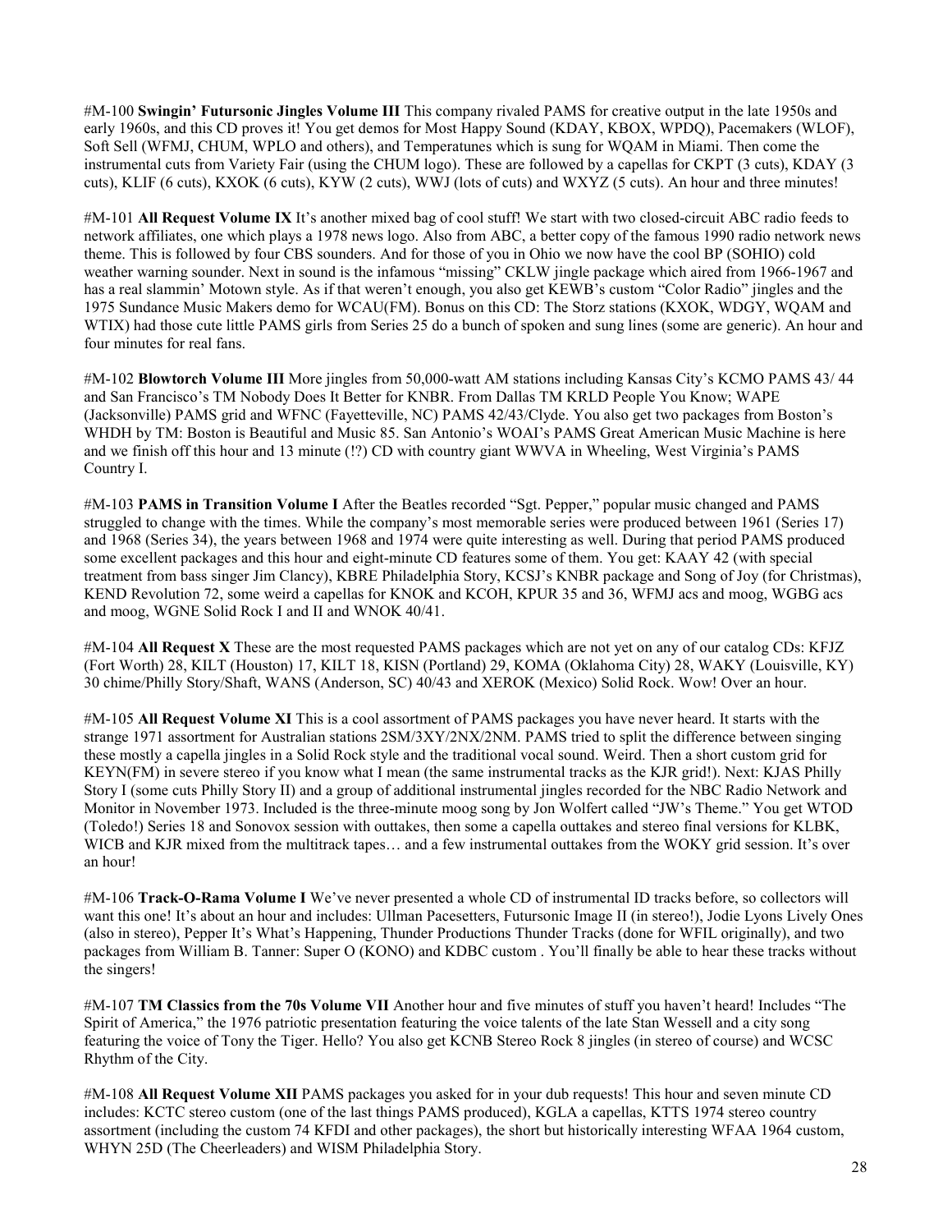#M-100 **Swingin' Futursonic Jingles Volume III** This company rivaled PAMS for creative output in the late 1950s and early 1960s, and this CD proves it! You get demos for Most Happy Sound (KDAY, KBOX, WPDQ), Pacemakers (WLOF), Soft Sell (WFMJ, CHUM, WPLO and others), and Temperatunes which is sung for WQAM in Miami. Then come the instrumental cuts from Variety Fair (using the CHUM logo). These are followed by a capellas for CKPT (3 cuts), KDAY (3 cuts), KLIF (6 cuts), KXOK (6 cuts), KYW (2 cuts), WWJ (lots of cuts) and WXYZ (5 cuts). An hour and three minutes!

#M-101 **All Request Volume IX** It's another mixed bag of cool stuff! We start with two closed-circuit ABC radio feeds to network affiliates, one which plays a 1978 news logo. Also from ABC, a better copy of the famous 1990 radio network news theme. This is followed by four CBS sounders. And for those of you in Ohio we now have the cool BP (SOHIO) cold weather warning sounder. Next in sound is the infamous "missing" CKLW jingle package which aired from 1966-1967 and has a real slammin' Motown style. As if that weren't enough, you also get KEWB's custom "Color Radio" jingles and the 1975 Sundance Music Makers demo for WCAU(FM). Bonus on this CD: The Storz stations (KXOK, WDGY, WQAM and WTIX) had those cute little PAMS girls from Series 25 do a bunch of spoken and sung lines (some are generic). An hour and four minutes for real fans.

#M-102 **Blowtorch Volume III** More jingles from 50,000-watt AM stations including Kansas City's KCMO PAMS 43/ 44 and San Francisco's TM Nobody Does It Better for KNBR. From Dallas TM KRLD People You Know; WAPE (Jacksonville) PAMS grid and WFNC (Fayetteville, NC) PAMS 42/43/Clyde. You also get two packages from Boston's WHDH by TM: Boston is Beautiful and Music 85. San Antonio's WOAI's PAMS Great American Music Machine is here and we finish off this hour and 13 minute (!?) CD with country giant WWVA in Wheeling, West Virginia's PAMS Country I.

#M-103 **PAMS in Transition Volume I** After the Beatles recorded "Sgt. Pepper," popular music changed and PAMS struggled to change with the times. While the company's most memorable series were produced between 1961 (Series 17) and 1968 (Series 34), the years between 1968 and 1974 were quite interesting as well. During that period PAMS produced some excellent packages and this hour and eight-minute CD features some of them. You get: KAAY 42 (with special treatment from bass singer Jim Clancy), KBRE Philadelphia Story, KCSJ's KNBR package and Song of Joy (for Christmas), KEND Revolution 72, some weird a capellas for KNOK and KCOH, KPUR 35 and 36, WFMJ acs and moog, WGBG acs and moog, WGNE Solid Rock I and II and WNOK 40/41.

#M-104 **All Request X** These are the most requested PAMS packages which are not yet on any of our catalog CDs: KFJZ (Fort Worth) 28, KILT (Houston) 17, KILT 18, KISN (Portland) 29, KOMA (Oklahoma City) 28, WAKY (Louisville, KY) 30 chime/Philly Story/Shaft, WANS (Anderson, SC) 40/43 and XEROK (Mexico) Solid Rock. Wow! Over an hour.

#M-105 **All Request Volume XI** This is a cool assortment of PAMS packages you have never heard. It starts with the strange 1971 assortment for Australian stations 2SM/3XY/2NX/2NM. PAMS tried to split the difference between singing these mostly a capella jingles in a Solid Rock style and the traditional vocal sound. Weird. Then a short custom grid for KEYN(FM) in severe stereo if you know what I mean (the same instrumental tracks as the KJR grid!). Next: KJAS Philly Story I (some cuts Philly Story II) and a group of additional instrumental jingles recorded for the NBC Radio Network and Monitor in November 1973. Included is the three-minute moog song by Jon Wolfert called "JW's Theme." You get WTOD (Toledo!) Series 18 and Sonovox session with outtakes, then some a capella outtakes and stereo final versions for KLBK, WICB and KJR mixed from the multitrack tapes… and a few instrumental outtakes from the WOKY grid session. It's over an hour!

#M-106 **Track-O-Rama Volume I** We've never presented a whole CD of instrumental ID tracks before, so collectors will want this one! It's about an hour and includes: Ullman Pacesetters, Futursonic Image II (in stereo!), Jodie Lyons Lively Ones (also in stereo), Pepper It's What's Happening, Thunder Productions Thunder Tracks (done for WFIL originally), and two packages from William B. Tanner: Super O (KONO) and KDBC custom . You'll finally be able to hear these tracks without the singers!

#M-107 **TM Classics from the 70s Volume VII** Another hour and five minutes of stuff you haven't heard! Includes "The Spirit of America," the 1976 patriotic presentation featuring the voice talents of the late Stan Wessell and a city song featuring the voice of Tony the Tiger. Hello? You also get KCNB Stereo Rock 8 jingles (in stereo of course) and WCSC Rhythm of the City.

#M-108 **All Request Volume XII** PAMS packages you asked for in your dub requests! This hour and seven minute CD includes: KCTC stereo custom (one of the last things PAMS produced), KGLA a capellas, KTTS 1974 stereo country assortment (including the custom 74 KFDI and other packages), the short but historically interesting WFAA 1964 custom, WHYN 25D (The Cheerleaders) and WISM Philadelphia Story.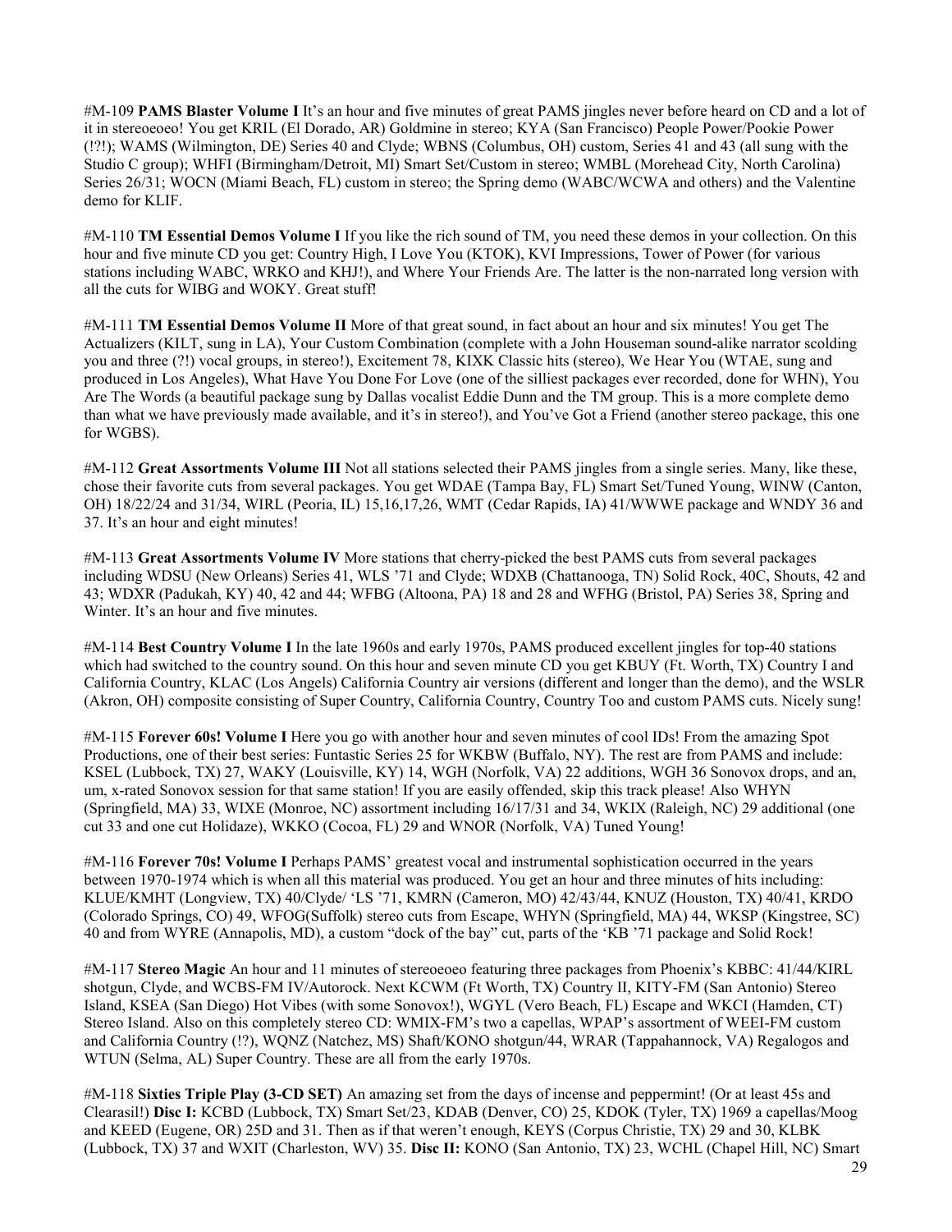#M-109 **PAMS Blaster Volume I** It's an hour and five minutes of great PAMS jingles never before heard on CD and a lot of it in stereoeoeo! You get KRIL (El Dorado, AR) Goldmine in stereo; KYA (San Francisco) People Power/Pookie Power (!?!); WAMS (Wilmington, DE) Series 40 and Clyde; WBNS (Columbus, OH) custom, Series 41 and 43 (all sung with the Studio C group); WHFI (Birmingham/Detroit, MI) Smart Set/Custom in stereo; WMBL (Morehead City, North Carolina) Series 26/31; WOCN (Miami Beach, FL) custom in stereo; the Spring demo (WABC/WCWA and others) and the Valentine demo for KLIF.

#M-110 **TM Essential Demos Volume I** If you like the rich sound of TM, you need these demos in your collection. On this hour and five minute CD you get: Country High, I Love You (KTOK), KVI Impressions, Tower of Power (for various stations including WABC, WRKO and KHJ!), and Where Your Friends Are. The latter is the non-narrated long version with all the cuts for WIBG and WOKY. Great stuff!

#M-111 **TM Essential Demos Volume II** More of that great sound, in fact about an hour and six minutes! You get The Actualizers (KILT, sung in LA), Your Custom Combination (complete with a John Houseman sound-alike narrator scolding you and three (?!) vocal groups, in stereo!), Excitement 78, KIXK Classic hits (stereo), We Hear You (WTAE, sung and produced in Los Angeles), What Have You Done For Love (one of the silliest packages ever recorded, done for WHN), You Are The Words (a beautiful package sung by Dallas vocalist Eddie Dunn and the TM group. This is a more complete demo than what we have previously made available, and it's in stereo!), and You've Got a Friend (another stereo package, this one for WGBS).

#M-112 **Great Assortments Volume III** Not all stations selected their PAMS jingles from a single series. Many, like these, chose their favorite cuts from several packages. You get WDAE (Tampa Bay, FL) Smart Set/Tuned Young, WINW (Canton, OH) 18/22/24 and 31/34, WIRL (Peoria, IL) 15,16,17,26, WMT (Cedar Rapids, IA) 41/WWWE package and WNDY 36 and 37. It's an hour and eight minutes!

#M-113 **Great Assortments Volume IV** More stations that cherry-picked the best PAMS cuts from several packages including WDSU (New Orleans) Series 41, WLS '71 and Clyde; WDXB (Chattanooga, TN) Solid Rock, 40C, Shouts, 42 and 43; WDXR (Padukah, KY) 40, 42 and 44; WFBG (Altoona, PA) 18 and 28 and WFHG (Bristol, PA) Series 38, Spring and Winter. It's an hour and five minutes.

#M-114 **Best Country Volume I** In the late 1960s and early 1970s, PAMS produced excellent jingles for top-40 stations which had switched to the country sound. On this hour and seven minute CD you get KBUY (Ft. Worth, TX) Country I and California Country, KLAC (Los Angels) California Country air versions (different and longer than the demo), and the WSLR (Akron, OH) composite consisting of Super Country, California Country, Country Too and custom PAMS cuts. Nicely sung!

#M-115 **Forever 60s! Volume I** Here you go with another hour and seven minutes of cool IDs! From the amazing Spot Productions, one of their best series: Funtastic Series 25 for WKBW (Buffalo, NY). The rest are from PAMS and include: KSEL (Lubbock, TX) 27, WAKY (Louisville, KY) 14, WGH (Norfolk, VA) 22 additions, WGH 36 Sonovox drops, and an, um, x-rated Sonovox session for that same station! If you are easily offended, skip this track please! Also WHYN (Springfield, MA) 33, WIXE (Monroe, NC) assortment including 16/17/31 and 34, WKIX (Raleigh, NC) 29 additional (one cut 33 and one cut Holidaze), WKKO (Cocoa, FL) 29 and WNOR (Norfolk, VA) Tuned Young!

#M-116 **Forever 70s! Volume I** Perhaps PAMS' greatest vocal and instrumental sophistication occurred in the years between 1970-1974 which is when all this material was produced. You get an hour and three minutes of hits including: KLUE/KMHT (Longview, TX) 40/Clyde/ 'LS '71, KMRN (Cameron, MO) 42/43/44, KNUZ (Houston, TX) 40/41, KRDO (Colorado Springs, CO) 49, WFOG(Suffolk) stereo cuts from Escape, WHYN (Springfield, MA) 44, WKSP (Kingstree, SC) 40 and from WYRE (Annapolis, MD), a custom "dock of the bay" cut, parts of the 'KB '71 package and Solid Rock!

#M-117 **Stereo Magic** An hour and 11 minutes of stereoeoeo featuring three packages from Phoenix's KBBC: 41/44/KIRL shotgun, Clyde, and WCBS-FM IV/Autorock. Next KCWM (Ft Worth, TX) Country II, KITY-FM (San Antonio) Stereo Island, KSEA (San Diego) Hot Vibes (with some Sonovox!), WGYL (Vero Beach, FL) Escape and WKCI (Hamden, CT) Stereo Island. Also on this completely stereo CD: WMIX-FM's two a capellas, WPAP's assortment of WEEI-FM custom and California Country (!?), WQNZ (Natchez, MS) Shaft/KONO shotgun/44, WRAR (Tappahannock, VA) Regalogos and WTUN (Selma, AL) Super Country. These are all from the early 1970s.

#M-118 **Sixties Triple Play (3-CD SET)** An amazing set from the days of incense and peppermint! (Or at least 45s and Clearasil!) **Disc I:** KCBD (Lubbock, TX) Smart Set/23, KDAB (Denver, CO) 25, KDOK (Tyler, TX) 1969 a capellas/Moog and KEED (Eugene, OR) 25D and 31. Then as if that weren't enough, KEYS (Corpus Christie, TX) 29 and 30, KLBK (Lubbock, TX) 37 and WXIT (Charleston, WV) 35. **Disc II:** KONO (San Antonio, TX) 23, WCHL (Chapel Hill, NC) Smart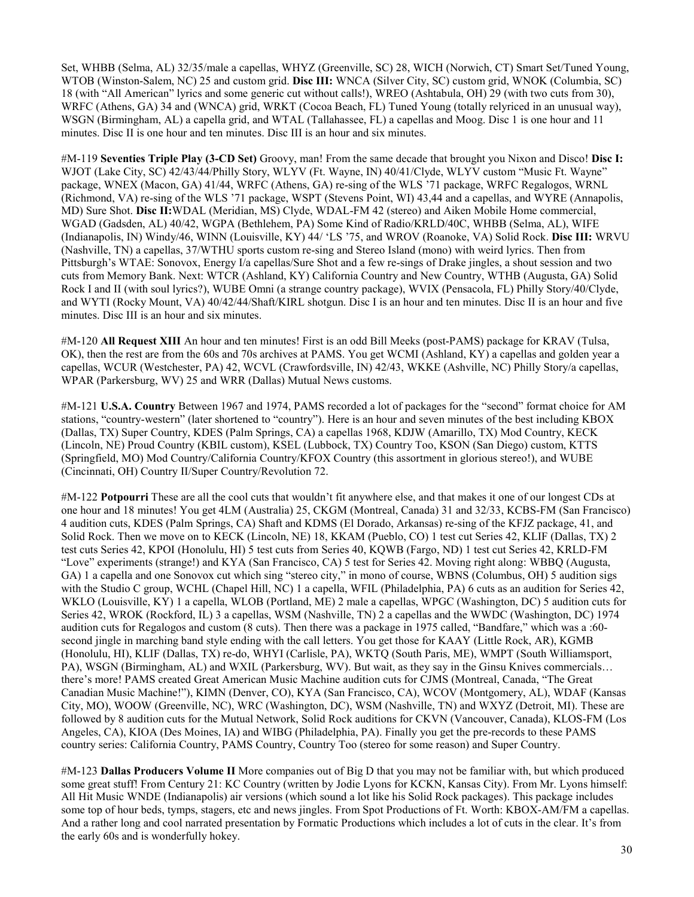Set, WHBB (Selma, AL) 32/35/male a capellas, WHYZ (Greenville, SC) 28, WICH (Norwich, CT) Smart Set/Tuned Young, WTOB (Winston-Salem, NC) 25 and custom grid. **Disc III:** WNCA (Silver City, SC) custom grid, WNOK (Columbia, SC) 18 (with "All American" lyrics and some generic cut without calls!), WREO (Ashtabula, OH) 29 (with two cuts from 30), WRFC (Athens, GA) 34 and (WNCA) grid, WRKT (Cocoa Beach, FL) Tuned Young (totally relyriced in an unusual way), WSGN (Birmingham, AL) a capella grid, and WTAL (Tallahassee, FL) a capellas and Moog. Disc 1 is one hour and 11 minutes. Disc II is one hour and ten minutes. Disc III is an hour and six minutes.

#M-119 **Seventies Triple Play (3-CD Set)** Groovy, man! From the same decade that brought you Nixon and Disco! **Disc I:** WJOT (Lake City, SC) 42/43/44/Philly Story, WLYV (Ft. Wayne, IN) 40/41/Clyde, WLYV custom "Music Ft. Wayne" package, WNEX (Macon, GA) 41/44, WRFC (Athens, GA) re-sing of the WLS '71 package, WRFC Regalogos, WRNL (Richmond, VA) re-sing of the WLS '71 package, WSPT (Stevens Point, WI) 43,44 and a capellas, and WYRE (Annapolis, MD) Sure Shot. **Disc II:**WDAL (Meridian, MS) Clyde, WDAL-FM 42 (stereo) and Aiken Mobile Home commercial, WGAD (Gadsden, AL) 40/42, WGPA (Bethlehem, PA) Some Kind of Radio/KRLD/40C, WHBB (Selma, AL), WIFE (Indianapolis, IN) Windy/46, WINN (Louisville, KY) 44/ 'LS '75, and WROV (Roanoke, VA) Solid Rock. **Disc III:** WRVU (Nashville, TN) a capellas, 37/WTHU sports custom re-sing and Stereo Island (mono) with weird lyrics. Then from Pittsburgh's WTAE: Sonovox, Energy I/a capellas/Sure Shot and a few re-sings of Drake jingles, a shout session and two cuts from Memory Bank. Next: WTCR (Ashland, KY) California Country and New Country, WTHB (Augusta, GA) Solid Rock I and II (with soul lyrics?), WUBE Omni (a strange country package), WVIX (Pensacola, FL) Philly Story/40/Clyde, and WYTI (Rocky Mount, VA) 40/42/44/Shaft/KIRL shotgun. Disc I is an hour and ten minutes. Disc II is an hour and five minutes. Disc III is an hour and six minutes.

#M-120 **All Request XIII** An hour and ten minutes! First is an odd Bill Meeks (post-PAMS) package for KRAV (Tulsa, OK), then the rest are from the 60s and 70s archives at PAMS. You get WCMI (Ashland, KY) a capellas and golden year a capellas, WCUR (Westchester, PA) 42, WCVL (Crawfordsville, IN) 42/43, WKKE (Ashville, NC) Philly Story/a capellas, WPAR (Parkersburg, WV) 25 and WRR (Dallas) Mutual News customs.

#M-121 **U.S.A. Country** Between 1967 and 1974, PAMS recorded a lot of packages for the "second" format choice for AM stations, "country-western" (later shortened to "country"). Here is an hour and seven minutes of the best including KBOX (Dallas, TX) Super Country, KDES (Palm Springs, CA) a capellas 1968, KDJW (Amarillo, TX) Mod Country, KECK (Lincoln, NE) Proud Country (KBIL custom), KSEL (Lubbock, TX) Country Too, KSON (San Diego) custom, KTTS (Springfield, MO) Mod Country/California Country/KFOX Country (this assortment in glorious stereo!), and WUBE (Cincinnati, OH) Country II/Super Country/Revolution 72.

#M-122 **Potpourri** These are all the cool cuts that wouldn't fit anywhere else, and that makes it one of our longest CDs at one hour and 18 minutes! You get 4LM (Australia) 25, CKGM (Montreal, Canada) 31 and 32/33, KCBS-FM (San Francisco) 4 audition cuts, KDES (Palm Springs, CA) Shaft and KDMS (El Dorado, Arkansas) re-sing of the KFJZ package, 41, and Solid Rock. Then we move on to KECK (Lincoln, NE) 18, KKAM (Pueblo, CO) 1 test cut Series 42, KLIF (Dallas, TX) 2 test cuts Series 42, KPOI (Honolulu, HI) 5 test cuts from Series 40, KQWB (Fargo, ND) 1 test cut Series 42, KRLD-FM "Love" experiments (strange!) and KYA (San Francisco, CA) 5 test for Series 42. Moving right along: WBBQ (Augusta, GA) 1 a capella and one Sonovox cut which sing "stereo city," in mono of course, WBNS (Columbus, OH) 5 audition sigs with the Studio C group, WCHL (Chapel Hill, NC) 1 a capella, WFIL (Philadelphia, PA) 6 cuts as an audition for Series 42, WKLO (Louisville, KY) 1 a capella, WLOB (Portland, ME) 2 male a capellas, WPGC (Washington, DC) 5 audition cuts for Series 42, WROK (Rockford, IL) 3 a capellas, WSM (Nashville, TN) 2 a capellas and the WWDC (Washington, DC) 1974 audition cuts for Regalogos and custom (8 cuts). Then there was a package in 1975 called, "Bandfare," which was a :60-second jingle in marching band style ending with the call letters. You get those for KAAY (Little Rock, AR), KGMB (Honolulu, HI), KLIF (Dallas, TX) re-do, WHYI (Carlisle, PA), WKTQ (South Paris, ME), WMPT (South Williamsport, PA), WSGN (Birmingham, AL) and WXIL (Parkersburg, WV). But wait, as they say in the Ginsu Knives commercials… there's more! PAMS created Great American Music Machine audition cuts for CJMS (Montreal, Canada, "The Great Canadian Music Machine!"), KIMN (Denver, CO), KYA (San Francisco, CA), WCOV (Montgomery, AL), WDAF (Kansas City, MO), WOOW (Greenville, NC), WRC (Washington, DC), WSM (Nashville, TN) and WXYZ (Detroit, MI). These are followed by 8 audition cuts for the Mutual Network, Solid Rock auditions for CKVN (Vancouver, Canada), KLOS-FM (Los Angeles, CA), KIOA (Des Moines, IA) and WIBG (Philadelphia, PA). Finally you get the pre-records to these PAMS country series: California Country, PAMS Country, Country Too (stereo for some reason) and Super Country.

#M-123 **Dallas Producers Volume II** More companies out of Big D that you may not be familiar with, but which produced some great stuff! From Century 21: KC Country (written by Jodie Lyons for KCKN, Kansas City). From Mr. Lyons himself: All Hit Music WNDE (Indianapolis) air versions (which sound a lot like his Solid Rock packages). This package includes some top of hour beds, tymps, stagers, etc and news jingles. From Spot Productions of Ft. Worth: KBOX-AM/FM a capellas. And a rather long and cool narrated presentation by Formatic Productions which includes a lot of cuts in the clear. It's from the early 60s and is wonderfully hokey.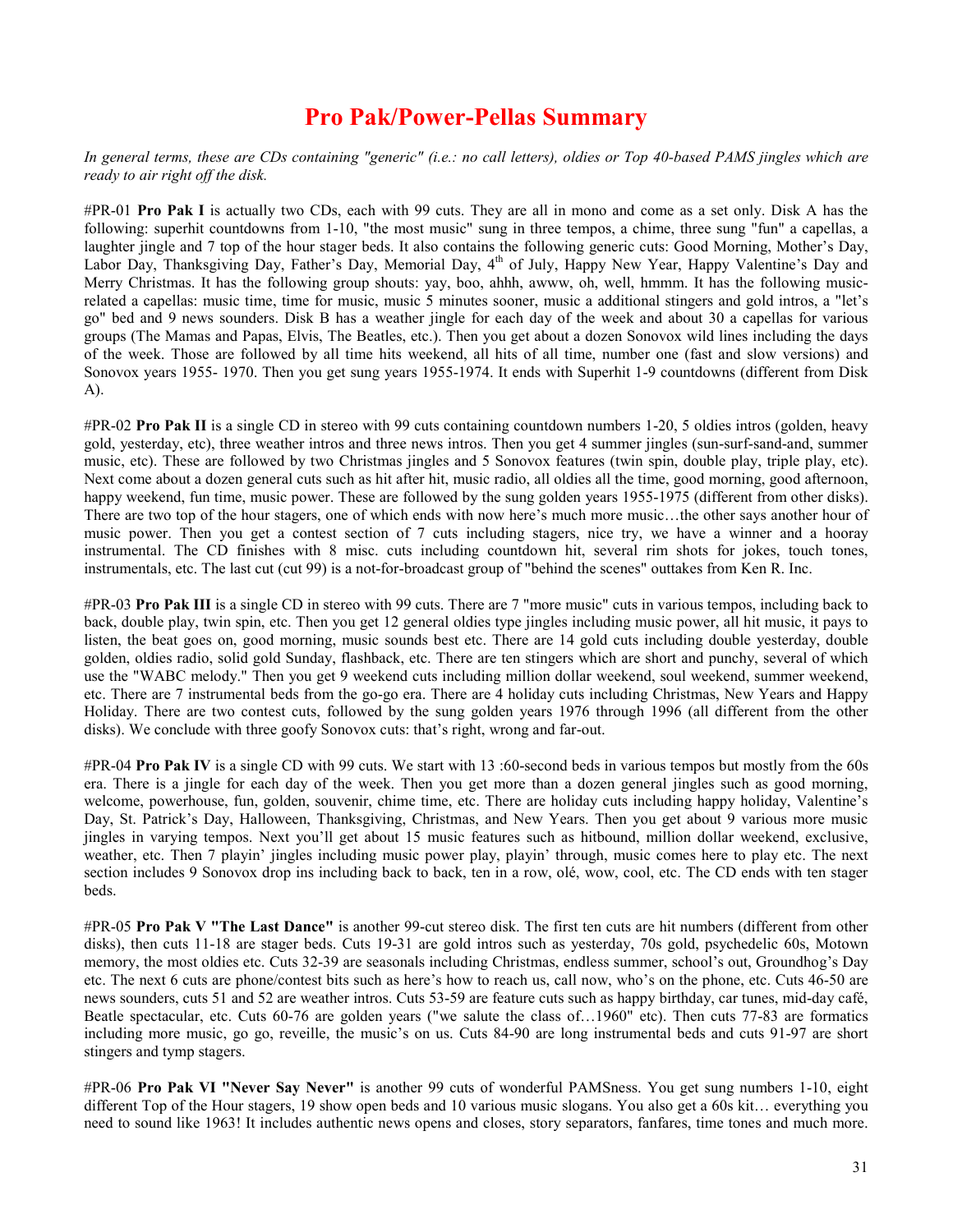# Pro Pak/Power-Pellas Summary

*In general terms, these are CDs containing "generic" (i.e.: no call letters), oldies or Top 40-based PAMS jingles which are ready to air right off the disk.*

#PR-01 **Pro Pak I** is actually two CDs, each with 99 cuts. They are all in mono and come as a set only. Disk A has the following: superhit countdowns from 1-10, "the most music" sung in three tempos, a chime, three sung "fun" a capellas, a laughter jingle and 7 top of the hour stager beds. It also contains the following generic cuts: Good Morning, Mother's Day, Labor Day, Thanksgiving Day, Father's Day, Memorial Day, 4th of July, Happy New Year, Happy Valentine's Day and Merry Christmas. It has the following group shouts: yay, boo, ahhh, awww, oh, well, hmmm. It has the following music-related a capellas: music time, time for music, music 5 minutes sooner, music a additional stingers and gold intros, a "let's go" bed and 9 news sounders. Disk B has a weather jingle for each day of the week and about 30 a capellas for various groups (The Mamas and Papas, Elvis, The Beatles, etc.). Then you get about a dozen Sonovox wild lines including the days of the week. Those are followed by all time hits weekend, all hits of all time, number one (fast and slow versions) and Sonovox years 1955- 1970. Then you get sung years 1955-1974. It ends with Superhit 1-9 countdowns (different from Disk A).

#PR-02 **Pro Pak II** is a single CD in stereo with 99 cuts containing countdown numbers 1-20, 5 oldies intros (golden, heavy gold, yesterday, etc), three weather intros and three news intros. Then you get 4 summer jingles (sun-surf-sand-and, summer music, etc). These are followed by two Christmas jingles and 5 Sonovox features (twin spin, double play, triple play, etc). Next come about a dozen general cuts such as hit after hit, music radio, all oldies all the time, good morning, good afternoon, happy weekend, fun time, music power. These are followed by the sung golden years 1955-1975 (different from other disks). There are two top of the hour stagers, one of which ends with now here's much more music…the other says another hour of music power. Then you get a contest section of 7 cuts including stagers, nice try, we have a winner and a hooray instrumental. The CD finishes with 8 misc. cuts including countdown hit, several rim shots for jokes, touch tones, instrumentals, etc. The last cut (cut 99) is a not-for-broadcast group of "behind the scenes" outtakes from Ken R. Inc.

#PR-03 **Pro Pak III** is a single CD in stereo with 99 cuts. There are 7 "more music" cuts in various tempos, including back to back, double play, twin spin, etc. Then you get 12 general oldies type jingles including music power, all hit music, it pays to listen, the beat goes on, good morning, music sounds best etc. There are 14 gold cuts including double yesterday, double golden, oldies radio, solid gold Sunday, flashback, etc. There are ten stingers which are short and punchy, several of which use the "WABC melody." Then you get 9 weekend cuts including million dollar weekend, soul weekend, summer weekend, etc. There are 7 instrumental beds from the go-go era. There are 4 holiday cuts including Christmas, New Years and Happy Holiday. There are two contest cuts, followed by the sung golden years 1976 through 1996 (all different from the other disks). We conclude with three goofy Sonovox cuts: that's right, wrong and far-out.

#PR-04 **Pro Pak IV** is a single CD with 99 cuts. We start with 13 :60-second beds in various tempos but mostly from the 60s era. There is a jingle for each day of the week. Then you get more than a dozen general jingles such as good morning, welcome, powerhouse, fun, golden, souvenir, chime time, etc. There are holiday cuts including happy holiday, Valentine's Day, St. Patrick's Day, Halloween, Thanksgiving, Christmas, and New Years. Then you get about 9 various more music jingles in varying tempos. Next you'll get about 15 music features such as hitbound, million dollar weekend, exclusive, weather, etc. Then 7 playin' jingles including music power play, playin' through, music comes here to play etc. The next section includes 9 Sonovox drop ins including back to back, ten in a row, olé, wow, cool, etc. The CD ends with ten stager beds.

#PR-05 **Pro Pak V "The Last Dance"** is another 99-cut stereo disk. The first ten cuts are hit numbers (different from other disks), then cuts 11-18 are stager beds. Cuts 19-31 are gold intros such as yesterday, 70s gold, psychedelic 60s, Motown memory, the most oldies etc. Cuts 32-39 are seasonals including Christmas, endless summer, school's out, Groundhog's Day etc. The next 6 cuts are phone/contest bits such as here's how to reach us, call now, who's on the phone, etc. Cuts 46-50 are news sounders, cuts 51 and 52 are weather intros. Cuts 53-59 are feature cuts such as happy birthday, car tunes, mid-day café, Beatle spectacular, etc. Cuts 60-76 are golden years ("we salute the class of…1960" etc). Then cuts 77-83 are formatics including more music, go go, reveille, the music's on us. Cuts 84-90 are long instrumental beds and cuts 91-97 are short stingers and tymp stagers.

#PR-06 **Pro Pak VI "Never Say Never"** is another 99 cuts of wonderful PAMSness. You get sung numbers 1-10, eight different Top of the Hour stagers, 19 show open beds and 10 various music slogans. You also get a 60s kit… everything you need to sound like 1963! It includes authentic news opens and closes, story separators, fanfares, time tones and much more.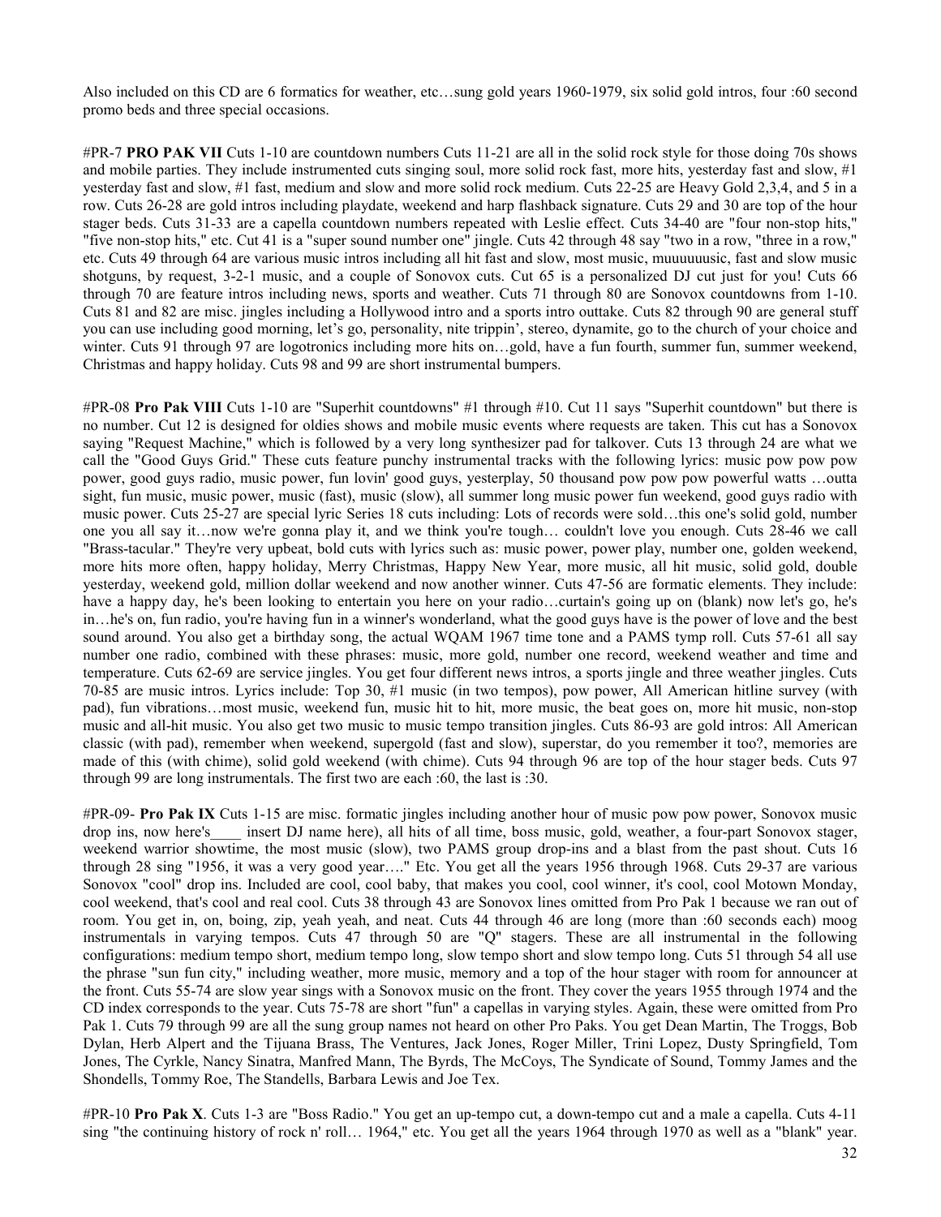Also included on this CD are 6 formatics for weather, etc…sung gold years 1960-1979, six solid gold intros, four :60 second promo beds and three special occasions.

#PR-7 **PRO PAK VII** Cuts 1-10 are countdown numbers Cuts 11-21 are all in the solid rock style for those doing 70s shows and mobile parties. They include instrumented cuts singing soul, more solid rock fast, more hits, yesterday fast and slow, #1 yesterday fast and slow, #1 fast, medium and slow and more solid rock medium. Cuts 22-25 are Heavy Gold 2,3,4, and 5 in a row. Cuts 26-28 are gold intros including playdate, weekend and harp flashback signature. Cuts 29 and 30 are top of the hour stager beds. Cuts 31-33 are a capella countdown numbers repeated with Leslie effect. Cuts 34-40 are "four non-stop hits," "five non-stop hits," etc. Cut 41 is a "super sound number one" jingle. Cuts 42 through 48 say "two in a row, "three in a row," etc. Cuts 49 through 64 are various music intros including all hit fast and slow, most music, muuuuuusic, fast and slow music shotguns, by request, 3-2-1 music, and a couple of Sonovox cuts. Cut 65 is a personalized DJ cut just for you! Cuts 66 through 70 are feature intros including news, sports and weather. Cuts 71 through 80 are Sonovox countdowns from 1-10. Cuts 81 and 82 are misc. jingles including a Hollywood intro and a sports intro outtake. Cuts 82 through 90 are general stuff you can use including good morning, let's go, personality, nite trippin', stereo, dynamite, go to the church of your choice and winter. Cuts 91 through 97 are logotronics including more hits on…gold, have a fun fourth, summer fun, summer weekend, Christmas and happy holiday. Cuts 98 and 99 are short instrumental bumpers.

#PR-08 **Pro Pak VIII** Cuts 1-10 are "Superhit countdowns" #1 through #10. Cut 11 says "Superhit countdown" but there is no number. Cut 12 is designed for oldies shows and mobile music events where requests are taken. This cut has a Sonovox saying "Request Machine," which is followed by a very long synthesizer pad for talkover. Cuts 13 through 24 are what we call the "Good Guys Grid." These cuts feature punchy instrumental tracks with the following lyrics: music pow pow pow power, good guys radio, music power, fun lovin' good guys, yesterplay, 50 thousand pow pow pow powerful watts …outta sight, fun music, music power, music (fast), music (slow), all summer long music power fun weekend, good guys radio with music power. Cuts 25-27 are special lyric Series 18 cuts including: Lots of records were sold…this one's solid gold, number one you all say it…now we're gonna play it, and we think you're tough… couldn't love you enough. Cuts 28-46 we call "Brass-tacular." They're very upbeat, bold cuts with lyrics such as: music power, power play, number one, golden weekend, more hits more often, happy holiday, Merry Christmas, Happy New Year, more music, all hit music, solid gold, double yesterday, weekend gold, million dollar weekend and now another winner. Cuts 47-56 are formatic elements. They include: have a happy day, he's been looking to entertain you here on your radio…curtain's going up on (blank) now let's go, he's in…he's on, fun radio, you're having fun in a winner's wonderland, what the good guys have is the power of love and the best sound around. You also get a birthday song, the actual WQAM 1967 time tone and a PAMS tymp roll. Cuts 57-61 all say number one radio, combined with these phrases: music, more gold, number one record, weekend weather and time and temperature. Cuts 62-69 are service jingles. You get four different news intros, a sports jingle and three weather jingles. Cuts 70-85 are music intros. Lyrics include: Top 30, #1 music (in two tempos), pow power, All American hitline survey (with pad), fun vibrations…most music, weekend fun, music hit to hit, more music, the beat goes on, more hit music, non-stop music and all-hit music. You also get two music to music tempo transition jingles. Cuts 86-93 are gold intros: All American classic (with pad), remember when weekend, supergold (fast and slow), superstar, do you remember it too?, memories are made of this (with chime), solid gold weekend (with chime). Cuts 94 through 96 are top of the hour stager beds. Cuts 97 through 99 are long instrumentals. The first two are each :60, the last is :30.

#PR-09- **Pro Pak IX** Cuts 1-15 are misc. formatic jingles including another hour of music pow pow power, Sonovox music drop ins, now here's____ insert DJ name here), all hits of all time, boss music, gold, weather, a four-part Sonovox stager, weekend warrior showtime, the most music (slow), two PAMS group drop-ins and a blast from the past shout. Cuts 16 through 28 sing "1956, it was a very good year…." Etc. You get all the years 1956 through 1968. Cuts 29-37 are various Sonovox "cool" drop ins. Included are cool, cool baby, that makes you cool, cool winner, it's cool, cool Motown Monday, cool weekend, that's cool and real cool. Cuts 38 through 43 are Sonovox lines omitted from Pro Pak 1 because we ran out of room. You get in, on, boing, zip, yeah yeah, and neat. Cuts 44 through 46 are long (more than :60 seconds each) moog instrumentals in varying tempos. Cuts 47 through 50 are "Q" stagers. These are all instrumental in the following configurations: medium tempo short, medium tempo long, slow tempo short and slow tempo long. Cuts 51 through 54 all use the phrase "sun fun city," including weather, more music, memory and a top of the hour stager with room for announcer at the front. Cuts 55-74 are slow year sings with a Sonovox music on the front. They cover the years 1955 through 1974 and the CD index corresponds to the year. Cuts 75-78 are short "fun" a capellas in varying styles. Again, these were omitted from Pro Pak 1. Cuts 79 through 99 are all the sung group names not heard on other Pro Paks. You get Dean Martin, The Troggs, Bob Dylan, Herb Alpert and the Tijuana Brass, The Ventures, Jack Jones, Roger Miller, Trini Lopez, Dusty Springfield, Tom Jones, The Cyrkle, Nancy Sinatra, Manfred Mann, The Byrds, The McCoys, The Syndicate of Sound, Tommy James and the Shondells, Tommy Roe, The Standells, Barbara Lewis and Joe Tex.

#PR-10 **Pro Pak X**. Cuts 1-3 are "Boss Radio." You get an up-tempo cut, a down-tempo cut and a male a capella. Cuts 4-11 sing "the continuing history of rock n' roll… 1964," etc. You get all the years 1964 through 1970 as well as a "blank" year.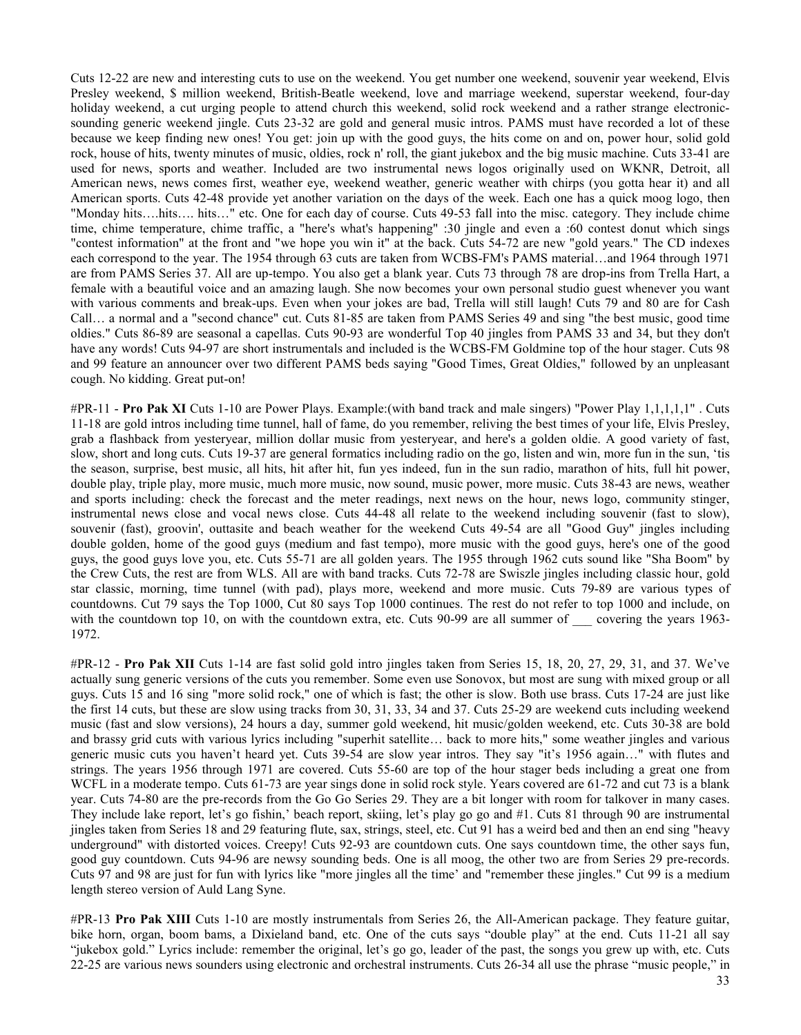Cuts 12-22 are new and interesting cuts to use on the weekend. You get number one weekend, souvenir year weekend, Elvis Presley weekend, $ million weekend, British-Beatle weekend, love and marriage weekend, superstar weekend, four-day holiday weekend, a cut urging people to attend church this weekend, solid rock weekend and a rather strange electronic-sounding generic weekend jingle. Cuts 23-32 are gold and general music intros. PAMS must have recorded a lot of these because we keep finding new ones! You get: join up with the good guys, the hits come on and on, power hour, solid gold rock, house of hits, twenty minutes of music, oldies, rock n' roll, the giant jukebox and the big music machine. Cuts 33-41 are used for news, sports and weather. Included are two instrumental news logos originally used on WKNR, Detroit, all American news, news comes first, weather eye, weekend weather, generic weather with chirps (you gotta hear it) and all American sports. Cuts 42-48 provide yet another variation on the days of the week. Each one has a quick moog logo, then "Monday hits….hits…. hits…" etc. One for each day of course. Cuts 49-53 fall into the misc. category. They include chime time, chime temperature, chime traffic, a "here's what's happening" :30 jingle and even a :60 contest donut which sings "contest information" at the front and "we hope you win it" at the back. Cuts 54-72 are new "gold years." The CD indexes each correspond to the year. The 1954 through 63 cuts are taken from WCBS-FM's PAMS material…and 1964 through 1971 are from PAMS Series 37. All are up-tempo. You also get a blank year. Cuts 73 through 78 are drop-ins from Trella Hart, a female with a beautiful voice and an amazing laugh. She now becomes your own personal studio guest whenever you want with various comments and break-ups. Even when your jokes are bad, Trella will still laugh! Cuts 79 and 80 are for Cash Call… a normal and a "second chance" cut. Cuts 81-85 are taken from PAMS Series 49 and sing "the best music, good time oldies." Cuts 86-89 are seasonal a capellas. Cuts 90-93 are wonderful Top 40 jingles from PAMS 33 and 34, but they don't have any words! Cuts 94-97 are short instrumentals and included is the WCBS-FM Goldmine top of the hour stager. Cuts 98 and 99 feature an announcer over two different PAMS beds saying "Good Times, Great Oldies," followed by an unpleasant cough. No kidding. Great put-on!

#PR-11 - **Pro Pak XI** Cuts 1-10 are Power Plays. Example:(with band track and male singers) "Power Play 1,1,1,1,1" . Cuts 11-18 are gold intros including time tunnel, hall of fame, do you remember, reliving the best times of your life, Elvis Presley, grab a flashback from yesteryear, million dollar music from yesteryear, and here's a golden oldie. A good variety of fast, slow, short and long cuts. Cuts 19-37 are general formatics including radio on the go, listen and win, more fun in the sun, 'tis the season, surprise, best music, all hits, hit after hit, fun yes indeed, fun in the sun radio, marathon of hits, full hit power, double play, triple play, more music, much more music, now sound, music power, more music. Cuts 38-43 are news, weather and sports including: check the forecast and the meter readings, next news on the hour, news logo, community stinger, instrumental news close and vocal news close. Cuts 44-48 all relate to the weekend including souvenir (fast to slow), souvenir (fast), groovin', outtasite and beach weather for the weekend Cuts 49-54 are all "Good Guy" jingles including double golden, home of the good guys (medium and fast tempo), more music with the good guys, here's one of the good guys, the good guys love you, etc. Cuts 55-71 are all golden years. The 1955 through 1962 cuts sound like "Sha Boom" by the Crew Cuts, the rest are from WLS. All are with band tracks. Cuts 72-78 are Swiszle jingles including classic hour, gold star classic, morning, time tunnel (with pad), plays more, weekend and more music. Cuts 79-89 are various types of countdowns. Cut 79 says the Top 1000, Cut 80 says Top 1000 continues. The rest do not refer to top 1000 and include, on with the countdown top 10, on with the countdown extra, etc. Cuts 90-99 are all summer of ___ covering the years 1963-1972.

#PR-12 - **Pro Pak XII** Cuts 1-14 are fast solid gold intro jingles taken from Series 15, 18, 20, 27, 29, 31, and 37. We've actually sung generic versions of the cuts you remember. Some even use Sonovox, but most are sung with mixed group or all guys. Cuts 15 and 16 sing "more solid rock," one of which is fast; the other is slow. Both use brass. Cuts 17-24 are just like the first 14 cuts, but these are slow using tracks from 30, 31, 33, 34 and 37. Cuts 25-29 are weekend cuts including weekend music (fast and slow versions), 24 hours a day, summer gold weekend, hit music/golden weekend, etc. Cuts 30-38 are bold and brassy grid cuts with various lyrics including "superhit satellite… back to more hits," some weather jingles and various generic music cuts you haven't heard yet. Cuts 39-54 are slow year intros. They say "it's 1956 again…" with flutes and strings. The years 1956 through 1971 are covered. Cuts 55-60 are top of the hour stager beds including a great one from WCFL in a moderate tempo. Cuts 61-73 are year sings done in solid rock style. Years covered are 61-72 and cut 73 is a blank year. Cuts 74-80 are the pre-records from the Go Go Series 29. They are a bit longer with room for talkover in many cases. They include lake report, let's go fishin,' beach report, skiing, let's play go go and #1. Cuts 81 through 90 are instrumental jingles taken from Series 18 and 29 featuring flute, sax, strings, steel, etc. Cut 91 has a weird bed and then an end sing "heavy underground" with distorted voices. Creepy! Cuts 92-93 are countdown cuts. One says countdown time, the other says fun, good guy countdown. Cuts 94-96 are newsy sounding beds. One is all moog, the other two are from Series 29 pre-records. Cuts 97 and 98 are just for fun with lyrics like "more jingles all the time' and "remember these jingles." Cut 99 is a medium length stereo version of Auld Lang Syne.

#PR-13 **Pro Pak XIII** Cuts 1-10 are mostly instrumentals from Series 26, the All-American package. They feature guitar, bike horn, organ, boom bams, a Dixieland band, etc. One of the cuts says "double play" at the end. Cuts 11-21 all say "jukebox gold." Lyrics include: remember the original, let's go go go, leader of the past, the songs you grew up with, etc. Cuts 22-25 are various news sounders using electronic and orchestral instruments. Cuts 26-34 all use the phrase "music people," in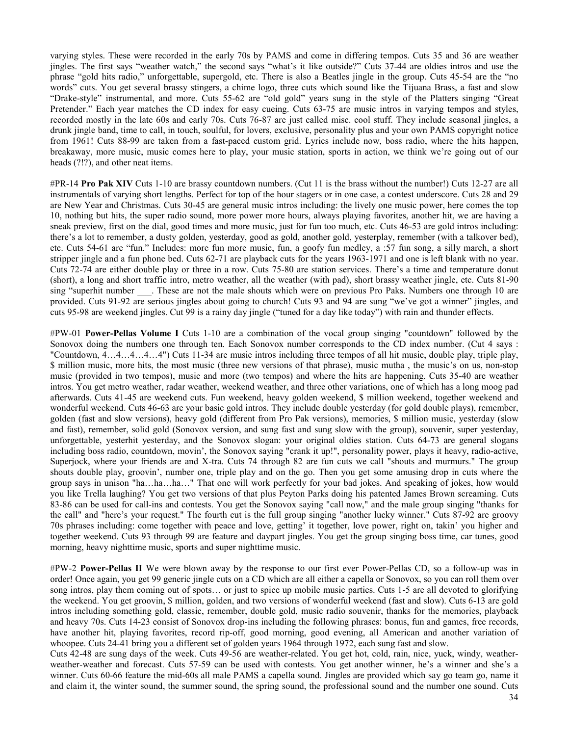varying styles. These were recorded in the early 70s by PAMS and come in differing tempos. Cuts 35 and 36 are weather jingles. The first says "weather watch," the second says "what's it like outside?" Cuts 37-44 are oldies intros and use the phrase "gold hits radio," unforgettable, supergold, etc. There is also a Beatles jingle in the group. Cuts 45-54 are the "no words" cuts. You get several brassy stingers, a chime logo, three cuts which sound like the Tijuana Brass, a fast and slow "Drake-style" instrumental, and more. Cuts 55-62 are "old gold" years sung in the style of the Platters singing "Great Pretender." Each year matches the CD index for easy cueing. Cuts 63-75 are music intros in varying tempos and styles, recorded mostly in the late 60s and early 70s. Cuts 76-87 are just called misc. cool stuff. They include seasonal jingles, a drunk jingle band, time to call, in touch, soulful, for lovers, exclusive, personality plus and your own PAMS copyright notice from 1961! Cuts 88-99 are taken from a fast-paced custom grid. Lyrics include now, boss radio, where the hits happen, breakaway, more music, music comes here to play, your music station, sports in action, we think we're going out of our heads (?!?), and other neat items.

#PR-14 **Pro Pak XIV** Cuts 1-10 are brassy countdown numbers. (Cut 11 is the brass without the number!) Cuts 12-27 are all instrumentals of varying short lengths. Perfect for top of the hour stagers or in one case, a contest underscore. Cuts 28 and 29 are New Year and Christmas. Cuts 30-45 are general music intros including: the lively one music power, here comes the top 10, nothing but hits, the super radio sound, more power more hours, always playing favorites, another hit, we are having a sneak preview, first on the dial, good times and more music, just for fun too much, etc. Cuts 46-53 are gold intros including: there's a lot to remember, a dusty golden, yesterday, good as gold, another gold, yesterplay, remember (with a talkover bed), etc. Cuts 54-61 are "fun." Includes: more fun more music, fun, a goofy fun medley, a :57 fun song, a silly march, a short stripper jingle and a fun phone bed. Cuts 62-71 are playback cuts for the years 1963-1971 and one is left blank with no year. Cuts 72-74 are either double play or three in a row. Cuts 75-80 are station services. There's a time and temperature donut (short), a long and short traffic intro, metro weather, all the weather (with pad), short brassy weather jingle, etc. Cuts 81-90 sing "superhit number ___. These are not the male shouts which were on previous Pro Paks. Numbers one through 10 are provided. Cuts 91-92 are serious jingles about going to church! Cuts 93 and 94 are sung "we've got a winner" jingles, and cuts 95-98 are weekend jingles. Cut 99 is a rainy day jingle ("tuned for a day like today") with rain and thunder effects.

#PW-01 **Power-Pellas Volume I** Cuts 1-10 are a combination of the vocal group singing "countdown" followed by the Sonovox doing the numbers one through ten. Each Sonovox number corresponds to the CD index number. (Cut 4 says : "Countdown, 4…4…4…4…4") Cuts 11-34 are music intros including three tempos of all hit music, double play, triple play, $ million music, more hits, the most music (three new versions of that phrase), music mutha , the music's on us, non-stop music (provided in two tempos), music and more (two tempos) and where the hits are happening. Cuts 35-40 are weather intros. You get metro weather, radar weather, weekend weather, and three other variations, one of which has a long moog pad afterwards. Cuts 41-45 are weekend cuts. Fun weekend, heavy golden weekend, $ million weekend, together weekend and wonderful weekend. Cuts 46-63 are your basic gold intros. They include double yesterday (for gold double plays), remember, golden (fast and slow versions), heavy gold (different from Pro Pak versions), memories, $ million music, yesterday (slow and fast), remember, solid gold (Sonovox version, and sung fast and sung slow with the group), souvenir, super yesterday, unforgettable, yesterhit yesterday, and the Sonovox slogan: your original oldies station. Cuts 64-73 are general slogans including boss radio, countdown, movin', the Sonovox saying "crank it up!", personality power, plays it heavy, radio-active, Superjock, where your friends are and X-tra. Cuts 74 through 82 are fun cuts we call "shouts and murmurs." The group shouts double play, groovin', number one, triple play and on the go. Then you get some amusing drop in cuts where the group says in unison "ha…ha…ha…" That one will work perfectly for your bad jokes. And speaking of jokes, how would you like Trella laughing? You get two versions of that plus Peyton Parks doing his patented James Brown screaming. Cuts 83-86 can be used for call-ins and contests. You get the Sonovox saying "call now," and the male group singing "thanks for the call" and "here's your request." The fourth cut is the full group singing "another lucky winner." Cuts 87-92 are groovy 70s phrases including: come together with peace and love, getting' it together, love power, right on, takin' you higher and together weekend. Cuts 93 through 99 are feature and daypart jingles. You get the group singing boss time, car tunes, good morning, heavy nighttime music, sports and super nighttime music.

#PW-2 **Power-Pellas II** We were blown away by the response to our first ever Power-Pellas CD, so a follow-up was in order! Once again, you get 99 generic jingle cuts on a CD which are all either a capella or Sonovox, so you can roll them over song intros, play them coming out of spots… or just to spice up mobile music parties. Cuts 1-5 are all devoted to glorifying the weekend. You get groovin, $ million, golden, and two versions of wonderful weekend (fast and slow). Cuts 6-13 are gold intros including something gold, classic, remember, double gold, music radio souvenir, thanks for the memories, playback and heavy 70s. Cuts 14-23 consist of Sonovox drop-ins including the following phrases: bonus, fun and games, free records, have another hit, playing favorites, record rip-off, good morning, good evening, all American and another variation of whoopee. Cuts 24-41 bring you a different set of golden years 1964 through 1972, each sung fast and slow.

Cuts 42-48 are sung days of the week. Cuts 49-56 are weather-related. You get hot, cold, rain, nice, yuck, windy, weather-weather-weather and forecast. Cuts 57-59 can be used with contests. You get another winner, he's a winner and she's a winner. Cuts 60-66 feature the mid-60s all male PAMS a capella sound. Jingles are provided which say go team go, name it and claim it, the winter sound, the summer sound, the spring sound, the professional sound and the number one sound. Cuts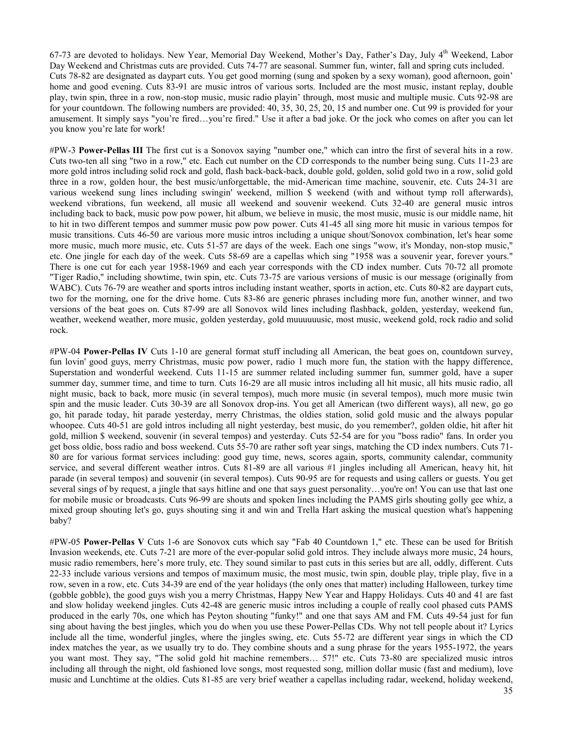67-73 are devoted to holidays. New Year, Memorial Day Weekend, Mother's Day, Father's Day, July 4th Weekend, Labor Day Weekend and Christmas cuts are provided. Cuts 74-77 are seasonal. Summer fun, winter, fall and spring cuts included. Cuts 78-82 are designated as daypart cuts. You get good morning (sung and spoken by a sexy woman), good afternoon, goin' home and good evening. Cuts 83-91 are music intros of various sorts. Included are the most music, instant replay, double play, twin spin, three in a row, non-stop music, music radio playin' through, most music and multiple music. Cuts 92-98 are for your countdown. The following numbers are provided: 40, 35, 30, 25, 20, 15 and number one. Cut 99 is provided for your amusement. It simply says "you're fired…you're fired." Use it after a bad joke. Or the jock who comes on after you can let you know you're late for work!

#PW-3 **Power-Pellas III** The first cut is a Sonovox saying "number one," which can intro the first of several hits in a row. Cuts two-ten all sing "two in a row," etc. Each cut number on the CD corresponds to the number being sung. Cuts 11-23 are more gold intros including solid rock and gold, flash back-back-back, double gold, golden, solid gold two in a row, solid gold three in a row, golden hour, the best music/unforgettable, the mid-American time machine, souvenir, etc. Cuts 24-31 are various weekend sung lines including swingin' weekend, million $ weekend (with and without tymp roll afterwards), weekend vibrations, fun weekend, all music all weekend and souvenir weekend. Cuts 32-40 are general music intros including back to back, music pow pow power, hit album, we believe in music, the most music, music is our middle name, hit to hit in two different tempos and summer music pow pow power. Cuts 41-45 all sing more hit music in various tempos for music transitions. Cuts 46-50 are various more music intros including a unique shout/Sonovox combination, let's hear some more music, much more music, etc. Cuts 51-57 are days of the week. Each one sings "wow, it's Monday, non-stop music," etc. One jingle for each day of the week. Cuts 58-69 are a capellas which sing "1958 was a souvenir year, forever yours." There is one cut for each year 1958-1969 and each year corresponds with the CD index number. Cuts 70-72 all promote "Tiger Radio," including showtime, twin spin, etc. Cuts 73-75 are various versions of music is our message (originally from WABC). Cuts 76-79 are weather and sports intros including instant weather, sports in action, etc. Cuts 80-82 are daypart cuts, two for the morning, one for the drive home. Cuts 83-86 are generic phrases including more fun, another winner, and two versions of the beat goes on. Cuts 87-99 are all Sonovox wild lines including flashback, golden, yesterday, weekend fun, weather, weekend weather, more music, golden yesterday, gold muuuuuusic, most music, weekend gold, rock radio and solid rock.

#PW-04 **Power-Pellas IV** Cuts 1-10 are general format stuff including all American, the beat goes on, countdown survey, fun lovin' good guys, merry Christmas, music pow power, radio 1 much more fun, the station with the happy difference, Superstation and wonderful weekend. Cuts 11-15 are summer related including summer fun, summer gold, have a super summer day, summer time, and time to turn. Cuts 16-29 are all music intros including all hit music, all hits music radio, all night music, back to back, more music (in several tempos), much more music (in several tempos), much more music twin spin and the music leader. Cuts 30-39 are all Sonovox drop-ins. You get all American (two different ways), all new, go go go, hit parade today, hit parade yesterday, merry Christmas, the oldies station, solid gold music and the always popular whoopee. Cuts 40-51 are gold intros including all night yesterday, best music, do you remember?, golden oldie, hit after hit gold, million $ weekend, souvenir (in several tempos) and yesterday. Cuts 52-54 are for you "boss radio" fans. In order you get boss oldie, boss radio and boss weekend. Cuts 55-70 are rather soft year sings, matching the CD index numbers. Cuts 71-80 are for various format services including: good guy time, news, scores again, sports, community calendar, community service, and several different weather intros. Cuts 81-89 are all various #1 jingles including all American, heavy hit, hit parade (in several tempos) and souvenir (in several tempos). Cuts 90-95 are for requests and using callers or guests. You get several sings of by request, a jingle that says hitline and one that says guest personality…you're on! You can use that last one for mobile music or broadcasts. Cuts 96-99 are shouts and spoken lines including the PAMS girls shouting golly gee whiz, a mixed group shouting let's go, guys shouting sing it and win and Trella Hart asking the musical question what's happening baby?

#PW-05 **Power-Pellas V** Cuts 1-6 are Sonovox cuts which say "Fab 40 Countdown 1," etc. These can be used for British Invasion weekends, etc. Cuts 7-21 are more of the ever-popular solid gold intros. They include always more music, 24 hours, music radio remembers, here's more truly, etc. They sound similar to past cuts in this series but are all, oddly, different. Cuts 22-33 include various versions and tempos of maximum music, the most music, twin spin, double play, triple play, five in a row, seven in a row, etc. Cuts 34-39 are end of the year holidays (the only ones that matter) including Halloween, turkey time (gobble gobble), the good guys wish you a merry Christmas, Happy New Year and Happy Holidays. Cuts 40 and 41 are fast and slow holiday weekend jingles. Cuts 42-48 are generic music intros including a couple of really cool phased cuts PAMS produced in the early 70s, one which has Peyton shouting "funky!" and one that says AM and FM. Cuts 49-54 just for fun sing about having the best jingles, which you do when you use these Power-Pellas CDs. Why not tell people about it? Lyrics include all the time, wonderful jingles, where the jingles swing, etc. Cuts 55-72 are different year sings in which the CD index matches the year, as we usually try to do. They combine shouts and a sung phrase for the years 1955-1972, the years you want most. They say, "The solid gold hit machine remembers… 57!" etc. Cuts 73-80 are specialized music intros including all through the night, old fashioned love songs, most requested song, million dollar music (fast and medium), love music and Lunchtime at the oldies. Cuts 81-85 are very brief weather a capellas including radar, weekend, holiday weekend,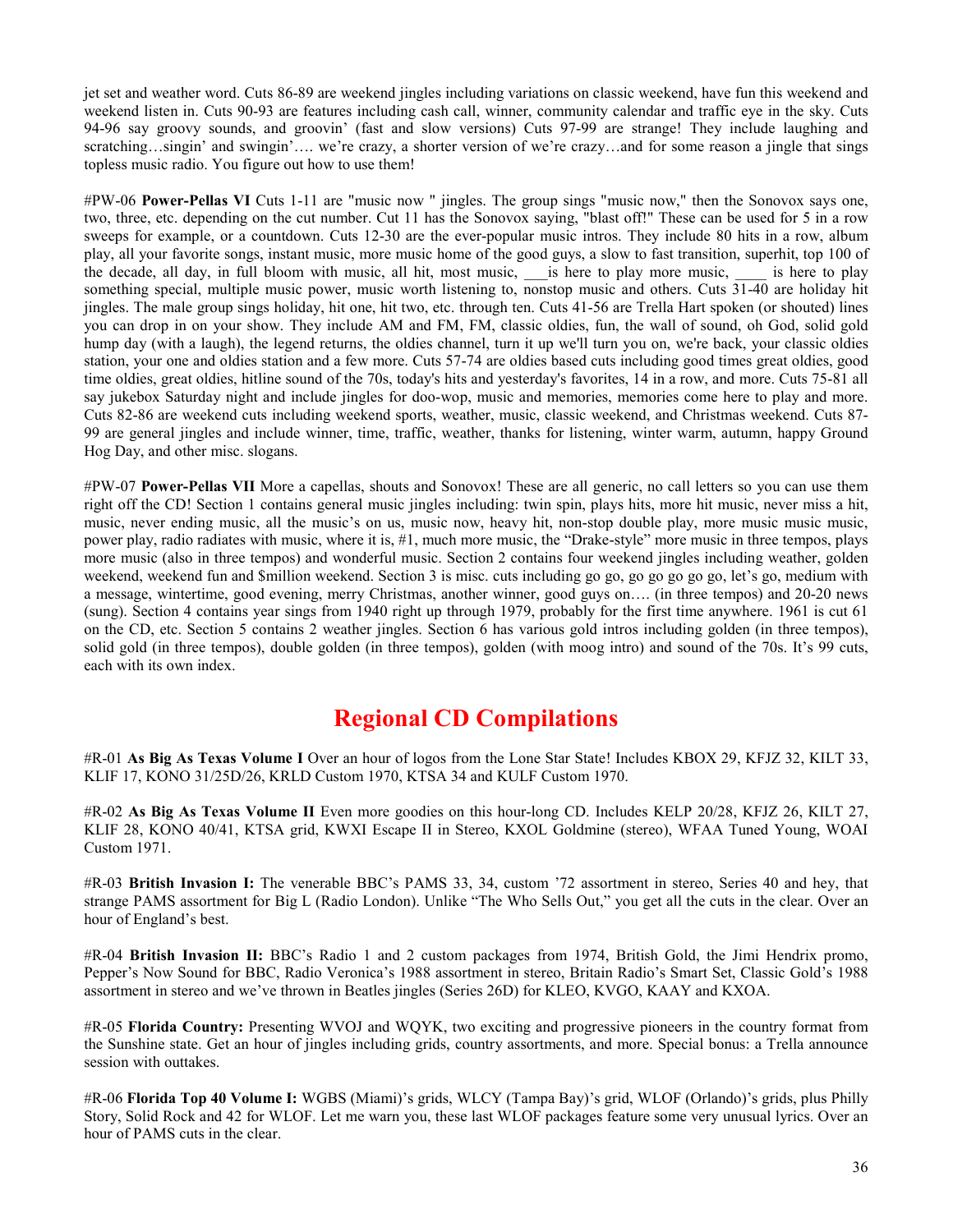jet set and weather word. Cuts 86-89 are weekend jingles including variations on classic weekend, have fun this weekend and weekend listen in. Cuts 90-93 are features including cash call, winner, community calendar and traffic eye in the sky. Cuts 94-96 say groovy sounds, and groovin' (fast and slow versions) Cuts 97-99 are strange! They include laughing and scratching…singin' and swingin'…. we're crazy, a shorter version of we're crazy…and for some reason a jingle that sings topless music radio. You figure out how to use them!

#PW-06 **Power-Pellas VI** Cuts 1-11 are "music now " jingles. The group sings "music now," then the Sonovox says one, two, three, etc. depending on the cut number. Cut 11 has the Sonovox saying, "blast off!" These can be used for 5 in a row sweeps for example, or a countdown. Cuts 12-30 are the ever-popular music intros. They include 80 hits in a row, album play, all your favorite songs, instant music, more music home of the good guys, a slow to fast transition, superhit, top 100 of the decade, all day, in full bloom with music, all hit, most music, ___is here to play more music, ____ is here to play something special, multiple music power, music worth listening to, nonstop music and others. Cuts 31-40 are holiday hit jingles. The male group sings holiday, hit one, hit two, etc. through ten. Cuts 41-56 are Trella Hart spoken (or shouted) lines you can drop in on your show. They include AM and FM, FM, classic oldies, fun, the wall of sound, oh God, solid gold hump day (with a laugh), the legend returns, the oldies channel, turn it up we'll turn you on, we're back, your classic oldies station, your one and oldies station and a few more. Cuts 57-74 are oldies based cuts including good times great oldies, good time oldies, great oldies, hitline sound of the 70s, today's hits and yesterday's favorites, 14 in a row, and more. Cuts 75-81 all say jukebox Saturday night and include jingles for doo-wop, music and memories, memories come here to play and more. Cuts 82-86 are weekend cuts including weekend sports, weather, music, classic weekend, and Christmas weekend. Cuts 87-99 are general jingles and include winner, time, traffic, weather, thanks for listening, winter warm, autumn, happy Ground Hog Day, and other misc. slogans.

#PW-07 **Power-Pellas VII** More a capellas, shouts and Sonovox! These are all generic, no call letters so you can use them right off the CD! Section 1 contains general music jingles including: twin spin, plays hits, more hit music, never miss a hit, music, never ending music, all the music's on us, music now, heavy hit, non-stop double play, more music music music, power play, radio radiates with music, where it is, #1, much more music, the "Drake-style" more music in three tempos, plays more music (also in three tempos) and wonderful music. Section 2 contains four weekend jingles including weather, golden weekend, weekend fun and $million weekend. Section 3 is misc. cuts including go go, go go go go go, let's go, medium with a message, wintertime, good evening, merry Christmas, another winner, good guys on…. (in three tempos) and 20-20 news (sung). Section 4 contains year sings from 1940 right up through 1979, probably for the first time anywhere. 1961 is cut 61 on the CD, etc. Section 5 contains 2 weather jingles. Section 6 has various gold intros including golden (in three tempos), solid gold (in three tempos), double golden (in three tempos), golden (with moog intro) and sound of the 70s. It's 99 cuts, each with its own index.

## Regional CD Compilations

#R-01 **As Big As Texas Volume I** Over an hour of logos from the Lone Star State! Includes KBOX 29, KFJZ 32, KILT 33, KLIF 17, KONO 31/25D/26, KRLD Custom 1970, KTSA 34 and KULF Custom 1970.

#R-02 **As Big As Texas Volume II** Even more goodies on this hour-long CD. Includes KELP 20/28, KFJZ 26, KILT 27, KLIF 28, KONO 40/41, KTSA grid, KWXI Escape II in Stereo, KXOL Goldmine (stereo), WFAA Tuned Young, WOAI Custom 1971.

#R-03 **British Invasion I:** The venerable BBC's PAMS 33, 34, custom '72 assortment in stereo, Series 40 and hey, that strange PAMS assortment for Big L (Radio London). Unlike "The Who Sells Out," you get all the cuts in the clear. Over an hour of England's best.

#R-04 **British Invasion II:** BBC's Radio 1 and 2 custom packages from 1974, British Gold, the Jimi Hendrix promo, Pepper's Now Sound for BBC, Radio Veronica's 1988 assortment in stereo, Britain Radio's Smart Set, Classic Gold's 1988 assortment in stereo and we've thrown in Beatles jingles (Series 26D) for KLEO, KVGO, KAAY and KXOA.

#R-05 **Florida Country:** Presenting WVOJ and WQYK, two exciting and progressive pioneers in the country format from the Sunshine state. Get an hour of jingles including grids, country assortments, and more. Special bonus: a Trella announce session with outtakes.

#R-06 **Florida Top 40 Volume I:** WGBS (Miami)'s grids, WLCY (Tampa Bay)'s grid, WLOF (Orlando)'s grids, plus Philly Story, Solid Rock and 42 for WLOF. Let me warn you, these last WLOF packages feature some very unusual lyrics. Over an hour of PAMS cuts in the clear.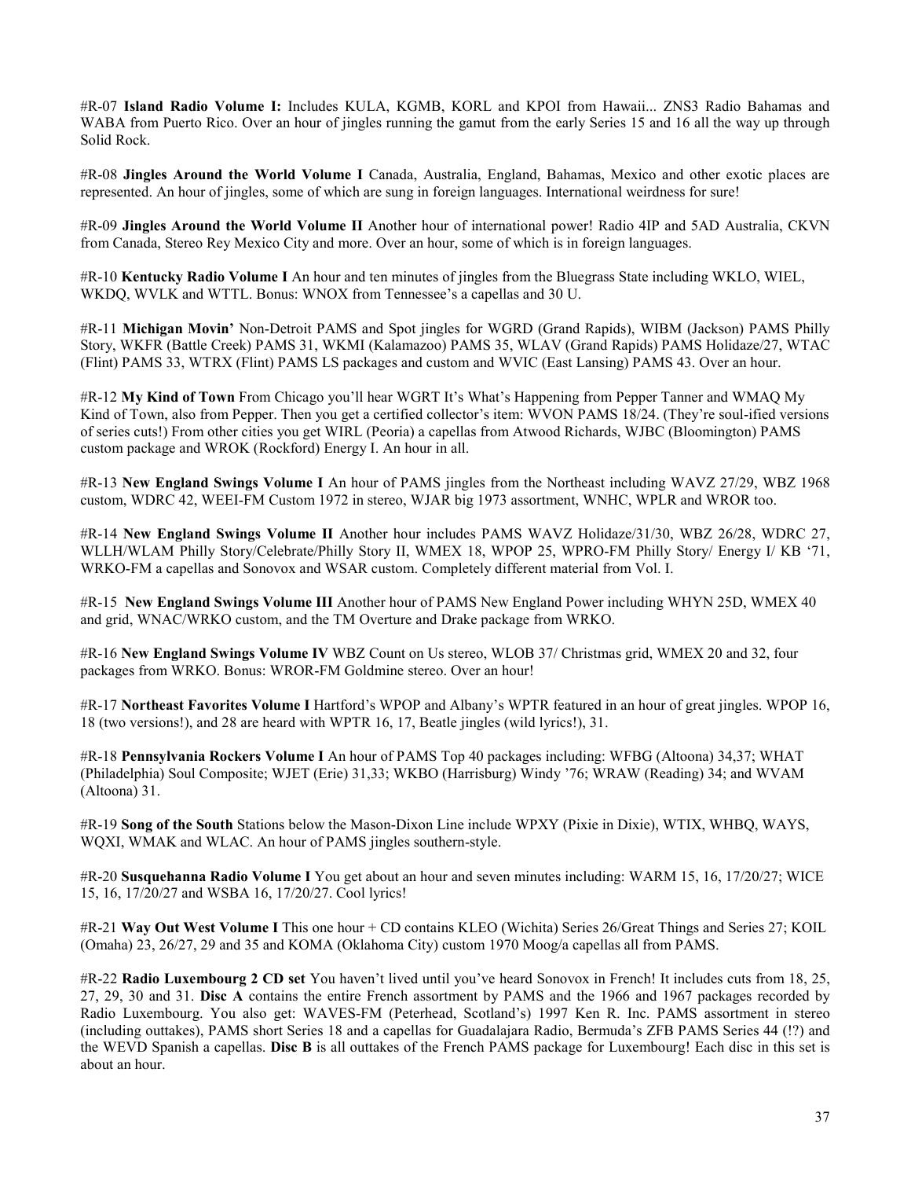#R-07 **Island Radio Volume I:** Includes KULA, KGMB, KORL and KPOI from Hawaii... ZNS3 Radio Bahamas and WABA from Puerto Rico. Over an hour of jingles running the gamut from the early Series 15 and 16 all the way up through Solid Rock.

#R-08 **Jingles Around the World Volume I** Canada, Australia, England, Bahamas, Mexico and other exotic places are represented. An hour of jingles, some of which are sung in foreign languages. International weirdness for sure!

#R-09 **Jingles Around the World Volume II** Another hour of international power! Radio 4IP and 5AD Australia, CKVN from Canada, Stereo Rey Mexico City and more. Over an hour, some of which is in foreign languages.

#R-10 **Kentucky Radio Volume I** An hour and ten minutes of jingles from the Bluegrass State including WKLO, WIEL, WKDQ, WVLK and WTTL. Bonus: WNOX from Tennessee's a capellas and 30 U.

#R-11 **Michigan Movin'** Non-Detroit PAMS and Spot jingles for WGRD (Grand Rapids), WIBM (Jackson) PAMS Philly Story, WKFR (Battle Creek) PAMS 31, WKMI (Kalamazoo) PAMS 35, WLAV (Grand Rapids) PAMS Holidaze/27, WTAC (Flint) PAMS 33, WTRX (Flint) PAMS LS packages and custom and WVIC (East Lansing) PAMS 43. Over an hour.

#R-12 **My Kind of Town** From Chicago you'll hear WGRT It's What's Happening from Pepper Tanner and WMAQ My Kind of Town, also from Pepper. Then you get a certified collector's item: WVON PAMS 18/24. (They're soul-ified versions of series cuts!) From other cities you get WIRL (Peoria) a capellas from Atwood Richards, WJBC (Bloomington) PAMS custom package and WROK (Rockford) Energy I. An hour in all.

#R-13 **New England Swings Volume I** An hour of PAMS jingles from the Northeast including WAVZ 27/29, WBZ 1968 custom, WDRC 42, WEEI-FM Custom 1972 in stereo, WJAR big 1973 assortment, WNHC, WPLR and WROR too.

#R-14 **New England Swings Volume II** Another hour includes PAMS WAVZ Holidaze/31/30, WBZ 26/28, WDRC 27, WLLH/WLAM Philly Story/Celebrate/Philly Story II, WMEX 18, WPOP 25, WPRO-FM Philly Story/ Energy I/ KB '71, WRKO-FM a capellas and Sonovox and WSAR custom. Completely different material from Vol. I.

#R-15 **New England Swings Volume III** Another hour of PAMS New England Power including WHYN 25D, WMEX 40 and grid, WNAC/WRKO custom, and the TM Overture and Drake package from WRKO.

#R-16 **New England Swings Volume IV** WBZ Count on Us stereo, WLOB 37/ Christmas grid, WMEX 20 and 32, four packages from WRKO. Bonus: WROR-FM Goldmine stereo. Over an hour!

#R-17 **Northeast Favorites Volume I** Hartford's WPOP and Albany's WPTR featured in an hour of great jingles. WPOP 16, 18 (two versions!), and 28 are heard with WPTR 16, 17, Beatle jingles (wild lyrics!), 31.

#R-18 **Pennsylvania Rockers Volume I** An hour of PAMS Top 40 packages including: WFBG (Altoona) 34,37; WHAT (Philadelphia) Soul Composite; WJET (Erie) 31,33; WKBO (Harrisburg) Windy '76; WRAW (Reading) 34; and WVAM (Altoona) 31.

#R-19 **Song of the South** Stations below the Mason-Dixon Line include WPXY (Pixie in Dixie), WTIX, WHBQ, WAYS, WQXI, WMAK and WLAC. An hour of PAMS jingles southern-style.

#R-20 **Susquehanna Radio Volume I** You get about an hour and seven minutes including: WARM 15, 16, 17/20/27; WICE 15, 16, 17/20/27 and WSBA 16, 17/20/27. Cool lyrics!

#R-21 **Way Out West Volume I** This one hour + CD contains KLEO (Wichita) Series 26/Great Things and Series 27; KOIL (Omaha) 23, 26/27, 29 and 35 and KOMA (Oklahoma City) custom 1970 Moog/a capellas all from PAMS.

#R-22 **Radio Luxembourg 2 CD set** You haven't lived until you've heard Sonovox in French! It includes cuts from 18, 25, 27, 29, 30 and 31. **Disc A** contains the entire French assortment by PAMS and the 1966 and 1967 packages recorded by Radio Luxembourg. You also get: WAVES-FM (Peterhead, Scotland's) 1997 Ken R. Inc. PAMS assortment in stereo (including outtakes), PAMS short Series 18 and a capellas for Guadalajara Radio, Bermuda's ZFB PAMS Series 44 (!?) and the WEVD Spanish a capellas. **Disc B** is all outtakes of the French PAMS package for Luxembourg! Each disc in this set is about an hour.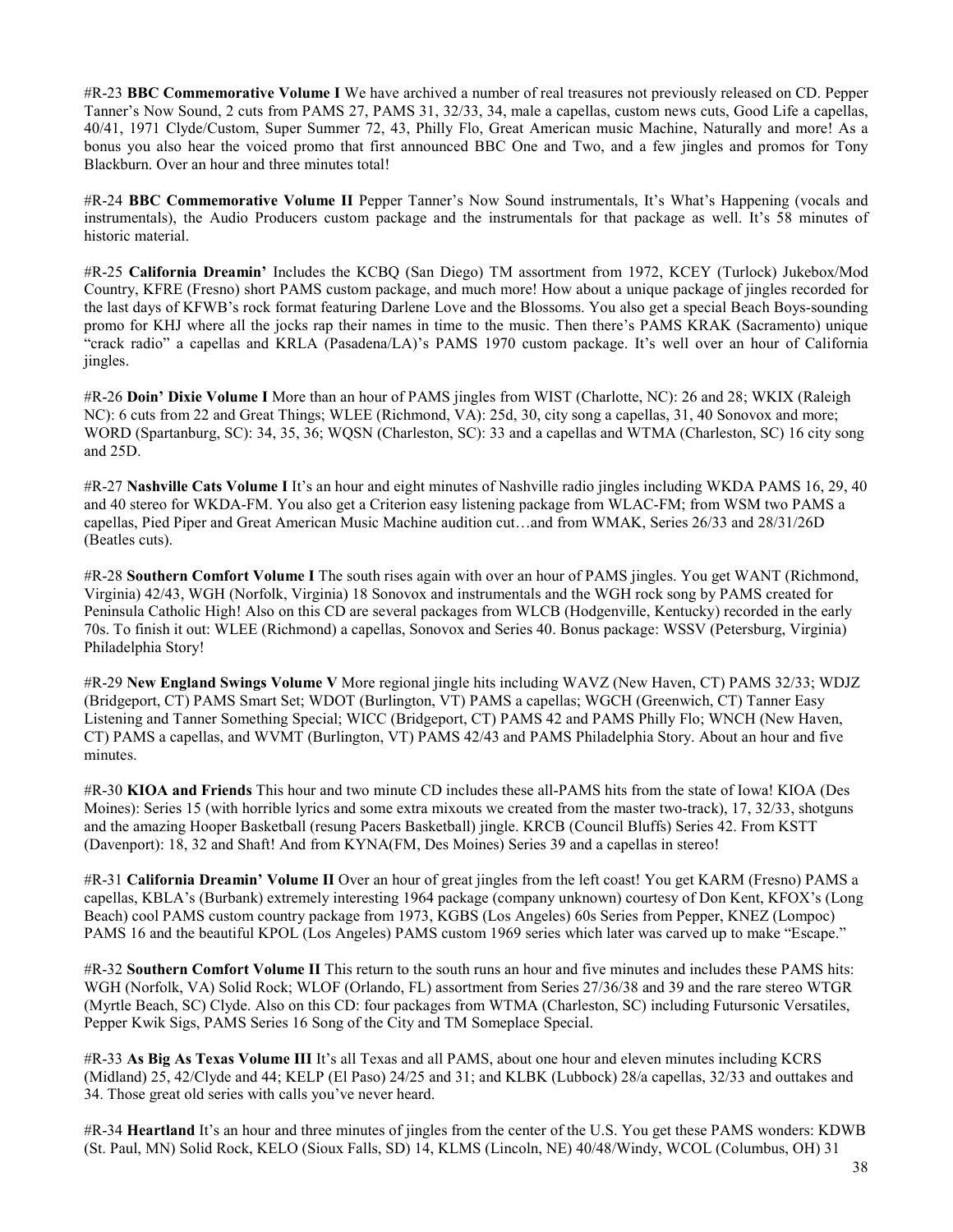#R-23 **BBC Commemorative Volume I** We have archived a number of real treasures not previously released on CD. Pepper Tanner's Now Sound, 2 cuts from PAMS 27, PAMS 31, 32/33, 34, male a capellas, custom news cuts, Good Life a capellas, 40/41, 1971 Clyde/Custom, Super Summer 72, 43, Philly Flo, Great American music Machine, Naturally and more! As a bonus you also hear the voiced promo that first announced BBC One and Two, and a few jingles and promos for Tony Blackburn. Over an hour and three minutes total!

#R-24 **BBC Commemorative Volume II** Pepper Tanner's Now Sound instrumentals, It's What's Happening (vocals and instrumentals), the Audio Producers custom package and the instrumentals for that package as well. It's 58 minutes of historic material.

#R-25 **California Dreamin'** Includes the KCBQ (San Diego) TM assortment from 1972, KCEY (Turlock) Jukebox/Mod Country, KFRE (Fresno) short PAMS custom package, and much more! How about a unique package of jingles recorded for the last days of KFWB's rock format featuring Darlene Love and the Blossoms. You also get a special Beach Boys-sounding promo for KHJ where all the jocks rap their names in time to the music. Then there's PAMS KRAK (Sacramento) unique "crack radio" a capellas and KRLA (Pasadena/LA)'s PAMS 1970 custom package. It's well over an hour of California jingles.

#R-26 **Doin' Dixie Volume I** More than an hour of PAMS jingles from WIST (Charlotte, NC): 26 and 28; WKIX (Raleigh NC): 6 cuts from 22 and Great Things; WLEE (Richmond, VA): 25d, 30, city song a capellas, 31, 40 Sonovox and more; WORD (Spartanburg, SC): 34, 35, 36; WQSN (Charleston, SC): 33 and a capellas and WTMA (Charleston, SC) 16 city song and 25D.

#R-27 **Nashville Cats Volume I** It's an hour and eight minutes of Nashville radio jingles including WKDA PAMS 16, 29, 40 and 40 stereo for WKDA-FM. You also get a Criterion easy listening package from WLAC-FM; from WSM two PAMS a capellas, Pied Piper and Great American Music Machine audition cut…and from WMAK, Series 26/33 and 28/31/26D (Beatles cuts).

#R-28 **Southern Comfort Volume I** The south rises again with over an hour of PAMS jingles. You get WANT (Richmond, Virginia) 42/43, WGH (Norfolk, Virginia) 18 Sonovox and instrumentals and the WGH rock song by PAMS created for Peninsula Catholic High! Also on this CD are several packages from WLCB (Hodgenville, Kentucky) recorded in the early 70s. To finish it out: WLEE (Richmond) a capellas, Sonovox and Series 40. Bonus package: WSSV (Petersburg, Virginia) Philadelphia Story!

#R-29 **New England Swings Volume V** More regional jingle hits including WAVZ (New Haven, CT) PAMS 32/33; WDJZ (Bridgeport, CT) PAMS Smart Set; WDOT (Burlington, VT) PAMS a capellas; WGCH (Greenwich, CT) Tanner Easy Listening and Tanner Something Special; WICC (Bridgeport, CT) PAMS 42 and PAMS Philly Flo; WNCH (New Haven, CT) PAMS a capellas, and WVMT (Burlington, VT) PAMS 42/43 and PAMS Philadelphia Story. About an hour and five minutes.

#R-30 **KIOA and Friends** This hour and two minute CD includes these all-PAMS hits from the state of Iowa! KIOA (Des Moines): Series 15 (with horrible lyrics and some extra mixouts we created from the master two-track), 17, 32/33, shotguns and the amazing Hooper Basketball (resung Pacers Basketball) jingle. KRCB (Council Bluffs) Series 42. From KSTT (Davenport): 18, 32 and Shaft! And from KYNA(FM, Des Moines) Series 39 and a capellas in stereo!

#R-31 **California Dreamin' Volume II** Over an hour of great jingles from the left coast! You get KARM (Fresno) PAMS a capellas, KBLA's (Burbank) extremely interesting 1964 package (company unknown) courtesy of Don Kent, KFOX's (Long Beach) cool PAMS custom country package from 1973, KGBS (Los Angeles) 60s Series from Pepper, KNEZ (Lompoc) PAMS 16 and the beautiful KPOL (Los Angeles) PAMS custom 1969 series which later was carved up to make "Escape."

#R-32 **Southern Comfort Volume II** This return to the south runs an hour and five minutes and includes these PAMS hits: WGH (Norfolk, VA) Solid Rock; WLOF (Orlando, FL) assortment from Series 27/36/38 and 39 and the rare stereo WTGR (Myrtle Beach, SC) Clyde. Also on this CD: four packages from WTMA (Charleston, SC) including Futursonic Versatiles, Pepper Kwik Sigs, PAMS Series 16 Song of the City and TM Someplace Special.

#R-33 **As Big As Texas Volume III** It's all Texas and all PAMS, about one hour and eleven minutes including KCRS (Midland) 25, 42/Clyde and 44; KELP (El Paso) 24/25 and 31; and KLBK (Lubbock) 28/a capellas, 32/33 and outtakes and 34. Those great old series with calls you've never heard.

#R-34 **Heartland** It's an hour and three minutes of jingles from the center of the U.S. You get these PAMS wonders: KDWB (St. Paul, MN) Solid Rock, KELO (Sioux Falls, SD) 14, KLMS (Lincoln, NE) 40/48/Windy, WCOL (Columbus, OH) 31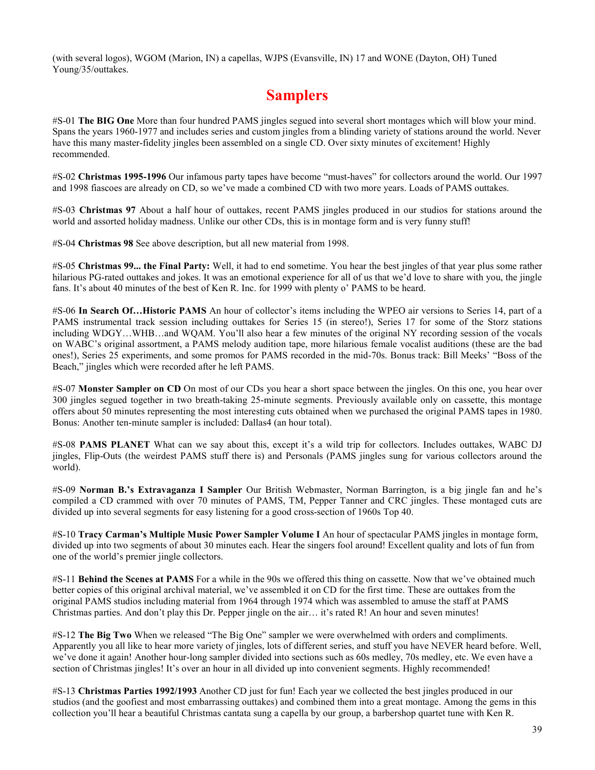(with several logos), WGOM (Marion, IN) a capellas, WJPS (Evansville, IN) 17 and WONE (Dayton, OH) Tuned Young/35/outtakes.

# Samplers

#S-01 **The BIG One** More than four hundred PAMS jingles segued into several short montages which will blow your mind. Spans the years 1960-1977 and includes series and custom jingles from a blinding variety of stations around the world. Never have this many master-fidelity jingles been assembled on a single CD. Over sixty minutes of excitement! Highly recommended.

#S-02 **Christmas 1995-1996** Our infamous party tapes have become "must-haves" for collectors around the world. Our 1997 and 1998 fiascoes are already on CD, so we've made a combined CD with two more years. Loads of PAMS outtakes.

#S-03 **Christmas 97** About a half hour of outtakes, recent PAMS jingles produced in our studios for stations around the world and assorted holiday madness. Unlike our other CDs, this is in montage form and is very funny stuff!

#S-04 **Christmas 98** See above description, but all new material from 1998.

#S-05 **Christmas 99... the Final Party:** Well, it had to end sometime. You hear the best jingles of that year plus some rather hilarious PG-rated outtakes and jokes. It was an emotional experience for all of us that we'd love to share with you, the jingle fans. It's about 40 minutes of the best of Ken R. Inc. for 1999 with plenty o' PAMS to be heard.

#S-06 **In Search Of…Historic PAMS** An hour of collector's items including the WPEO air versions to Series 14, part of a PAMS instrumental track session including outtakes for Series 15 (in stereo!), Series 17 for some of the Storz stations including WDGY…WHB…and WQAM. You'll also hear a few minutes of the original NY recording session of the vocals on WABC's original assortment, a PAMS melody audition tape, more hilarious female vocalist auditions (these are the bad ones!), Series 25 experiments, and some promos for PAMS recorded in the mid-70s. Bonus track: Bill Meeks' "Boss of the Beach," jingles which were recorded after he left PAMS.

#S-07 **Monster Sampler on CD** On most of our CDs you hear a short space between the jingles. On this one, you hear over 300 jingles segued together in two breath-taking 25-minute segments. Previously available only on cassette, this montage offers about 50 minutes representing the most interesting cuts obtained when we purchased the original PAMS tapes in 1980. Bonus: Another ten-minute sampler is included: Dallas4 (an hour total).

#S-08 **PAMS PLANET** What can we say about this, except it's a wild trip for collectors. Includes outtakes, WABC DJ jingles, Flip-Outs (the weirdest PAMS stuff there is) and Personals (PAMS jingles sung for various collectors around the world).

#S-09 **Norman B.'s Extravaganza I Sampler** Our British Webmaster, Norman Barrington, is a big jingle fan and he's compiled a CD crammed with over 70 minutes of PAMS, TM, Pepper Tanner and CRC jingles. These montaged cuts are divided up into several segments for easy listening for a good cross-section of 1960s Top 40.

#S-10 **Tracy Carman's Multiple Music Power Sampler Volume I** An hour of spectacular PAMS jingles in montage form, divided up into two segments of about 30 minutes each. Hear the singers fool around! Excellent quality and lots of fun from one of the world's premier jingle collectors.

#S-11 **Behind the Scenes at PAMS** For a while in the 90s we offered this thing on cassette. Now that we've obtained much better copies of this original archival material, we've assembled it on CD for the first time. These are outtakes from the original PAMS studios including material from 1964 through 1974 which was assembled to amuse the staff at PAMS Christmas parties. And don't play this Dr. Pepper jingle on the air… it's rated R! An hour and seven minutes!

#S-12 **The Big Two** When we released "The Big One" sampler we were overwhelmed with orders and compliments. Apparently you all like to hear more variety of jingles, lots of different series, and stuff you have NEVER heard before. Well, we've done it again! Another hour-long sampler divided into sections such as 60s medley, 70s medley, etc. We even have a section of Christmas jingles! It's over an hour in all divided up into convenient segments. Highly recommended!

#S-13 **Christmas Parties 1992/1993** Another CD just for fun! Each year we collected the best jingles produced in our studios (and the goofiest and most embarrassing outtakes) and combined them into a great montage. Among the gems in this collection you'll hear a beautiful Christmas cantata sung a capella by our group, a barbershop quartet tune with Ken R.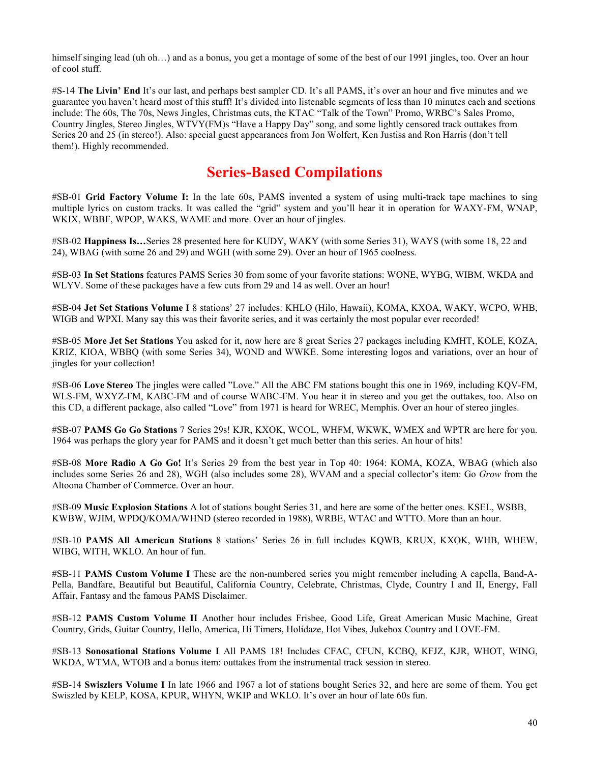himself singing lead (uh oh…) and as a bonus, you get a montage of some of the best of our 1991 jingles, too. Over an hour of cool stuff.

#S-14 **The Livin' End** It's our last, and perhaps best sampler CD. It's all PAMS, it's over an hour and five minutes and we guarantee you haven't heard most of this stuff! It's divided into listenable segments of less than 10 minutes each and sections include: The 60s, The 70s, News Jingles, Christmas cuts, the KTAC "Talk of the Town" Promo, WRBC's Sales Promo, Country Jingles, Stereo Jingles, WTVY(FM)s "Have a Happy Day" song, and some lightly censored track outtakes from Series 20 and 25 (in stereo!). Also: special guest appearances from Jon Wolfert, Ken Justiss and Ron Harris (don't tell them!). Highly recommended.

## Series-Based Compilations

#SB-01 **Grid Factory Volume I:** In the late 60s, PAMS invented a system of using multi-track tape machines to sing multiple lyrics on custom tracks. It was called the "grid" system and you'll hear it in operation for WAXY-FM, WNAP, WKIX, WBBF, WPOP, WAKS, WAME and more. Over an hour of jingles.

#SB-02 **Happiness Is…**Series 28 presented here for KUDY, WAKY (with some Series 31), WAYS (with some 18, 22 and 24), WBAG (with some 26 and 29) and WGH (with some 29). Over an hour of 1965 coolness.

#SB-03 **In Set Stations** features PAMS Series 30 from some of your favorite stations: WONE, WYBG, WIBM, WKDA and WLYV. Some of these packages have a few cuts from 29 and 14 as well. Over an hour!

#SB-04 **Jet Set Stations Volume I** 8 stations' 27 includes: KHLO (Hilo, Hawaii), KOMA, KXOA, WAKY, WCPO, WHB, WIGB and WPXI. Many say this was their favorite series, and it was certainly the most popular ever recorded!

#SB-05 **More Jet Set Stations** You asked for it, now here are 8 great Series 27 packages including KMHT, KOLE, KOZA, KRIZ, KIOA, WBBQ (with some Series 34), WOND and WWKE. Some interesting logos and variations, over an hour of jingles for your collection!

#SB-06 **Love Stereo** The jingles were called "Love." All the ABC FM stations bought this one in 1969, including KQV-FM, WLS-FM, WXYZ-FM, KABC-FM and of course WABC-FM. You hear it in stereo and you get the outtakes, too. Also on this CD, a different package, also called "Love" from 1971 is heard for WREC, Memphis. Over an hour of stereo jingles.

#SB-07 **PAMS Go Go Stations** 7 Series 29s! KJR, KXOK, WCOL, WHFM, WKWK, WMEX and WPTR are here for you. 1964 was perhaps the glory year for PAMS and it doesn't get much better than this series. An hour of hits!

#SB-08 **More Radio A Go Go!** It's Series 29 from the best year in Top 40: 1964: KOMA, KOZA, WBAG (which also includes some Series 26 and 28), WGH (also includes some 28), WVAM and a special collector's item: Go *Grow* from the Altoona Chamber of Commerce. Over an hour.

#SB-09 **Music Explosion Stations** A lot of stations bought Series 31, and here are some of the better ones. KSEL, WSBB, KWBW, WJIM, WPDQ/KOMA/WHND (stereo recorded in 1988), WRBE, WTAC and WTTO. More than an hour.

#SB-10 **PAMS All American Stations** 8 stations' Series 26 in full includes KQWB, KRUX, KXOK, WHB, WHEW, WIBG, WITH, WKLO. An hour of fun.

#SB-11 **PAMS Custom Volume I** These are the non-numbered series you might remember including A capella, Band-A-Pella, Bandfare, Beautiful but Beautiful, California Country, Celebrate, Christmas, Clyde, Country I and II, Energy, Fall Affair, Fantasy and the famous PAMS Disclaimer.

#SB-12 **PAMS Custom Volume II** Another hour includes Frisbee, Good Life, Great American Music Machine, Great Country, Grids, Guitar Country, Hello, America, Hi Timers, Holidaze, Hot Vibes, Jukebox Country and LOVE-FM.

#SB-13 **Sonosational Stations Volume I** All PAMS 18! Includes CFAC, CFUN, KCBQ, KFJZ, KJR, WHOT, WING, WKDA, WTMA, WTOB and a bonus item: outtakes from the instrumental track session in stereo.

#SB-14 **Swiszlers Volume I** In late 1966 and 1967 a lot of stations bought Series 32, and here are some of them. You get Swiszled by KELP, KOSA, KPUR, WHYN, WKIP and WKLO. It's over an hour of late 60s fun.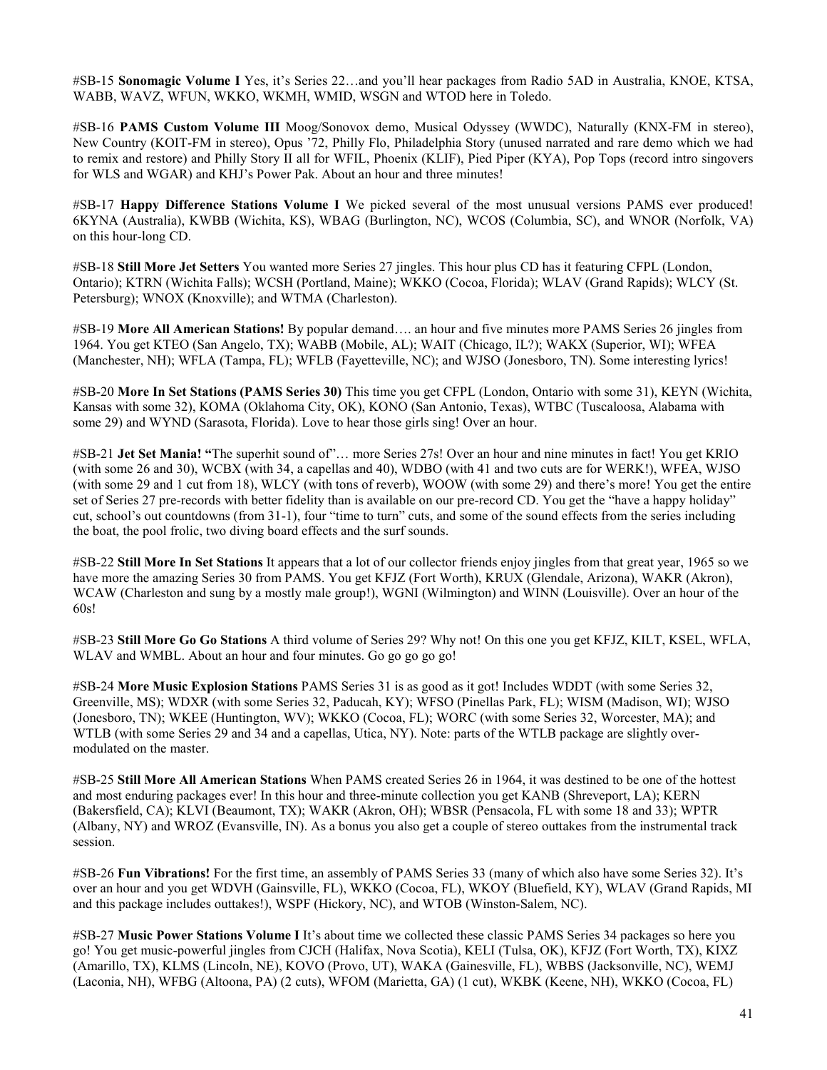#SB-15 **Sonomagic Volume I** Yes, it's Series 22…and you'll hear packages from Radio 5AD in Australia, KNOE, KTSA, WABB, WAVZ, WFUN, WKKO, WKMH, WMID, WSGN and WTOD here in Toledo.

#SB-16 **PAMS Custom Volume III** Moog/Sonovox demo, Musical Odyssey (WWDC), Naturally (KNX-FM in stereo), New Country (KOIT-FM in stereo), Opus '72, Philly Flo, Philadelphia Story (unused narrated and rare demo which we had to remix and restore) and Philly Story II all for WFIL, Phoenix (KLIF), Pied Piper (KYA), Pop Tops (record intro singovers for WLS and WGAR) and KHJ's Power Pak. About an hour and three minutes!

#SB-17 **Happy Difference Stations Volume I** We picked several of the most unusual versions PAMS ever produced! 6KYNA (Australia), KWBB (Wichita, KS), WBAG (Burlington, NC), WCOS (Columbia, SC), and WNOR (Norfolk, VA) on this hour-long CD.

#SB-18 **Still More Jet Setters** You wanted more Series 27 jingles. This hour plus CD has it featuring CFPL (London, Ontario); KTRN (Wichita Falls); WCSH (Portland, Maine); WKKO (Cocoa, Florida); WLAV (Grand Rapids); WLCY (St. Petersburg); WNOX (Knoxville); and WTMA (Charleston).

#SB-19 **More All American Stations!** By popular demand…. an hour and five minutes more PAMS Series 26 jingles from 1964. You get KTEO (San Angelo, TX); WABB (Mobile, AL); WAIT (Chicago, IL?); WAKX (Superior, WI); WFEA (Manchester, NH); WFLA (Tampa, FL); WFLB (Fayetteville, NC); and WJSO (Jonesboro, TN). Some interesting lyrics!

#SB-20 **More In Set Stations (PAMS Series 30)** This time you get CFPL (London, Ontario with some 31), KEYN (Wichita, Kansas with some 32), KOMA (Oklahoma City, OK), KONO (San Antonio, Texas), WTBC (Tuscaloosa, Alabama with some 29) and WYND (Sarasota, Florida). Love to hear those girls sing! Over an hour.

#SB-21 **Jet Set Mania! "**The superhit sound of"… more Series 27s! Over an hour and nine minutes in fact! You get KRIO (with some 26 and 30), WCBX (with 34, a capellas and 40), WDBO (with 41 and two cuts are for WERK!), WFEA, WJSO (with some 29 and 1 cut from 18), WLCY (with tons of reverb), WOOW (with some 29) and there's more! You get the entire set of Series 27 pre-records with better fidelity than is available on our pre-record CD. You get the "have a happy holiday" cut, school's out countdowns (from 31-1), four "time to turn" cuts, and some of the sound effects from the series including the boat, the pool frolic, two diving board effects and the surf sounds.

#SB-22 **Still More In Set Stations** It appears that a lot of our collector friends enjoy jingles from that great year, 1965 so we have more the amazing Series 30 from PAMS. You get KFJZ (Fort Worth), KRUX (Glendale, Arizona), WAKR (Akron), WCAW (Charleston and sung by a mostly male group!), WGNI (Wilmington) and WINN (Louisville). Over an hour of the 60s!

#SB-23 **Still More Go Go Stations** A third volume of Series 29? Why not! On this one you get KFJZ, KILT, KSEL, WFLA, WLAV and WMBL. About an hour and four minutes. Go go go go go!

#SB-24 **More Music Explosion Stations** PAMS Series 31 is as good as it got! Includes WDDT (with some Series 32, Greenville, MS); WDXR (with some Series 32, Paducah, KY); WFSO (Pinellas Park, FL); WISM (Madison, WI); WJSO (Jonesboro, TN); WKEE (Huntington, WV); WKKO (Cocoa, FL); WORC (with some Series 32, Worcester, MA); and WTLB (with some Series 29 and 34 and a capellas, Utica, NY). Note: parts of the WTLB package are slightly over-modulated on the master.

#SB-25 **Still More All American Stations** When PAMS created Series 26 in 1964, it was destined to be one of the hottest and most enduring packages ever! In this hour and three-minute collection you get KANB (Shreveport, LA); KERN (Bakersfield, CA); KLVI (Beaumont, TX); WAKR (Akron, OH); WBSR (Pensacola, FL with some 18 and 33); WPTR (Albany, NY) and WROZ (Evansville, IN). As a bonus you also get a couple of stereo outtakes from the instrumental track session.

#SB-26 **Fun Vibrations!** For the first time, an assembly of PAMS Series 33 (many of which also have some Series 32). It's over an hour and you get WDVH (Gainsville, FL), WKKO (Cocoa, FL), WKOY (Bluefield, KY), WLAV (Grand Rapids, MI and this package includes outtakes!), WSPF (Hickory, NC), and WTOB (Winston-Salem, NC).

#SB-27 **Music Power Stations Volume I** It's about time we collected these classic PAMS Series 34 packages so here you go! You get music-powerful jingles from CJCH (Halifax, Nova Scotia), KELI (Tulsa, OK), KFJZ (Fort Worth, TX), KIXZ (Amarillo, TX), KLMS (Lincoln, NE), KOVO (Provo, UT), WAKA (Gainesville, FL), WBBS (Jacksonville, NC), WEMJ (Laconia, NH), WFBG (Altoona, PA) (2 cuts), WFOM (Marietta, GA) (1 cut), WKBK (Keene, NH), WKKO (Cocoa, FL)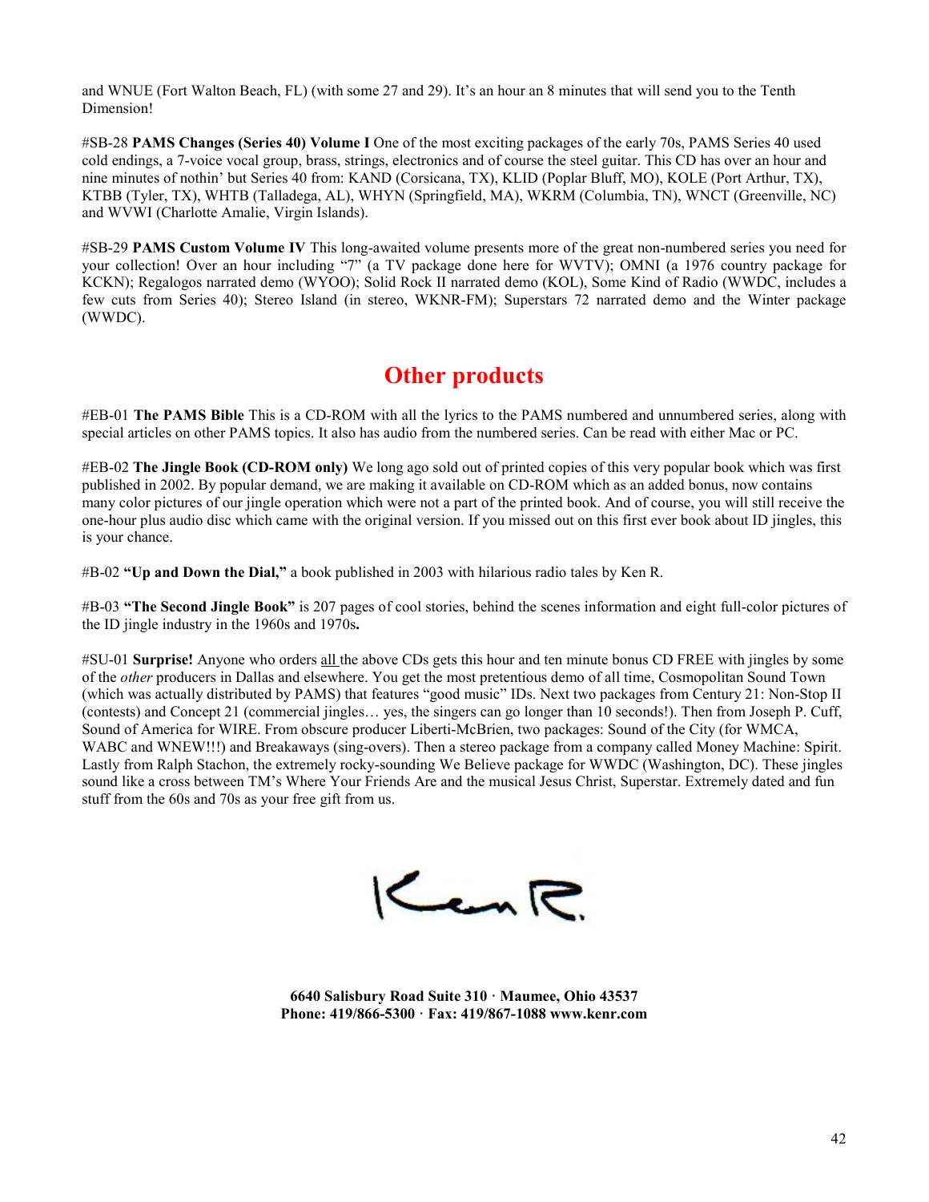and WNUE (Fort Walton Beach, FL) (with some 27 and 29). It's an hour an 8 minutes that will send you to the Tenth Dimension!

#SB-28 **PAMS Changes (Series 40) Volume I** One of the most exciting packages of the early 70s, PAMS Series 40 used cold endings, a 7-voice vocal group, brass, strings, electronics and of course the steel guitar. This CD has over an hour and nine minutes of nothin' but Series 40 from: KAND (Corsicana, TX), KLID (Poplar Bluff, MO), KOLE (Port Arthur, TX), KTBB (Tyler, TX), WHTB (Talladega, AL), WHYN (Springfield, MA), WKRM (Columbia, TN), WNCT (Greenville, NC) and WVWI (Charlotte Amalie, Virgin Islands).

#SB-29 **PAMS Custom Volume IV** This long-awaited volume presents more of the great non-numbered series you need for your collection! Over an hour including "7" (a TV package done here for WVTV); OMNI (a 1976 country package for KCKN); Regalogos narrated demo (WYOO); Solid Rock II narrated demo (KOL), Some Kind of Radio (WWDC, includes a few cuts from Series 40); Stereo Island (in stereo, WKNR-FM); Superstars 72 narrated demo and the Winter package (WWDC).

## Other products

#EB-01 **The PAMS Bible** This is a CD-ROM with all the lyrics to the PAMS numbered and unnumbered series, along with special articles on other PAMS topics. It also has audio from the numbered series. Can be read with either Mac or PC.

#EB-02 **The Jingle Book (CD-ROM only)** We long ago sold out of printed copies of this very popular book which was first published in 2002. By popular demand, we are making it available on CD-ROM which as an added bonus, now contains many color pictures of our jingle operation which were not a part of the printed book. And of course, you will still receive the one-hour plus audio disc which came with the original version. If you missed out on this first ever book about ID jingles, this is your chance.

#B-02 **"Up and Down the Dial,"** a book published in 2003 with hilarious radio tales by Ken R.

#B-03 **"The Second Jingle Book"** is 207 pages of cool stories, behind the scenes information and eight full-color pictures of the ID jingle industry in the 1960s and 1970s**.**

#SU-01 **Surprise!** Anyone who orders all the above CDs gets this hour and ten minute bonus CD FREE with jingles by some of the *other* producers in Dallas and elsewhere. You get the most pretentious demo of all time, Cosmopolitan Sound Town (which was actually distributed by PAMS) that features "good music" IDs. Next two packages from Century 21: Non-Stop II (contests) and Concept 21 (commercial jingles… yes, the singers can go longer than 10 seconds!). Then from Joseph P. Cuff, Sound of America for WIRE. From obscure producer Liberti-McBrien, two packages: Sound of the City (for WMCA, WABC and WNEW!!!) and Breakaways (sing-overs). Then a stereo package from a company called Money Machine: Spirit. Lastly from Ralph Stachon, the extremely rocky-sounding We Believe package for WWDC (Washington, DC). These jingles sound like a cross between TM's Where Your Friends Are and the musical Jesus Christ, Superstar. Extremely dated and fun stuff from the 60s and 70s as your free gift from us.

Ken R.

**6640 Salisbury Road Suite 310 · Maumee, Ohio 43537**
**Phone: 419/866-5300 · Fax: 419/867-1088 www.kenr.com**